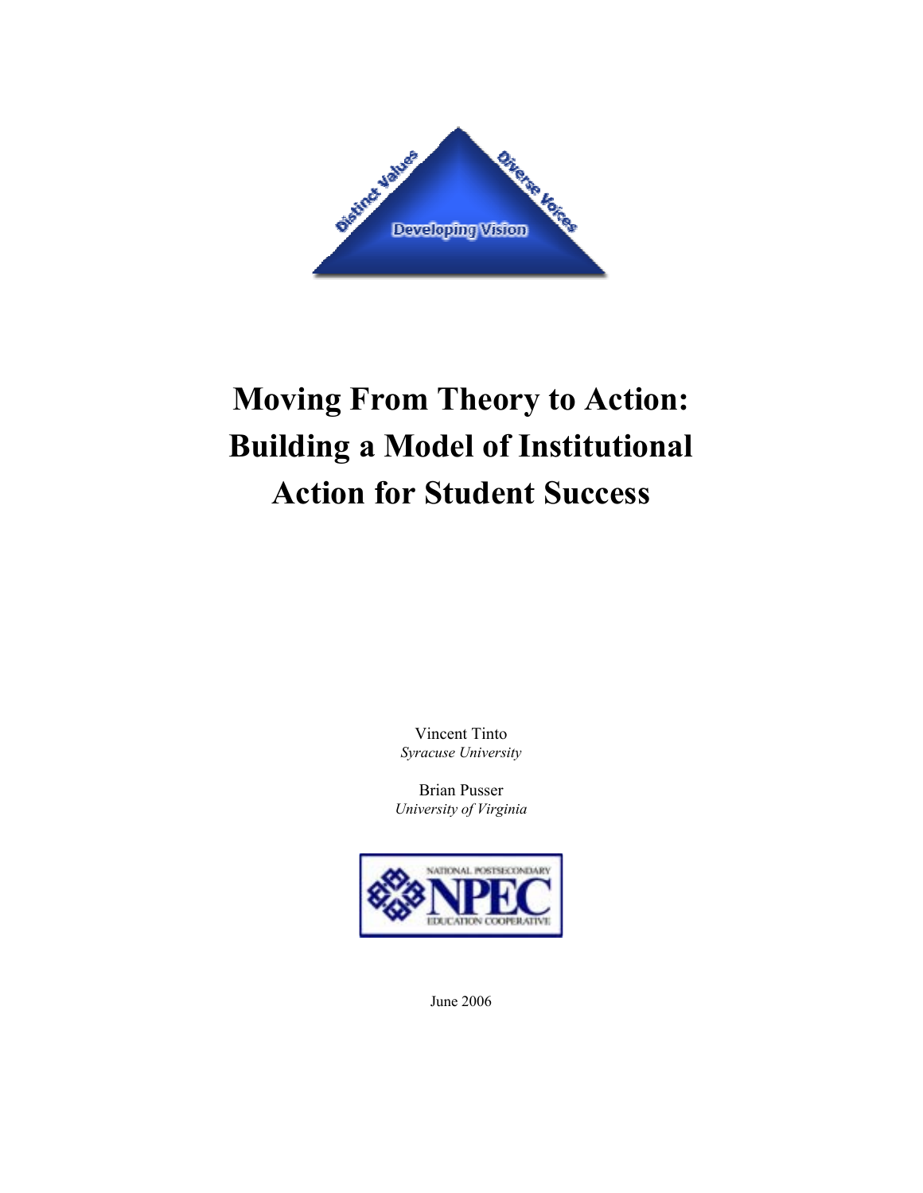Distinct Values

Diverse Voices

Developing Vision

# Moving From Theory to Action: Building a Model of Institutional Action for Student Success

Vincent Tinto
*Syracuse University*

Brian Pusser
*University of Virginia*

NATIONAL POSTSECONDARY
NPEC
EDUCATION COOPERATIVE

June 2006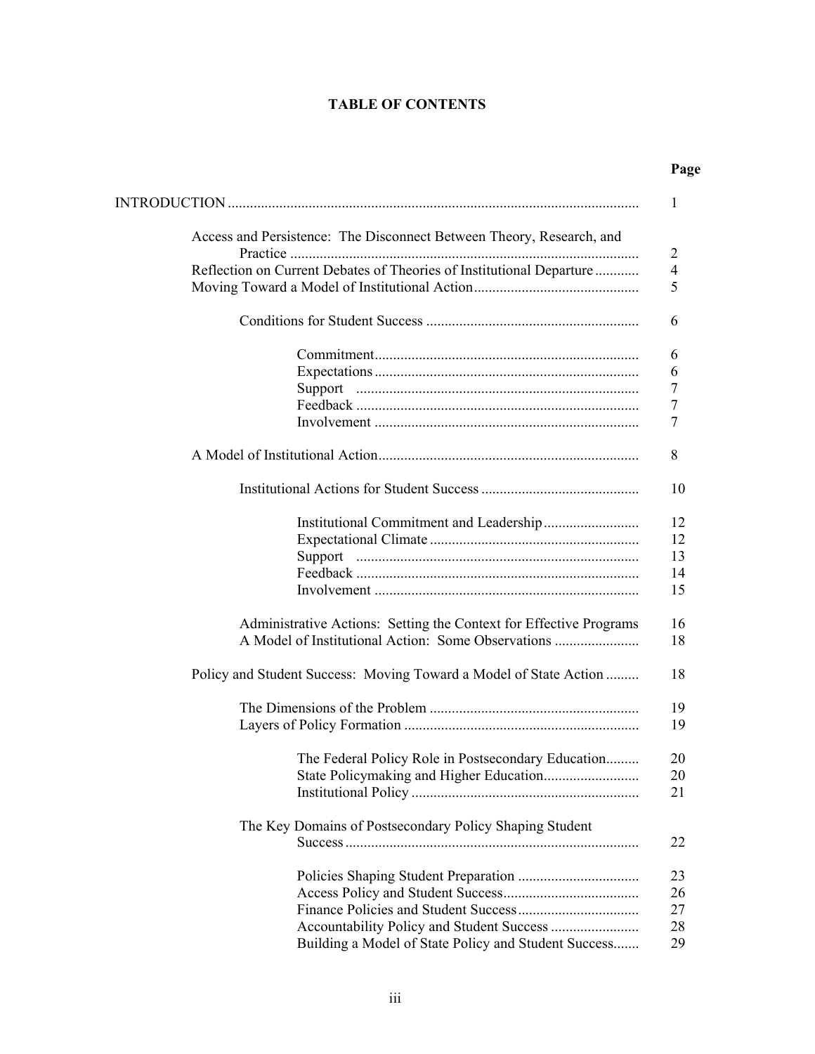**TABLE OF CONTENTS**

| | Page |
|---|---|
| INTRODUCTION | 1 |
| Access and Persistence: The Disconnect Between Theory, Research, and Practice | 2 |
| Reflection on Current Debates of Theories of Institutional Departure | 4 |
| Moving Toward a Model of Institutional Action | 5 |
| Conditions for Student Success | 6 |
| Commitment | 6 |
| Expectations | 6 |
| Support | 7 |
| Feedback | 7 |
| Involvement | 7 |
| A Model of Institutional Action | 8 |
| Institutional Actions for Student Success | 10 |
| Institutional Commitment and Leadership | 12 |
| Expectational Climate | 12 |
| Support | 13 |
| Feedback | 14 |
| Involvement | 15 |
| Administrative Actions: Setting the Context for Effective Programs | 16 |
| A Model of Institutional Action: Some Observations | 18 |
| Policy and Student Success: Moving Toward a Model of State Action | 18 |
| The Dimensions of the Problem | 19 |
| Layers of Policy Formation | 19 |
| The Federal Policy Role in Postsecondary Education | 20 |
| State Policymaking and Higher Education | 20 |
| Institutional Policy | 21 |
| The Key Domains of Postsecondary Policy Shaping Student Success | 22 |
| Policies Shaping Student Preparation | 23 |
| Access Policy and Student Success | 26 |
| Finance Policies and Student Success | 27 |
| Accountability Policy and Student Success | 28 |
| Building a Model of State Policy and Student Success | 29 |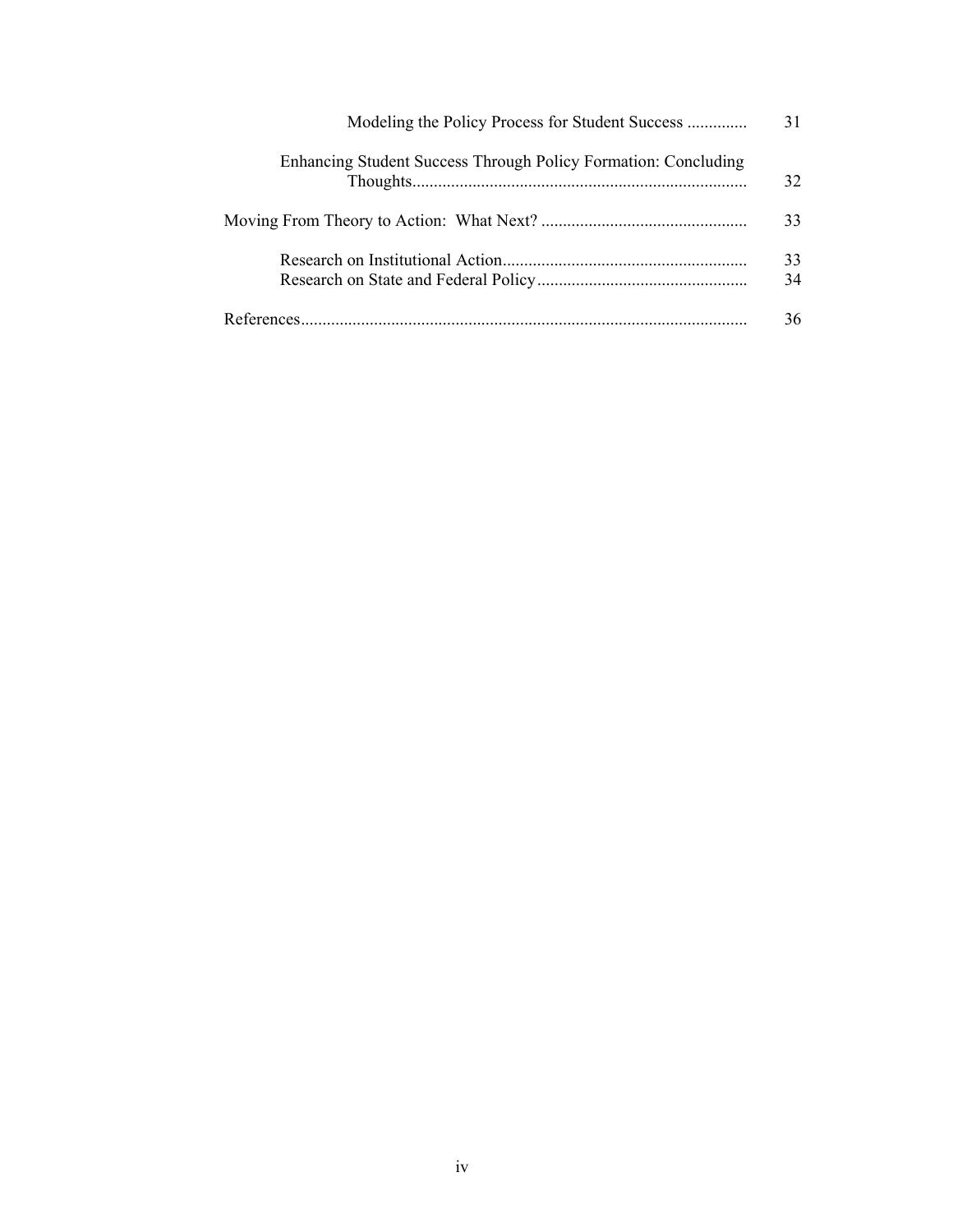Modeling the Policy Process for Student Success .............. 31

Enhancing Student Success Through Policy Formation: Concluding Thoughts............................................................................ 32

Moving From Theory to Action: What Next? ............................................... 33

Research on Institutional Action........................................................ 33
Research on State and Federal Policy................................................ 34

References....................................................................................................... 36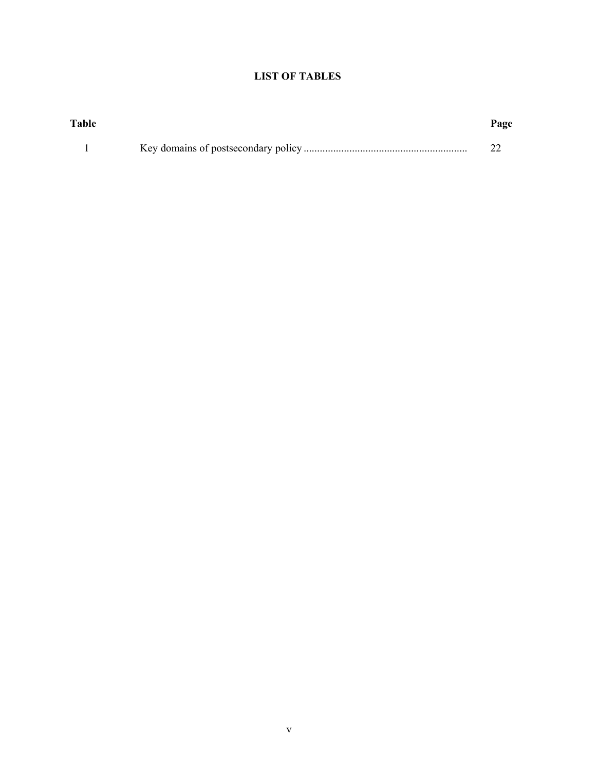## LIST OF TABLES

| Table | | Page |
|---|---|---|
| 1 | Key domains of postsecondary policy | 22 |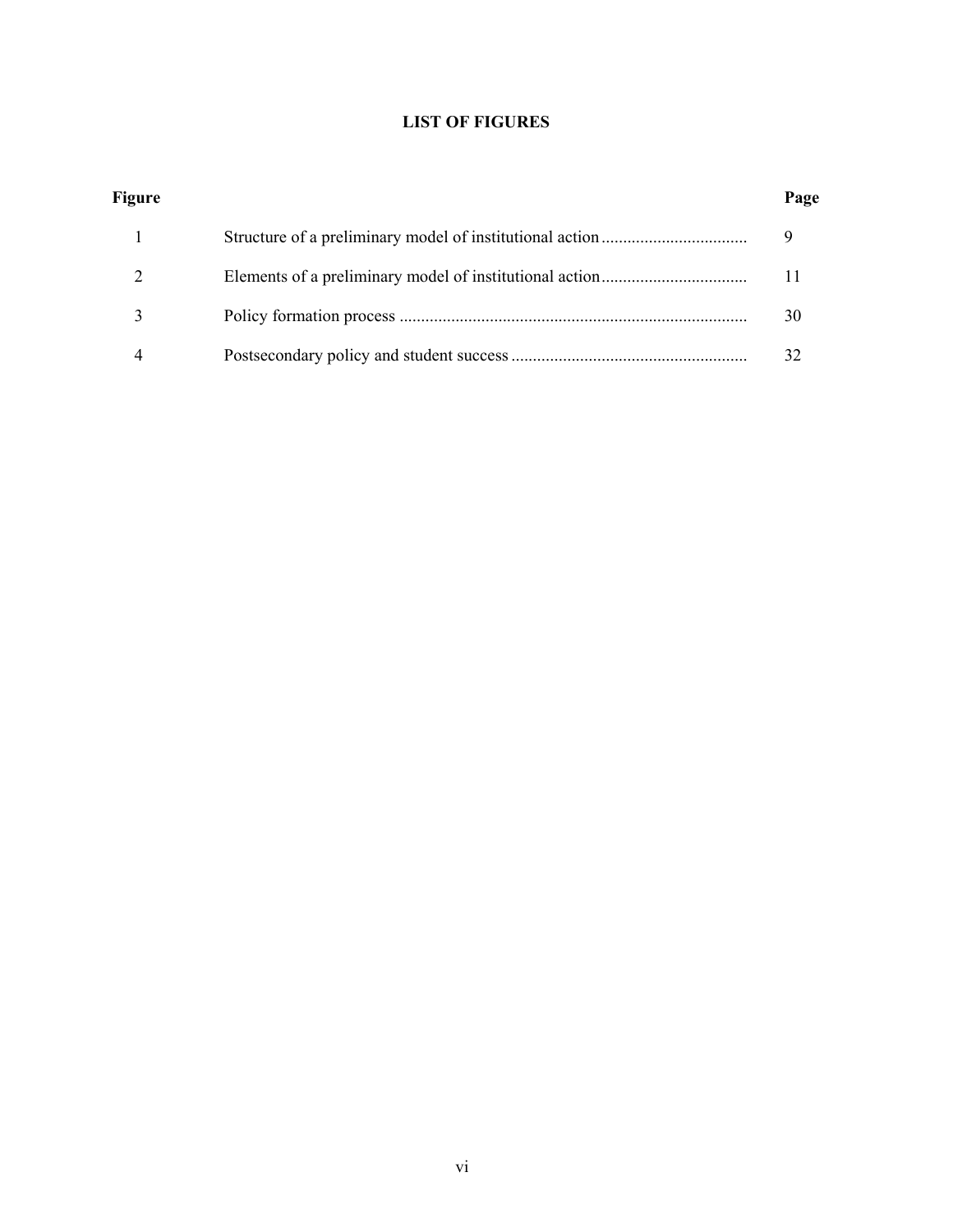# LIST OF FIGURES

| Figure | | Page |
|---|---|---|
| 1 | Structure of a preliminary model of institutional action | 9 |
| 2 | Elements of a preliminary model of institutional action | 11 |
| 3 | Policy formation process | 30 |
| 4 | Postsecondary policy and student success | 32 |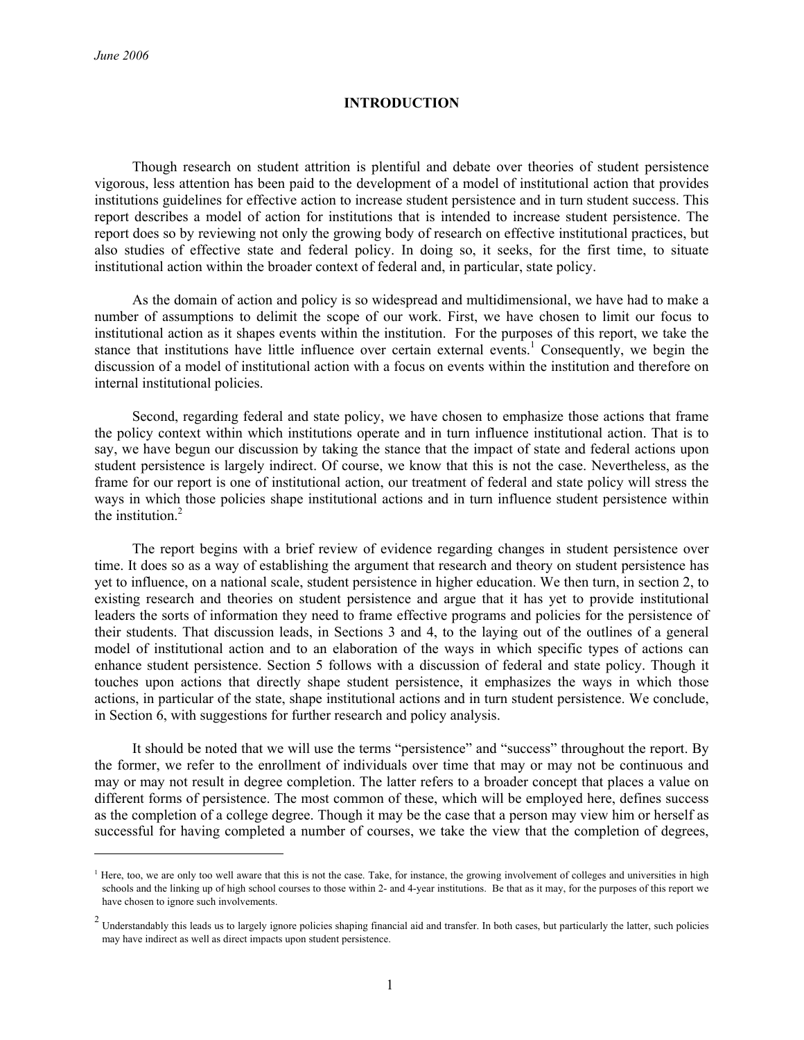# INTRODUCTION

Though research on student attrition is plentiful and debate over theories of student persistence vigorous, less attention has been paid to the development of a model of institutional action that provides institutions guidelines for effective action to increase student persistence and in turn student success. This report describes a model of action for institutions that is intended to increase student persistence. The report does so by reviewing not only the growing body of research on effective institutional practices, but also studies of effective state and federal policy. In doing so, it seeks, for the first time, to situate institutional action within the broader context of federal and, in particular, state policy.

As the domain of action and policy is so widespread and multidimensional, we have had to make a number of assumptions to delimit the scope of our work. First, we have chosen to limit our focus to institutional action as it shapes events within the institution. For the purposes of this report, we take the stance that institutions have little influence over certain external events.[1] Consequently, we begin the discussion of a model of institutional action with a focus on events within the institution and therefore on internal institutional policies.

Second, regarding federal and state policy, we have chosen to emphasize those actions that frame the policy context within which institutions operate and in turn influence institutional action. That is to say, we have begun our discussion by taking the stance that the impact of state and federal actions upon student persistence is largely indirect. Of course, we know that this is not the case. Nevertheless, as the frame for our report is one of institutional action, our treatment of federal and state policy will stress the ways in which those policies shape institutional actions and in turn influence student persistence within the institution.[2]

The report begins with a brief review of evidence regarding changes in student persistence over time. It does so as a way of establishing the argument that research and theory on student persistence has yet to influence, on a national scale, student persistence in higher education. We then turn, in section 2, to existing research and theories on student persistence and argue that it has yet to provide institutional leaders the sorts of information they need to frame effective programs and policies for the persistence of their students. That discussion leads, in Sections 3 and 4, to the laying out of the outlines of a general model of institutional action and to an elaboration of the ways in which specific types of actions can enhance student persistence. Section 5 follows with a discussion of federal and state policy. Though it touches upon actions that directly shape student persistence, it emphasizes the ways in which those actions, in particular of the state, shape institutional actions and in turn student persistence. We conclude, in Section 6, with suggestions for further research and policy analysis.

It should be noted that we will use the terms "persistence" and "success" throughout the report. By the former, we refer to the enrollment of individuals over time that may or may not be continuous and may or may not result in degree completion. The latter refers to a broader concept that places a value on different forms of persistence. The most common of these, which will be employed here, defines success as the completion of a college degree. Though it may be the case that a person may view him or herself as successful for having completed a number of courses, we take the view that the completion of degrees,

---

[1] Here, too, we are only too well aware that this is not the case. Take, for instance, the growing involvement of colleges and universities in high schools and the linking up of high school courses to those within 2- and 4-year institutions. Be that as it may, for the purposes of this report we have chosen to ignore such involvements.

[2] Understandably this leads us to largely ignore policies shaping financial aid and transfer. In both cases, but particularly the latter, such policies may have indirect as well as direct impacts upon student persistence.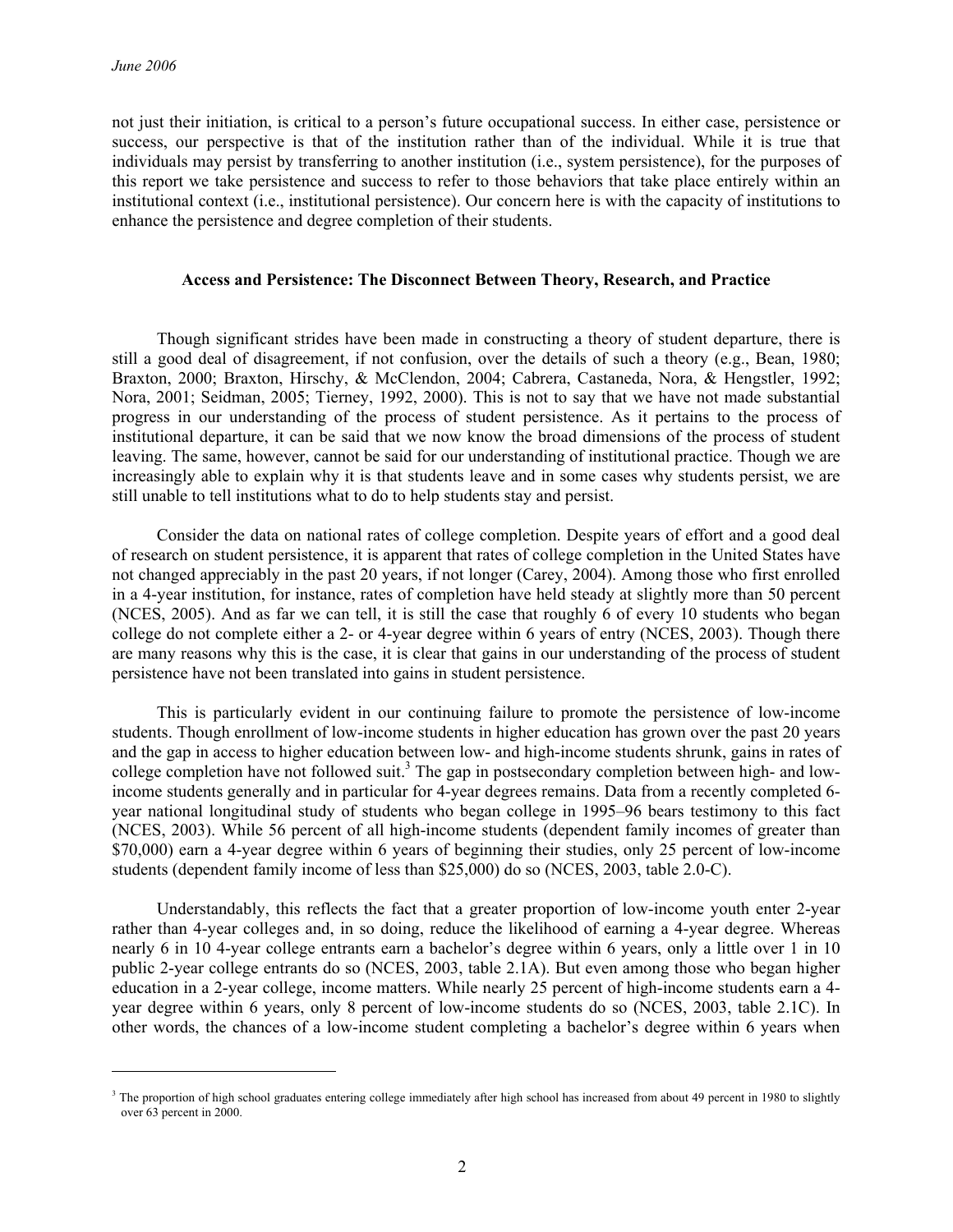not just their initiation, is critical to a person's future occupational success. In either case, persistence or success, our perspective is that of the institution rather than of the individual. While it is true that individuals may persist by transferring to another institution (i.e., system persistence), for the purposes of this report we take persistence and success to refer to those behaviors that take place entirely within an institutional context (i.e., institutional persistence). Our concern here is with the capacity of institutions to enhance the persistence and degree completion of their students.

## Access and Persistence: The Disconnect Between Theory, Research, and Practice

Though significant strides have been made in constructing a theory of student departure, there is still a good deal of disagreement, if not confusion, over the details of such a theory (e.g., Bean, 1980; Braxton, 2000; Braxton, Hirschy, & McClendon, 2004; Cabrera, Castaneda, Nora, & Hengstler, 1992; Nora, 2001; Seidman, 2005; Tierney, 1992, 2000). This is not to say that we have not made substantial progress in our understanding of the process of student persistence. As it pertains to the process of institutional departure, it can be said that we now know the broad dimensions of the process of student leaving. The same, however, cannot be said for our understanding of institutional practice. Though we are increasingly able to explain why it is that students leave and in some cases why students persist, we are still unable to tell institutions what to do to help students stay and persist.

Consider the data on national rates of college completion. Despite years of effort and a good deal of research on student persistence, it is apparent that rates of college completion in the United States have not changed appreciably in the past 20 years, if not longer (Carey, 2004). Among those who first enrolled in a 4-year institution, for instance, rates of completion have held steady at slightly more than 50 percent (NCES, 2005). And as far we can tell, it is still the case that roughly 6 of every 10 students who began college do not complete either a 2- or 4-year degree within 6 years of entry (NCES, 2003). Though there are many reasons why this is the case, it is clear that gains in our understanding of the process of student persistence have not been translated into gains in student persistence.

This is particularly evident in our continuing failure to promote the persistence of low-income students. Though enrollment of low-income students in higher education has grown over the past 20 years and the gap in access to higher education between low- and high-income students shrunk, gains in rates of college completion have not followed suit.[3] The gap in postsecondary completion between high- and low-income students generally and in particular for 4-year degrees remains. Data from a recently completed 6-year national longitudinal study of students who began college in 1995–96 bears testimony to this fact (NCES, 2003). While 56 percent of all high-income students (dependent family incomes of greater than \$70,000) earn a 4-year degree within 6 years of beginning their studies, only 25 percent of low-income students (dependent family income of less than \$25,000) do so (NCES, 2003, table 2.0-C).

Understandably, this reflects the fact that a greater proportion of low-income youth enter 2-year rather than 4-year colleges and, in so doing, reduce the likelihood of earning a 4-year degree. Whereas nearly 6 in 10 4-year college entrants earn a bachelor's degree within 6 years, only a little over 1 in 10 public 2-year college entrants do so (NCES, 2003, table 2.1A). But even among those who began higher education in a 2-year college, income matters. While nearly 25 percent of high-income students earn a 4-year degree within 6 years, only 8 percent of low-income students do so (NCES, 2003, table 2.1C). In other words, the chances of a low-income student completing a bachelor's degree within 6 years when

---

[3] The proportion of high school graduates entering college immediately after high school has increased from about 49 percent in 1980 to slightly over 63 percent in 2000.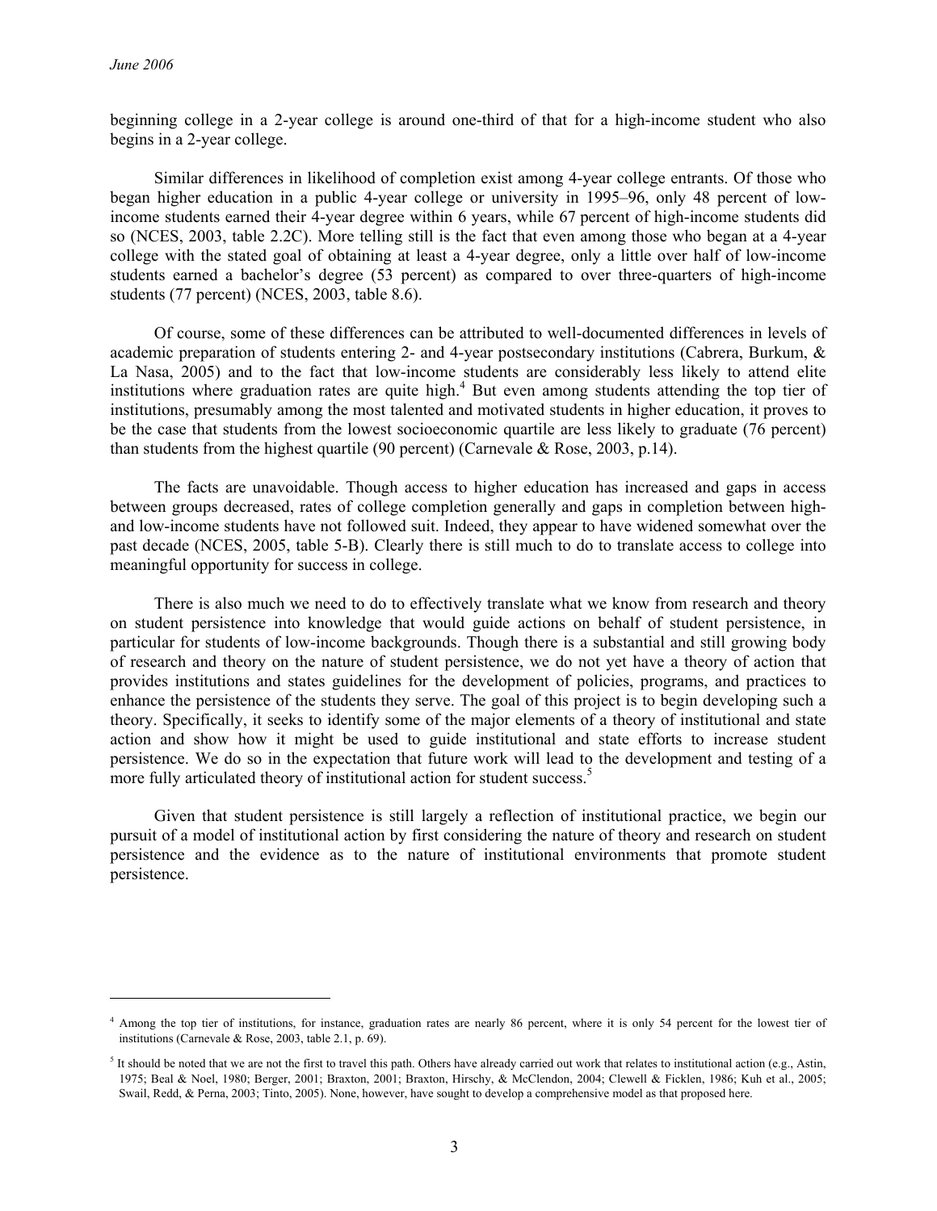beginning college in a 2-year college is around one-third of that for a high-income student who also begins in a 2-year college.

Similar differences in likelihood of completion exist among 4-year college entrants. Of those who began higher education in a public 4-year college or university in 1995–96, only 48 percent of low-income students earned their 4-year degree within 6 years, while 67 percent of high-income students did so (NCES, 2003, table 2.2C). More telling still is the fact that even among those who began at a 4-year college with the stated goal of obtaining at least a 4-year degree, only a little over half of low-income students earned a bachelor's degree (53 percent) as compared to over three-quarters of high-income students (77 percent) (NCES, 2003, table 8.6).

Of course, some of these differences can be attributed to well-documented differences in levels of academic preparation of students entering 2- and 4-year postsecondary institutions (Cabrera, Burkum, & La Nasa, 2005) and to the fact that low-income students are considerably less likely to attend elite institutions where graduation rates are quite high.[4] But even among students attending the top tier of institutions, presumably among the most talented and motivated students in higher education, it proves to be the case that students from the lowest socioeconomic quartile are less likely to graduate (76 percent) than students from the highest quartile (90 percent) (Carnevale & Rose, 2003, p.14).

The facts are unavoidable. Though access to higher education has increased and gaps in access between groups decreased, rates of college completion generally and gaps in completion between high- and low-income students have not followed suit. Indeed, they appear to have widened somewhat over the past decade (NCES, 2005, table 5-B). Clearly there is still much to do to translate access to college into meaningful opportunity for success in college.

There is also much we need to do to effectively translate what we know from research and theory on student persistence into knowledge that would guide actions on behalf of student persistence, in particular for students of low-income backgrounds. Though there is a substantial and still growing body of research and theory on the nature of student persistence, we do not yet have a theory of action that provides institutions and states guidelines for the development of policies, programs, and practices to enhance the persistence of the students they serve. The goal of this project is to begin developing such a theory. Specifically, it seeks to identify some of the major elements of a theory of institutional and state action and show how it might be used to guide institutional and state efforts to increase student persistence. We do so in the expectation that future work will lead to the development and testing of a more fully articulated theory of institutional action for student success.[5]

Given that student persistence is still largely a reflection of institutional practice, we begin our pursuit of a model of institutional action by first considering the nature of theory and research on student persistence and the evidence as to the nature of institutional environments that promote student persistence.

---

[4] Among the top tier of institutions, for instance, graduation rates are nearly 86 percent, where it is only 54 percent for the lowest tier of institutions (Carnevale & Rose, 2003, table 2.1, p. 69).

[5] It should be noted that we are not the first to travel this path. Others have already carried out work that relates to institutional action (e.g., Astin, 1975; Beal & Noel, 1980; Berger, 2001; Braxton, 2001; Braxton, Hirschy, & McClendon, 2004; Clewell & Ficklen, 1986; Kuh et al., 2005; Swail, Redd, & Perna, 2003; Tinto, 2005). None, however, have sought to develop a comprehensive model as that proposed here.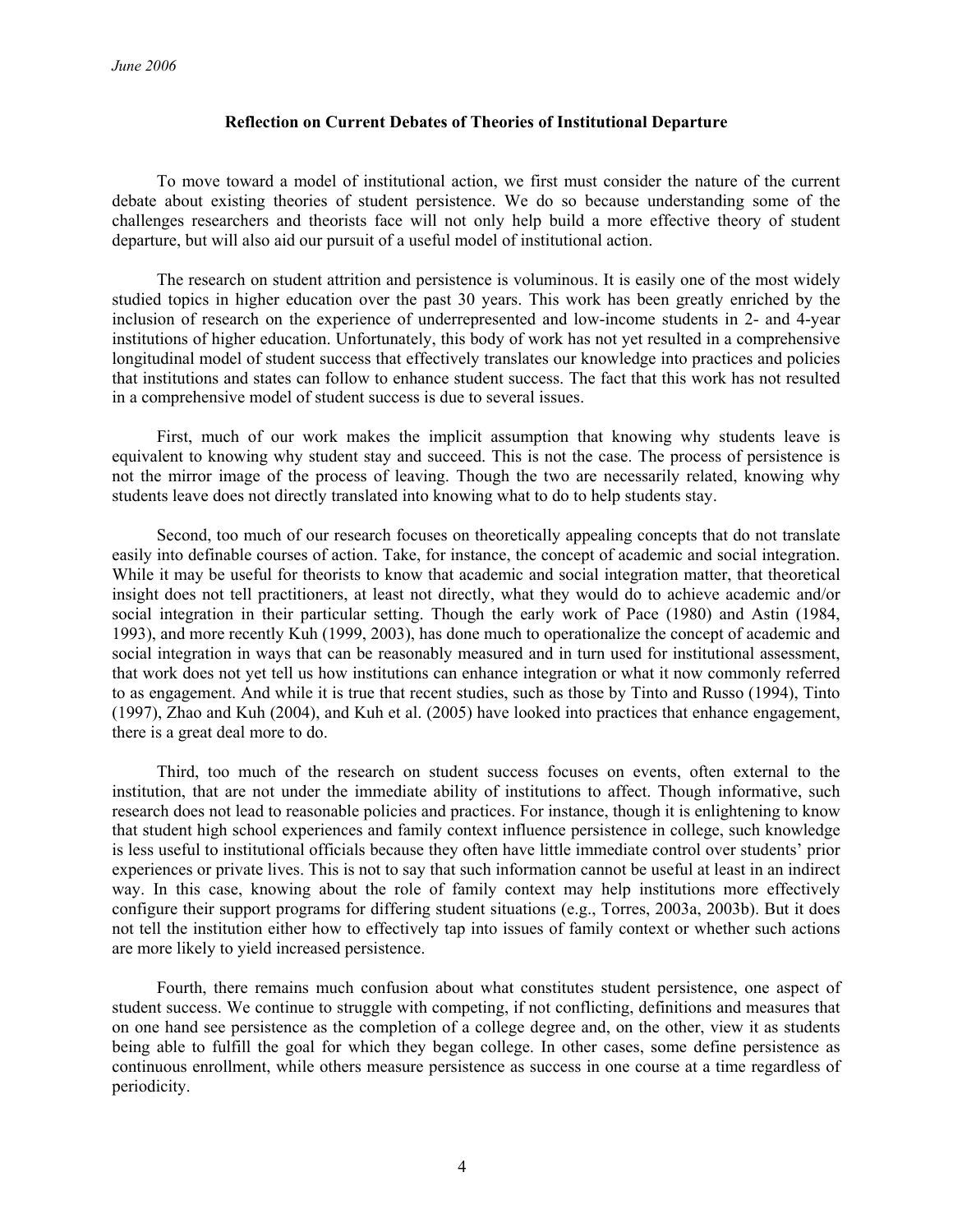**Reflection on Current Debates of Theories of Institutional Departure**

To move toward a model of institutional action, we first must consider the nature of the current debate about existing theories of student persistence. We do so because understanding some of the challenges researchers and theorists face will not only help build a more effective theory of student departure, but will also aid our pursuit of a useful model of institutional action.

The research on student attrition and persistence is voluminous. It is easily one of the most widely studied topics in higher education over the past 30 years. This work has been greatly enriched by the inclusion of research on the experience of underrepresented and low-income students in 2- and 4-year institutions of higher education. Unfortunately, this body of work has not yet resulted in a comprehensive longitudinal model of student success that effectively translates our knowledge into practices and policies that institutions and states can follow to enhance student success. The fact that this work has not resulted in a comprehensive model of student success is due to several issues.

First, much of our work makes the implicit assumption that knowing why students leave is equivalent to knowing why student stay and succeed. This is not the case. The process of persistence is not the mirror image of the process of leaving. Though the two are necessarily related, knowing why students leave does not directly translated into knowing what to do to help students stay.

Second, too much of our research focuses on theoretically appealing concepts that do not translate easily into definable courses of action. Take, for instance, the concept of academic and social integration. While it may be useful for theorists to know that academic and social integration matter, that theoretical insight does not tell practitioners, at least not directly, what they would do to achieve academic and/or social integration in their particular setting. Though the early work of Pace (1980) and Astin (1984, 1993), and more recently Kuh (1999, 2003), has done much to operationalize the concept of academic and social integration in ways that can be reasonably measured and in turn used for institutional assessment, that work does not yet tell us how institutions can enhance integration or what it now commonly referred to as engagement. And while it is true that recent studies, such as those by Tinto and Russo (1994), Tinto (1997), Zhao and Kuh (2004), and Kuh et al. (2005) have looked into practices that enhance engagement, there is a great deal more to do.

Third, too much of the research on student success focuses on events, often external to the institution, that are not under the immediate ability of institutions to affect. Though informative, such research does not lead to reasonable policies and practices. For instance, though it is enlightening to know that student high school experiences and family context influence persistence in college, such knowledge is less useful to institutional officials because they often have little immediate control over students' prior experiences or private lives. This is not to say that such information cannot be useful at least in an indirect way. In this case, knowing about the role of family context may help institutions more effectively configure their support programs for differing student situations (e.g., Torres, 2003a, 2003b). But it does not tell the institution either how to effectively tap into issues of family context or whether such actions are more likely to yield increased persistence.

Fourth, there remains much confusion about what constitutes student persistence, one aspect of student success. We continue to struggle with competing, if not conflicting, definitions and measures that on one hand see persistence as the completion of a college degree and, on the other, view it as students being able to fulfill the goal for which they began college. In other cases, some define persistence as continuous enrollment, while others measure persistence as success in one course at a time regardless of periodicity.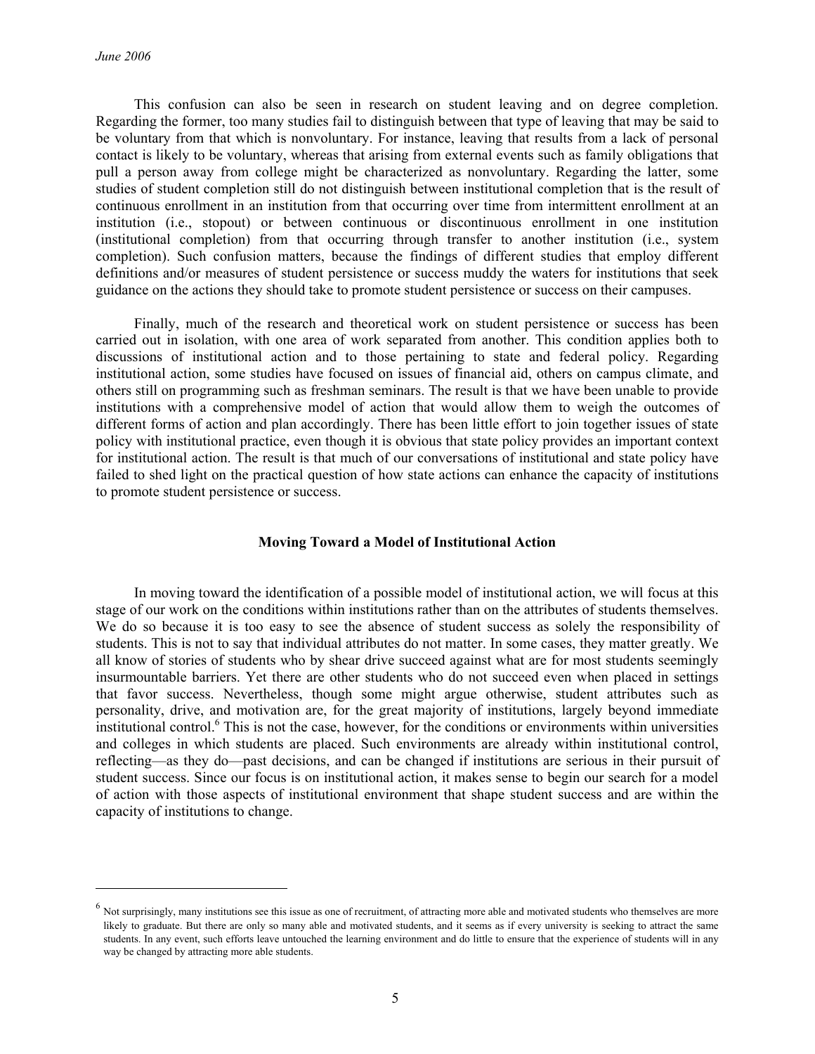This confusion can also be seen in research on student leaving and on degree completion. Regarding the former, too many studies fail to distinguish between that type of leaving that may be said to be voluntary from that which is nonvoluntary. For instance, leaving that results from a lack of personal contact is likely to be voluntary, whereas that arising from external events such as family obligations that pull a person away from college might be characterized as nonvoluntary. Regarding the latter, some studies of student completion still do not distinguish between institutional completion that is the result of continuous enrollment in an institution from that occurring over time from intermittent enrollment at an institution (i.e., stopout) or between continuous or discontinuous enrollment in one institution (institutional completion) from that occurring through transfer to another institution (i.e., system completion). Such confusion matters, because the findings of different studies that employ different definitions and/or measures of student persistence or success muddy the waters for institutions that seek guidance on the actions they should take to promote student persistence or success on their campuses.

Finally, much of the research and theoretical work on student persistence or success has been carried out in isolation, with one area of work separated from another. This condition applies both to discussions of institutional action and to those pertaining to state and federal policy. Regarding institutional action, some studies have focused on issues of financial aid, others on campus climate, and others still on programming such as freshman seminars. The result is that we have been unable to provide institutions with a comprehensive model of action that would allow them to weigh the outcomes of different forms of action and plan accordingly. There has been little effort to join together issues of state policy with institutional practice, even though it is obvious that state policy provides an important context for institutional action. The result is that much of our conversations of institutional and state policy have failed to shed light on the practical question of how state actions can enhance the capacity of institutions to promote student persistence or success.

## Moving Toward a Model of Institutional Action

In moving toward the identification of a possible model of institutional action, we will focus at this stage of our work on the conditions within institutions rather than on the attributes of students themselves. We do so because it is too easy to see the absence of student success as solely the responsibility of students. This is not to say that individual attributes do not matter. In some cases, they matter greatly. We all know of stories of students who by shear drive succeed against what are for most students seemingly insurmountable barriers. Yet there are other students who do not succeed even when placed in settings that favor success. Nevertheless, though some might argue otherwise, student attributes such as personality, drive, and motivation are, for the great majority of institutions, largely beyond immediate institutional control.[6] This is not the case, however, for the conditions or environments within universities and colleges in which students are placed. Such environments are already within institutional control, reflecting—as they do—past decisions, and can be changed if institutions are serious in their pursuit of student success. Since our focus is on institutional action, it makes sense to begin our search for a model of action with those aspects of institutional environment that shape student success and are within the capacity of institutions to change.

---

[6] Not surprisingly, many institutions see this issue as one of recruitment, of attracting more able and motivated students who themselves are more likely to graduate. But there are only so many able and motivated students, and it seems as if every university is seeking to attract the same students. In any event, such efforts leave untouched the learning environment and do little to ensure that the experience of students will in any way be changed by attracting more able students.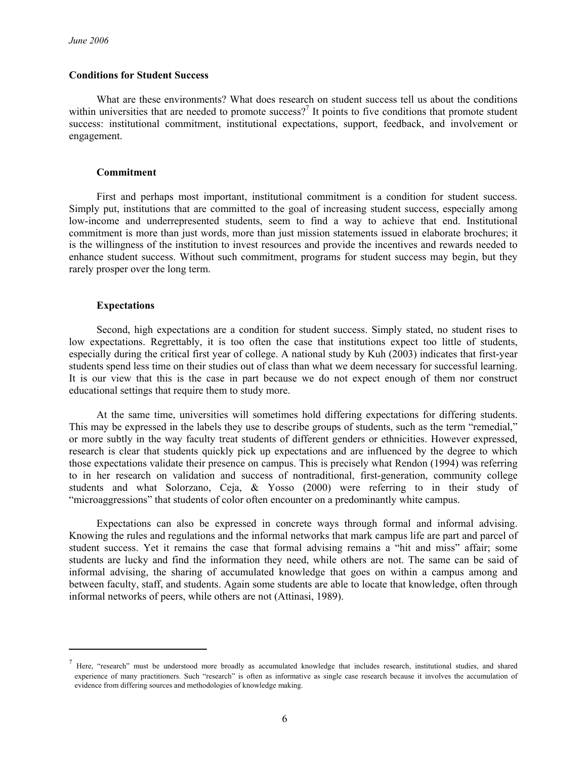## Conditions for Student Success

What are these environments? What does research on student success tell us about the conditions within universities that are needed to promote success?[7] It points to five conditions that promote student success: institutional commitment, institutional expectations, support, feedback, and involvement or engagement.

### Commitment

First and perhaps most important, institutional commitment is a condition for student success. Simply put, institutions that are committed to the goal of increasing student success, especially among low-income and underrepresented students, seem to find a way to achieve that end. Institutional commitment is more than just words, more than just mission statements issued in elaborate brochures; it is the willingness of the institution to invest resources and provide the incentives and rewards needed to enhance student success. Without such commitment, programs for student success may begin, but they rarely prosper over the long term.

### Expectations

Second, high expectations are a condition for student success. Simply stated, no student rises to low expectations. Regrettably, it is too often the case that institutions expect too little of students, especially during the critical first year of college. A national study by Kuh (2003) indicates that first-year students spend less time on their studies out of class than what we deem necessary for successful learning. It is our view that this is the case in part because we do not expect enough of them nor construct educational settings that require them to study more.

At the same time, universities will sometimes hold differing expectations for differing students. This may be expressed in the labels they use to describe groups of students, such as the term "remedial," or more subtly in the way faculty treat students of different genders or ethnicities. However expressed, research is clear that students quickly pick up expectations and are influenced by the degree to which those expectations validate their presence on campus. This is precisely what Rendon (1994) was referring to in her research on validation and success of nontraditional, first-generation, community college students and what Solorzano, Ceja, & Yosso (2000) were referring to in their study of "microaggressions" that students of color often encounter on a predominantly white campus.

Expectations can also be expressed in concrete ways through formal and informal advising. Knowing the rules and regulations and the informal networks that mark campus life are part and parcel of student success. Yet it remains the case that formal advising remains a "hit and miss" affair; some students are lucky and find the information they need, while others are not. The same can be said of informal advising, the sharing of accumulated knowledge that goes on within a campus among and between faculty, staff, and students. Again some students are able to locate that knowledge, often through informal networks of peers, while others are not (Attinasi, 1989).

---

[7] Here, "research" must be understood more broadly as accumulated knowledge that includes research, institutional studies, and shared experience of many practitioners. Such "research" is often as informative as single case research because it involves the accumulation of evidence from differing sources and methodologies of knowledge making.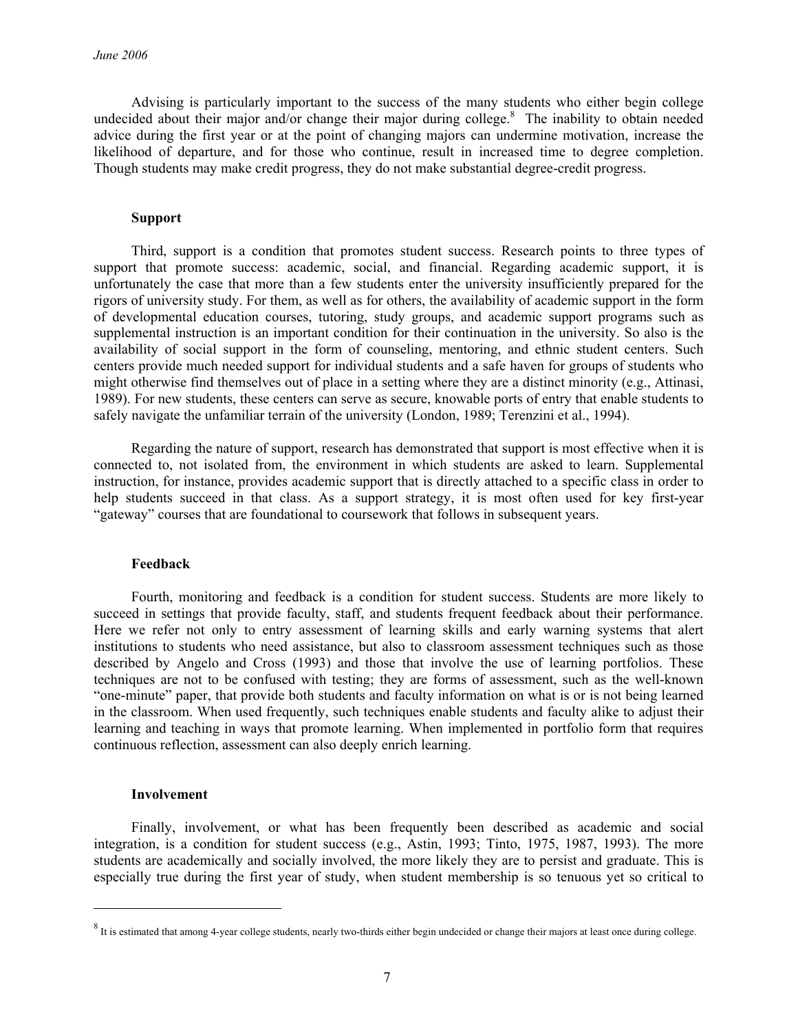Advising is particularly important to the success of the many students who either begin college undecided about their major and/or change their major during college.[8] The inability to obtain needed advice during the first year or at the point of changing majors can undermine motivation, increase the likelihood of departure, and for those who continue, result in increased time to degree completion. Though students may make credit progress, they do not make substantial degree-credit progress.

### Support

Third, support is a condition that promotes student success. Research points to three types of support that promote success: academic, social, and financial. Regarding academic support, it is unfortunately the case that more than a few students enter the university insufficiently prepared for the rigors of university study. For them, as well as for others, the availability of academic support in the form of developmental education courses, tutoring, study groups, and academic support programs such as supplemental instruction is an important condition for their continuation in the university. So also is the availability of social support in the form of counseling, mentoring, and ethnic student centers. Such centers provide much needed support for individual students and a safe haven for groups of students who might otherwise find themselves out of place in a setting where they are a distinct minority (e.g., Attinasi, 1989). For new students, these centers can serve as secure, knowable ports of entry that enable students to safely navigate the unfamiliar terrain of the university (London, 1989; Terenzini et al., 1994).

Regarding the nature of support, research has demonstrated that support is most effective when it is connected to, not isolated from, the environment in which students are asked to learn. Supplemental instruction, for instance, provides academic support that is directly attached to a specific class in order to help students succeed in that class. As a support strategy, it is most often used for key first-year "gateway" courses that are foundational to coursework that follows in subsequent years.

### Feedback

Fourth, monitoring and feedback is a condition for student success. Students are more likely to succeed in settings that provide faculty, staff, and students frequent feedback about their performance. Here we refer not only to entry assessment of learning skills and early warning systems that alert institutions to students who need assistance, but also to classroom assessment techniques such as those described by Angelo and Cross (1993) and those that involve the use of learning portfolios. These techniques are not to be confused with testing; they are forms of assessment, such as the well-known "one-minute" paper, that provide both students and faculty information on what is or is not being learned in the classroom. When used frequently, such techniques enable students and faculty alike to adjust their learning and teaching in ways that promote learning. When implemented in portfolio form that requires continuous reflection, assessment can also deeply enrich learning.

### Involvement

Finally, involvement, or what has been frequently been described as academic and social integration, is a condition for student success (e.g., Astin, 1993; Tinto, 1975, 1987, 1993). The more students are academically and socially involved, the more likely they are to persist and graduate. This is especially true during the first year of study, when student membership is so tenuous yet so critical to

---

[8] It is estimated that among 4-year college students, nearly two-thirds either begin undecided or change their majors at least once during college.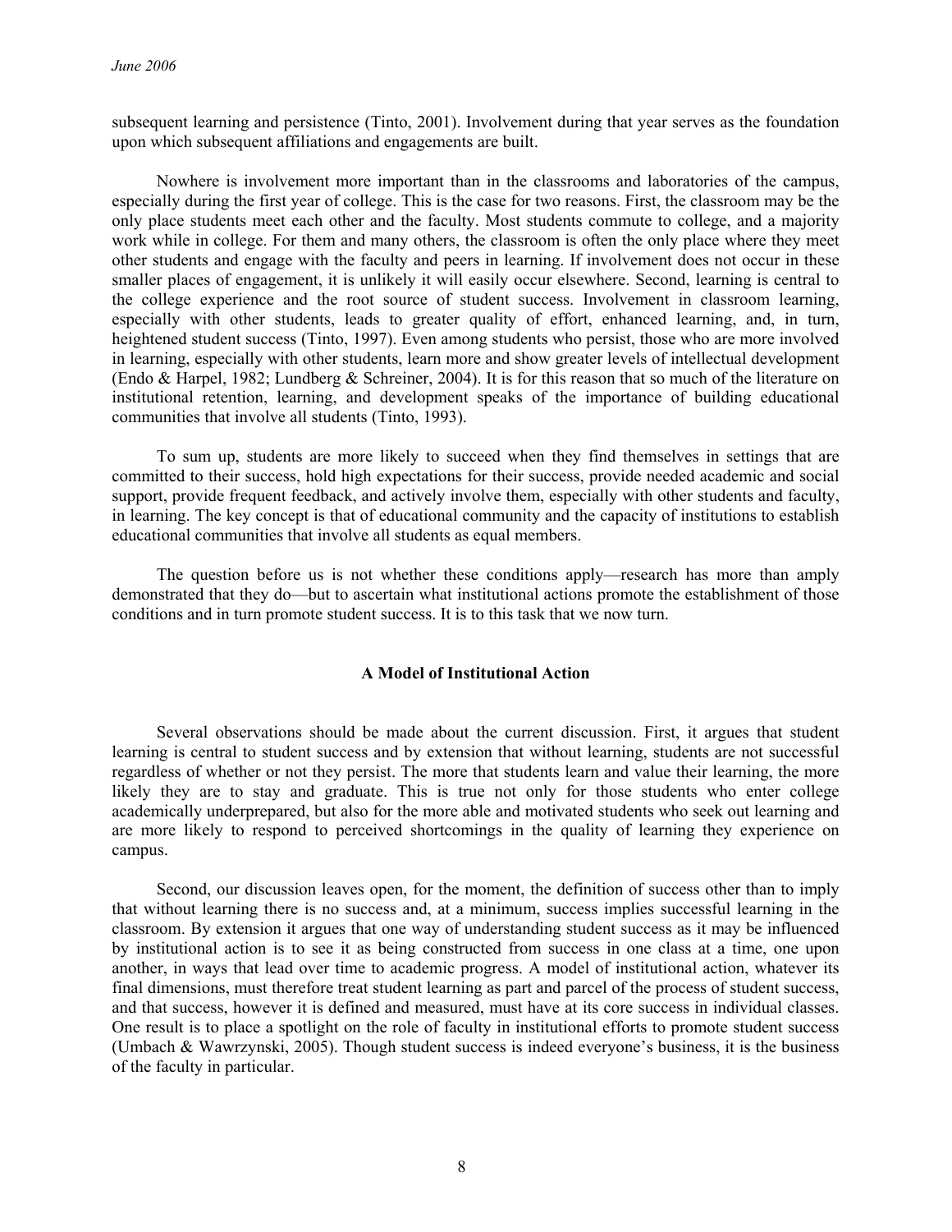subsequent learning and persistence (Tinto, 2001). Involvement during that year serves as the foundation upon which subsequent affiliations and engagements are built.

Nowhere is involvement more important than in the classrooms and laboratories of the campus, especially during the first year of college. This is the case for two reasons. First, the classroom may be the only place students meet each other and the faculty. Most students commute to college, and a majority work while in college. For them and many others, the classroom is often the only place where they meet other students and engage with the faculty and peers in learning. If involvement does not occur in these smaller places of engagement, it is unlikely it will easily occur elsewhere. Second, learning is central to the college experience and the root source of student success. Involvement in classroom learning, especially with other students, leads to greater quality of effort, enhanced learning, and, in turn, heightened student success (Tinto, 1997). Even among students who persist, those who are more involved in learning, especially with other students, learn more and show greater levels of intellectual development (Endo & Harpel, 1982; Lundberg & Schreiner, 2004). It is for this reason that so much of the literature on institutional retention, learning, and development speaks of the importance of building educational communities that involve all students (Tinto, 1993).

To sum up, students are more likely to succeed when they find themselves in settings that are committed to their success, hold high expectations for their success, provide needed academic and social support, provide frequent feedback, and actively involve them, especially with other students and faculty, in learning. The key concept is that of educational community and the capacity of institutions to establish educational communities that involve all students as equal members.

The question before us is not whether these conditions apply—research has more than amply demonstrated that they do—but to ascertain what institutional actions promote the establishment of those conditions and in turn promote student success. It is to this task that we now turn.

## A Model of Institutional Action

Several observations should be made about the current discussion. First, it argues that student learning is central to student success and by extension that without learning, students are not successful regardless of whether or not they persist. The more that students learn and value their learning, the more likely they are to stay and graduate. This is true not only for those students who enter college academically underprepared, but also for the more able and motivated students who seek out learning and are more likely to respond to perceived shortcomings in the quality of learning they experience on campus.

Second, our discussion leaves open, for the moment, the definition of success other than to imply that without learning there is no success and, at a minimum, success implies successful learning in the classroom. By extension it argues that one way of understanding student success as it may be influenced by institutional action is to see it as being constructed from success in one class at a time, one upon another, in ways that lead over time to academic progress. A model of institutional action, whatever its final dimensions, must therefore treat student learning as part and parcel of the process of student success, and that success, however it is defined and measured, must have at its core success in individual classes. One result is to place a spotlight on the role of faculty in institutional efforts to promote student success (Umbach & Wawrzynski, 2005). Though student success is indeed everyone's business, it is the business of the faculty in particular.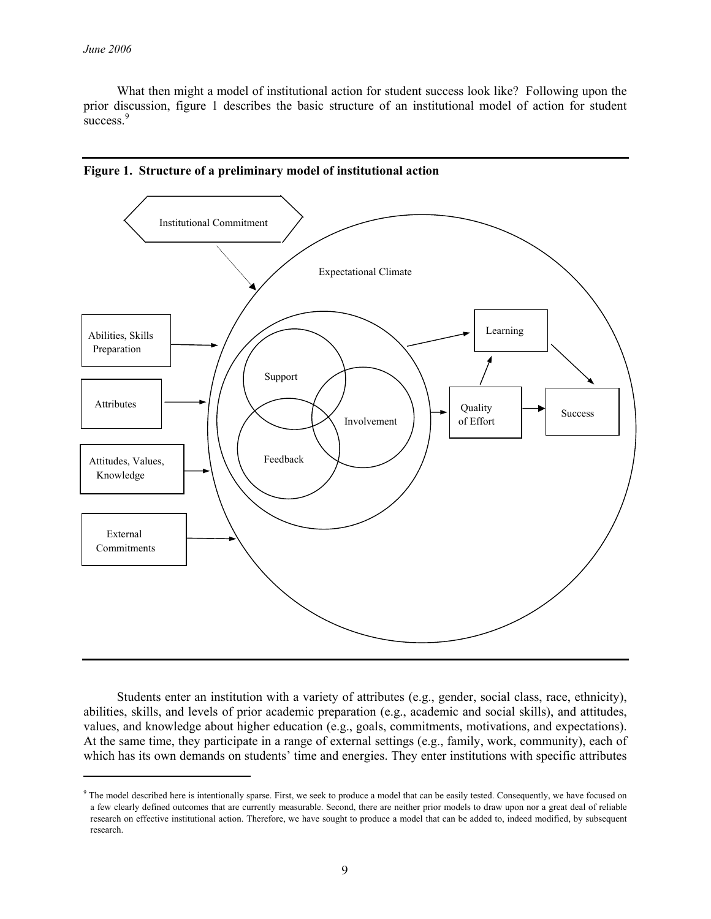What then might a model of institutional action for student success look like? Following upon the prior discussion, figure 1 describes the basic structure of an institutional model of action for student success.[9]

**Figure 1. Structure of a preliminary model of institutional action**

Institutional Commitment

Expectational Climate

Abilities, Skills Preparation

Attributes

Attitudes, Values, Knowledge

External Commitments

Support

Involvement

Feedback

Learning

Quality of Effort

Success

Students enter an institution with a variety of attributes (e.g., gender, social class, race, ethnicity), abilities, skills, and levels of prior academic preparation (e.g., academic and social skills), and attitudes, values, and knowledge about higher education (e.g., goals, commitments, motivations, and expectations). At the same time, they participate in a range of external settings (e.g., family, work, community), each of which has its own demands on students' time and energies. They enter institutions with specific attributes

[9] The model described here is intentionally sparse. First, we seek to produce a model that can be easily tested. Consequently, we have focused on a few clearly defined outcomes that are currently measurable. Second, there are neither prior models to draw upon nor a great deal of reliable research on effective institutional action. Therefore, we have sought to produce a model that can be added to, indeed modified, by subsequent research.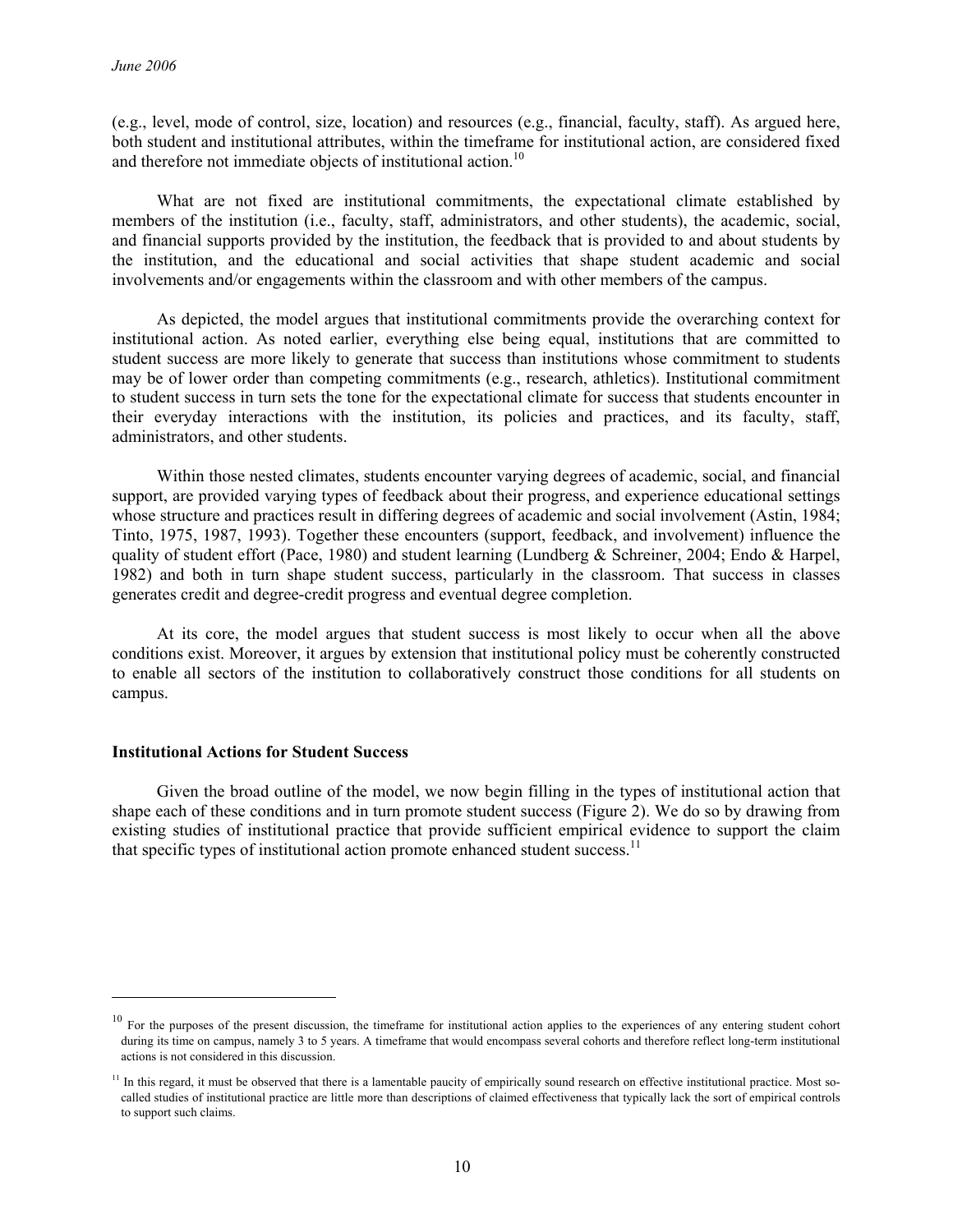(e.g., level, mode of control, size, location) and resources (e.g., financial, faculty, staff). As argued here, both student and institutional attributes, within the timeframe for institutional action, are considered fixed and therefore not immediate objects of institutional action.[10]

What are not fixed are institutional commitments, the expectational climate established by members of the institution (i.e., faculty, staff, administrators, and other students), the academic, social, and financial supports provided by the institution, the feedback that is provided to and about students by the institution, and the educational and social activities that shape student academic and social involvements and/or engagements within the classroom and with other members of the campus.

As depicted, the model argues that institutional commitments provide the overarching context for institutional action. As noted earlier, everything else being equal, institutions that are committed to student success are more likely to generate that success than institutions whose commitment to students may be of lower order than competing commitments (e.g., research, athletics). Institutional commitment to student success in turn sets the tone for the expectational climate for success that students encounter in their everyday interactions with the institution, its policies and practices, and its faculty, staff, administrators, and other students.

Within those nested climates, students encounter varying degrees of academic, social, and financial support, are provided varying types of feedback about their progress, and experience educational settings whose structure and practices result in differing degrees of academic and social involvement (Astin, 1984; Tinto, 1975, 1987, 1993). Together these encounters (support, feedback, and involvement) influence the quality of student effort (Pace, 1980) and student learning (Lundberg & Schreiner, 2004; Endo & Harpel, 1982) and both in turn shape student success, particularly in the classroom. That success in classes generates credit and degree-credit progress and eventual degree completion.

At its core, the model argues that student success is most likely to occur when all the above conditions exist. Moreover, it argues by extension that institutional policy must be coherently constructed to enable all sectors of the institution to collaboratively construct those conditions for all students on campus.

**Institutional Actions for Student Success**

Given the broad outline of the model, we now begin filling in the types of institutional action that shape each of these conditions and in turn promote student success (Figure 2). We do so by drawing from existing studies of institutional practice that provide sufficient empirical evidence to support the claim that specific types of institutional action promote enhanced student success.[11]

---

[10] For the purposes of the present discussion, the timeframe for institutional action applies to the experiences of any entering student cohort during its time on campus, namely 3 to 5 years. A timeframe that would encompass several cohorts and therefore reflect long-term institutional actions is not considered in this discussion.

[11] In this regard, it must be observed that there is a lamentable paucity of empirically sound research on effective institutional practice. Most so-called studies of institutional practice are little more than descriptions of claimed effectiveness that typically lack the sort of empirical controls to support such claims.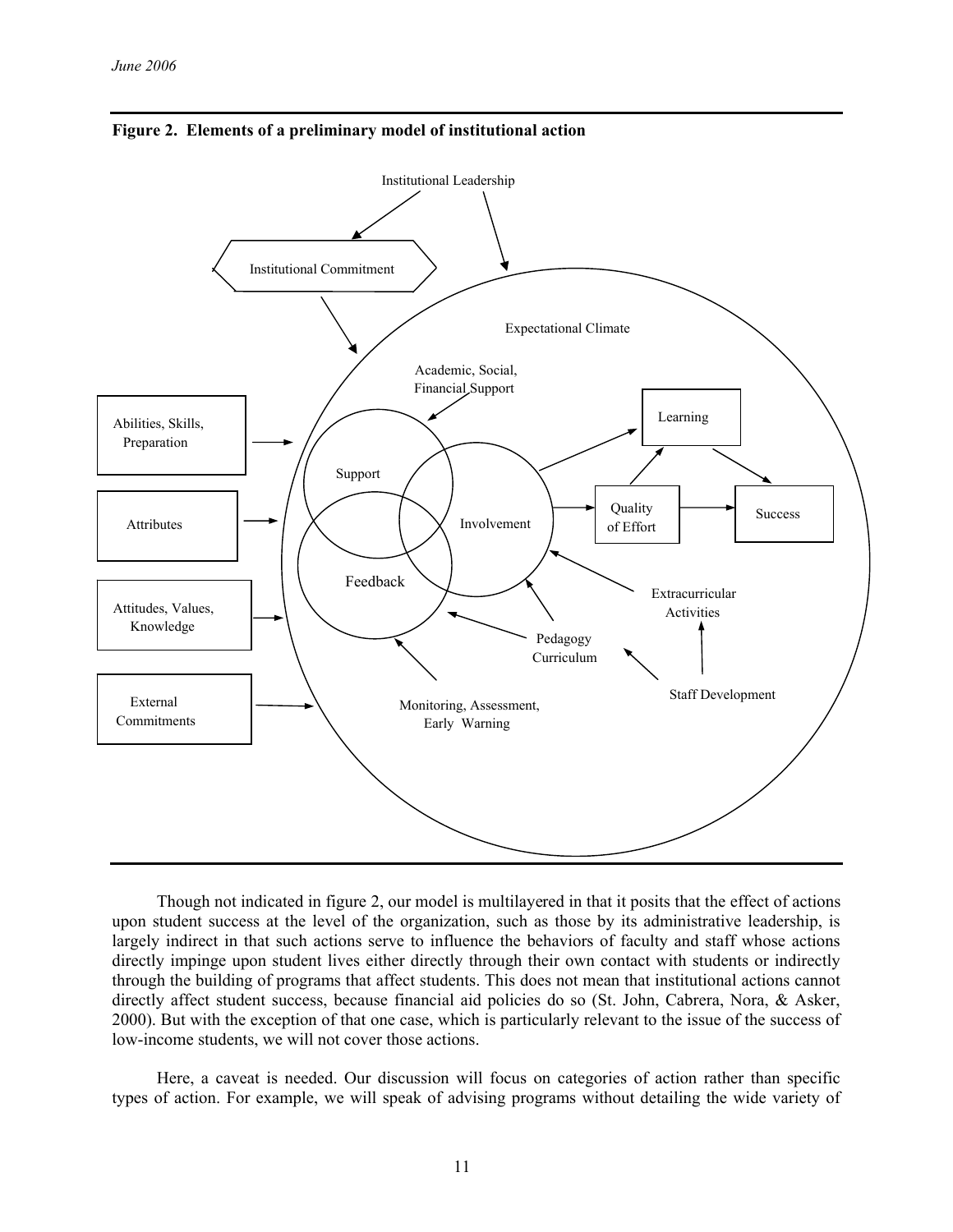**Figure 2. Elements of a preliminary model of institutional action**

Though not indicated in figure 2, our model is multilayered in that it posits that the effect of actions upon student success at the level of the organization, such as those by its administrative leadership, is largely indirect in that such actions serve to influence the behaviors of faculty and staff whose actions directly impinge upon student lives either directly through their own contact with students or indirectly through the building of programs that affect students. This does not mean that institutional actions cannot directly affect student success, because financial aid policies do so (St. John, Cabrera, Nora, & Asker, 2000). But with the exception of that one case, which is particularly relevant to the issue of the success of low-income students, we will not cover those actions.

Here, a caveat is needed. Our discussion will focus on categories of action rather than specific types of action. For example, we will speak of advising programs without detailing the wide variety of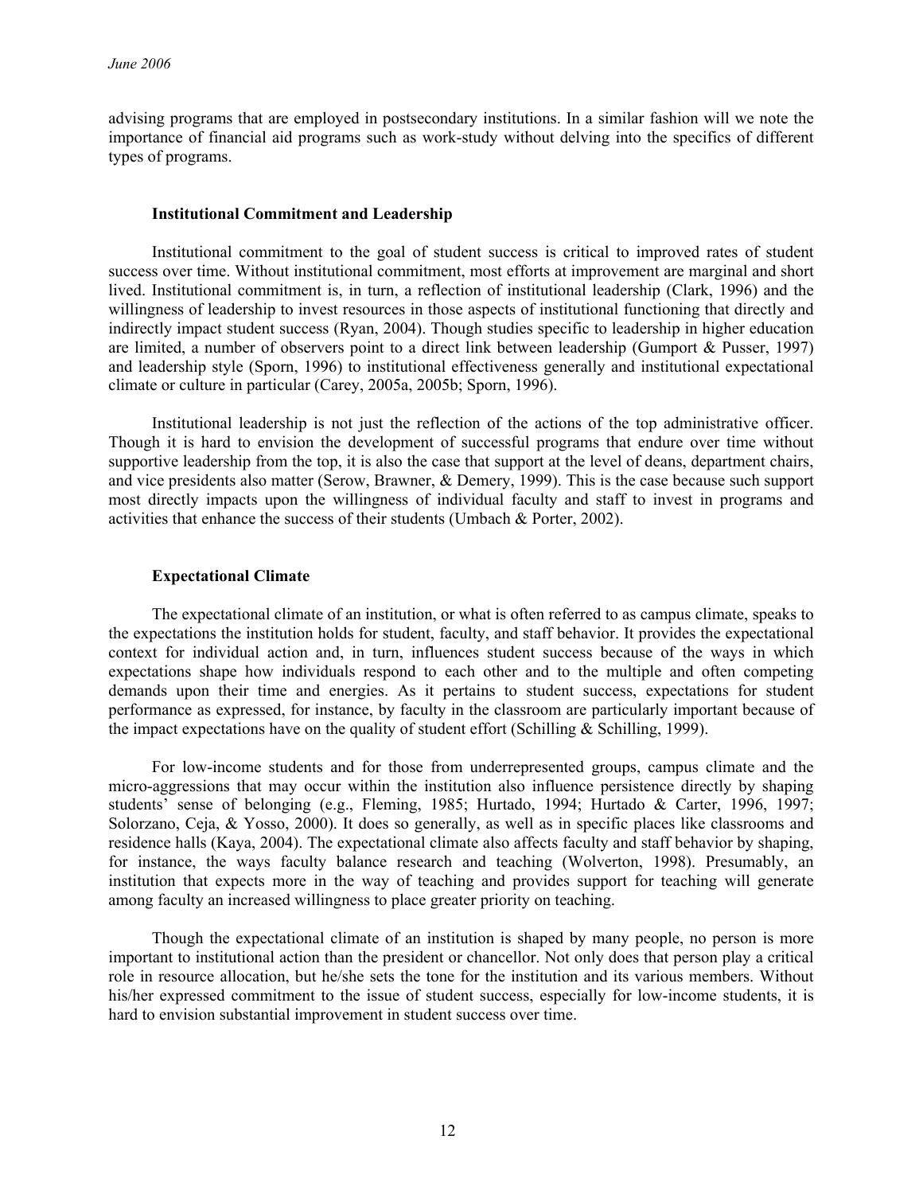advising programs that are employed in postsecondary institutions. In a similar fashion will we note the importance of financial aid programs such as work-study without delving into the specifics of different types of programs.

### Institutional Commitment and Leadership

Institutional commitment to the goal of student success is critical to improved rates of student success over time. Without institutional commitment, most efforts at improvement are marginal and short lived. Institutional commitment is, in turn, a reflection of institutional leadership (Clark, 1996) and the willingness of leadership to invest resources in those aspects of institutional functioning that directly and indirectly impact student success (Ryan, 2004). Though studies specific to leadership in higher education are limited, a number of observers point to a direct link between leadership (Gumport & Pusser, 1997) and leadership style (Sporn, 1996) to institutional effectiveness generally and institutional expectational climate or culture in particular (Carey, 2005a, 2005b; Sporn, 1996).

Institutional leadership is not just the reflection of the actions of the top administrative officer. Though it is hard to envision the development of successful programs that endure over time without supportive leadership from the top, it is also the case that support at the level of deans, department chairs, and vice presidents also matter (Serow, Brawner, & Demery, 1999). This is the case because such support most directly impacts upon the willingness of individual faculty and staff to invest in programs and activities that enhance the success of their students (Umbach & Porter, 2002).

### Expectational Climate

The expectational climate of an institution, or what is often referred to as campus climate, speaks to the expectations the institution holds for student, faculty, and staff behavior. It provides the expectational context for individual action and, in turn, influences student success because of the ways in which expectations shape how individuals respond to each other and to the multiple and often competing demands upon their time and energies. As it pertains to student success, expectations for student performance as expressed, for instance, by faculty in the classroom are particularly important because of the impact expectations have on the quality of student effort (Schilling & Schilling, 1999).

For low-income students and for those from underrepresented groups, campus climate and the micro-aggressions that may occur within the institution also influence persistence directly by shaping students' sense of belonging (e.g., Fleming, 1985; Hurtado, 1994; Hurtado & Carter, 1996, 1997; Solorzano, Ceja, & Yosso, 2000). It does so generally, as well as in specific places like classrooms and residence halls (Kaya, 2004). The expectational climate also affects faculty and staff behavior by shaping, for instance, the ways faculty balance research and teaching (Wolverton, 1998). Presumably, an institution that expects more in the way of teaching and provides support for teaching will generate among faculty an increased willingness to place greater priority on teaching.

Though the expectational climate of an institution is shaped by many people, no person is more important to institutional action than the president or chancellor. Not only does that person play a critical role in resource allocation, but he/she sets the tone for the institution and its various members. Without his/her expressed commitment to the issue of student success, especially for low-income students, it is hard to envision substantial improvement in student success over time.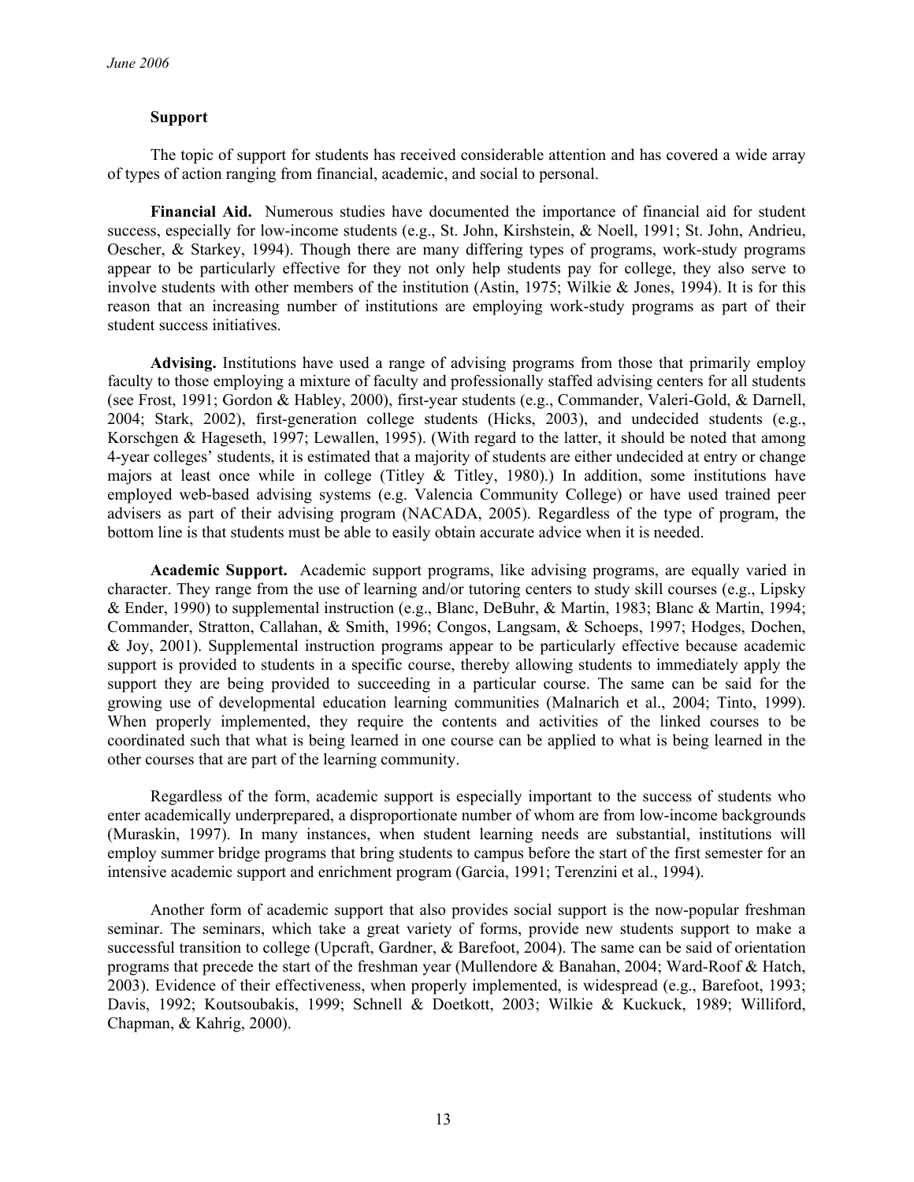### Support

The topic of support for students has received considerable attention and has covered a wide array of types of action ranging from financial, academic, and social to personal.

**Financial Aid.** Numerous studies have documented the importance of financial aid for student success, especially for low-income students (e.g., St. John, Kirshstein, & Noell, 1991; St. John, Andrieu, Oescher, & Starkey, 1994). Though there are many differing types of programs, work-study programs appear to be particularly effective for they not only help students pay for college, they also serve to involve students with other members of the institution (Astin, 1975; Wilkie & Jones, 1994). It is for this reason that an increasing number of institutions are employing work-study programs as part of their student success initiatives.

**Advising.** Institutions have used a range of advising programs from those that primarily employ faculty to those employing a mixture of faculty and professionally staffed advising centers for all students (see Frost, 1991; Gordon & Habley, 2000), first-year students (e.g., Commander, Valeri-Gold, & Darnell, 2004; Stark, 2002), first-generation college students (Hicks, 2003), and undecided students (e.g., Korschgen & Hageseth, 1997; Lewallen, 1995). (With regard to the latter, it should be noted that among 4-year colleges' students, it is estimated that a majority of students are either undecided at entry or change majors at least once while in college (Titley & Titley, 1980).) In addition, some institutions have employed web-based advising systems (e.g. Valencia Community College) or have used trained peer advisers as part of their advising program (NACADA, 2005). Regardless of the type of program, the bottom line is that students must be able to easily obtain accurate advice when it is needed.

**Academic Support.** Academic support programs, like advising programs, are equally varied in character. They range from the use of learning and/or tutoring centers to study skill courses (e.g., Lipsky & Ender, 1990) to supplemental instruction (e.g., Blanc, DeBuhr, & Martin, 1983; Blanc & Martin, 1994; Commander, Stratton, Callahan, & Smith, 1996; Congos, Langsam, & Schoeps, 1997; Hodges, Dochen, & Joy, 2001). Supplemental instruction programs appear to be particularly effective because academic support is provided to students in a specific course, thereby allowing students to immediately apply the support they are being provided to succeeding in a particular course. The same can be said for the growing use of developmental education learning communities (Malnarich et al., 2004; Tinto, 1999). When properly implemented, they require the contents and activities of the linked courses to be coordinated such that what is being learned in one course can be applied to what is being learned in the other courses that are part of the learning community.

Regardless of the form, academic support is especially important to the success of students who enter academically underprepared, a disproportionate number of whom are from low-income backgrounds (Muraskin, 1997). In many instances, when student learning needs are substantial, institutions will employ summer bridge programs that bring students to campus before the start of the first semester for an intensive academic support and enrichment program (Garcia, 1991; Terenzini et al., 1994).

Another form of academic support that also provides social support is the now-popular freshman seminar. The seminars, which take a great variety of forms, provide new students support to make a successful transition to college (Upcraft, Gardner, & Barefoot, 2004). The same can be said of orientation programs that precede the start of the freshman year (Mullendore & Banahan, 2004; Ward-Roof & Hatch, 2003). Evidence of their effectiveness, when properly implemented, is widespread (e.g., Barefoot, 1993; Davis, 1992; Koutsoubakis, 1999; Schnell & Doetkott, 2003; Wilkie & Kuckuck, 1989; Williford, Chapman, & Kahrig, 2000).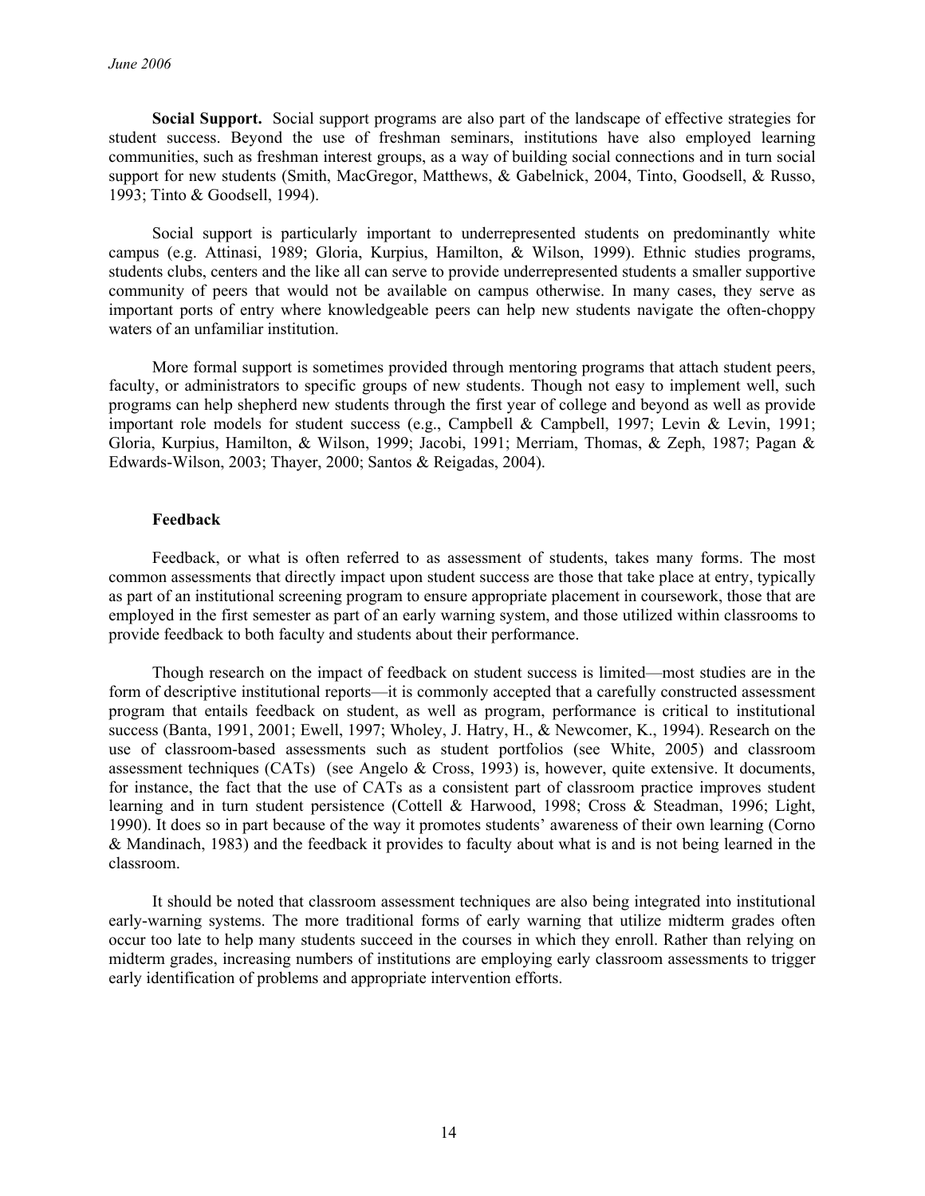**Social Support.** Social support programs are also part of the landscape of effective strategies for student success. Beyond the use of freshman seminars, institutions have also employed learning communities, such as freshman interest groups, as a way of building social connections and in turn social support for new students (Smith, MacGregor, Matthews, & Gabelnick, 2004, Tinto, Goodsell, & Russo, 1993; Tinto & Goodsell, 1994).

Social support is particularly important to underrepresented students on predominantly white campus (e.g. Attinasi, 1989; Gloria, Kurpius, Hamilton, & Wilson, 1999). Ethnic studies programs, students clubs, centers and the like all can serve to provide underrepresented students a smaller supportive community of peers that would not be available on campus otherwise. In many cases, they serve as important ports of entry where knowledgeable peers can help new students navigate the often-choppy waters of an unfamiliar institution.

More formal support is sometimes provided through mentoring programs that attach student peers, faculty, or administrators to specific groups of new students. Though not easy to implement well, such programs can help shepherd new students through the first year of college and beyond as well as provide important role models for student success (e.g., Campbell & Campbell, 1997; Levin & Levin, 1991; Gloria, Kurpius, Hamilton, & Wilson, 1999; Jacobi, 1991; Merriam, Thomas, & Zeph, 1987; Pagan & Edwards-Wilson, 2003; Thayer, 2000; Santos & Reigadas, 2004).

### Feedback

Feedback, or what is often referred to as assessment of students, takes many forms. The most common assessments that directly impact upon student success are those that take place at entry, typically as part of an institutional screening program to ensure appropriate placement in coursework, those that are employed in the first semester as part of an early warning system, and those utilized within classrooms to provide feedback to both faculty and students about their performance.

Though research on the impact of feedback on student success is limited—most studies are in the form of descriptive institutional reports—it is commonly accepted that a carefully constructed assessment program that entails feedback on student, as well as program, performance is critical to institutional success (Banta, 1991, 2001; Ewell, 1997; Wholey, J. Hatry, H., & Newcomer, K., 1994). Research on the use of classroom-based assessments such as student portfolios (see White, 2005) and classroom assessment techniques (CATs) (see Angelo & Cross, 1993) is, however, quite extensive. It documents, for instance, the fact that the use of CATs as a consistent part of classroom practice improves student learning and in turn student persistence (Cottell & Harwood, 1998; Cross & Steadman, 1996; Light, 1990). It does so in part because of the way it promotes students' awareness of their own learning (Corno & Mandinach, 1983) and the feedback it provides to faculty about what is and is not being learned in the classroom.

It should be noted that classroom assessment techniques are also being integrated into institutional early-warning systems. The more traditional forms of early warning that utilize midterm grades often occur too late to help many students succeed in the courses in which they enroll. Rather than relying on midterm grades, increasing numbers of institutions are employing early classroom assessments to trigger early identification of problems and appropriate intervention efforts.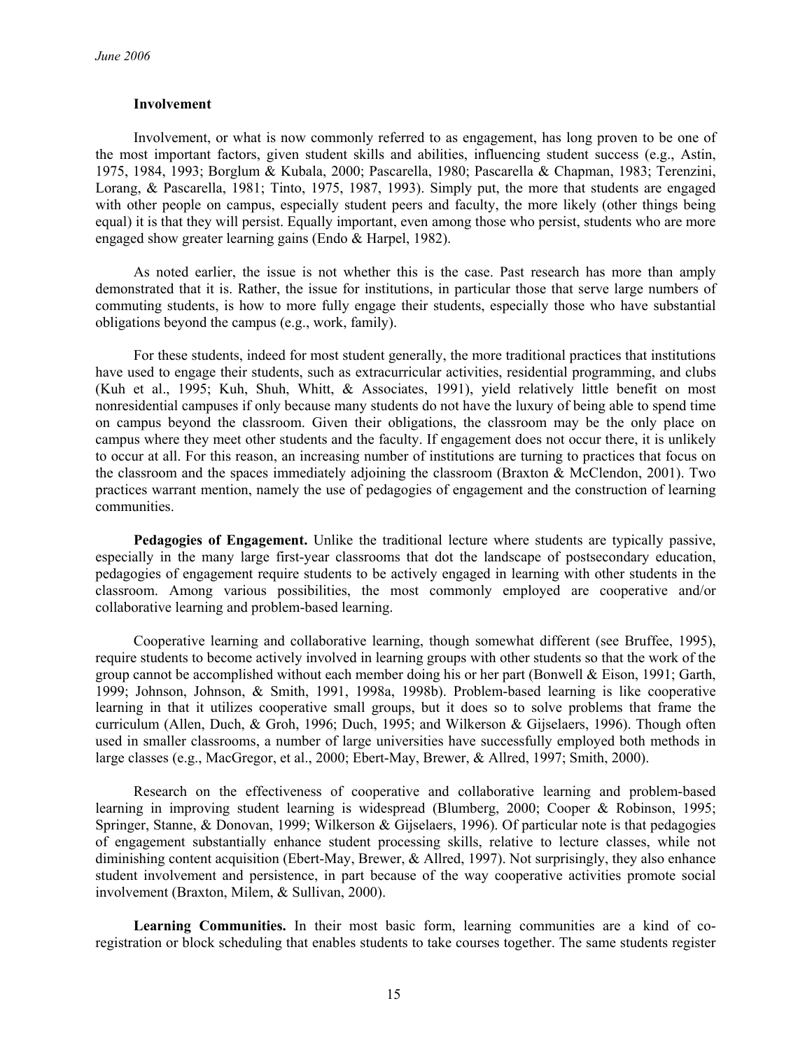### Involvement

Involvement, or what is now commonly referred to as engagement, has long proven to be one of the most important factors, given student skills and abilities, influencing student success (e.g., Astin, 1975, 1984, 1993; Borglum & Kubala, 2000; Pascarella, 1980; Pascarella & Chapman, 1983; Terenzini, Lorang, & Pascarella, 1981; Tinto, 1975, 1987, 1993). Simply put, the more that students are engaged with other people on campus, especially student peers and faculty, the more likely (other things being equal) it is that they will persist. Equally important, even among those who persist, students who are more engaged show greater learning gains (Endo & Harpel, 1982).

As noted earlier, the issue is not whether this is the case. Past research has more than amply demonstrated that it is. Rather, the issue for institutions, in particular those that serve large numbers of commuting students, is how to more fully engage their students, especially those who have substantial obligations beyond the campus (e.g., work, family).

For these students, indeed for most student generally, the more traditional practices that institutions have used to engage their students, such as extracurricular activities, residential programming, and clubs (Kuh et al., 1995; Kuh, Shuh, Whitt, & Associates, 1991), yield relatively little benefit on most nonresidential campuses if only because many students do not have the luxury of being able to spend time on campus beyond the classroom. Given their obligations, the classroom may be the only place on campus where they meet other students and the faculty. If engagement does not occur there, it is unlikely to occur at all. For this reason, an increasing number of institutions are turning to practices that focus on the classroom and the spaces immediately adjoining the classroom (Braxton & McClendon, 2001). Two practices warrant mention, namely the use of pedagogies of engagement and the construction of learning communities.

**Pedagogies of Engagement.** Unlike the traditional lecture where students are typically passive, especially in the many large first-year classrooms that dot the landscape of postsecondary education, pedagogies of engagement require students to be actively engaged in learning with other students in the classroom. Among various possibilities, the most commonly employed are cooperative and/or collaborative learning and problem-based learning.

Cooperative learning and collaborative learning, though somewhat different (see Bruffee, 1995), require students to become actively involved in learning groups with other students so that the work of the group cannot be accomplished without each member doing his or her part (Bonwell & Eison, 1991; Garth, 1999; Johnson, Johnson, & Smith, 1991, 1998a, 1998b). Problem-based learning is like cooperative learning in that it utilizes cooperative small groups, but it does so to solve problems that frame the curriculum (Allen, Duch, & Groh, 1996; Duch, 1995; and Wilkerson & Gijselaers, 1996). Though often used in smaller classrooms, a number of large universities have successfully employed both methods in large classes (e.g., MacGregor, et al., 2000; Ebert-May, Brewer, & Allred, 1997; Smith, 2000).

Research on the effectiveness of cooperative and collaborative learning and problem-based learning in improving student learning is widespread (Blumberg, 2000; Cooper & Robinson, 1995; Springer, Stanne, & Donovan, 1999; Wilkerson & Gijselaers, 1996). Of particular note is that pedagogies of engagement substantially enhance student processing skills, relative to lecture classes, while not diminishing content acquisition (Ebert-May, Brewer, & Allred, 1997). Not surprisingly, they also enhance student involvement and persistence, in part because of the way cooperative activities promote social involvement (Braxton, Milem, & Sullivan, 2000).

**Learning Communities.** In their most basic form, learning communities are a kind of co-registration or block scheduling that enables students to take courses together. The same students register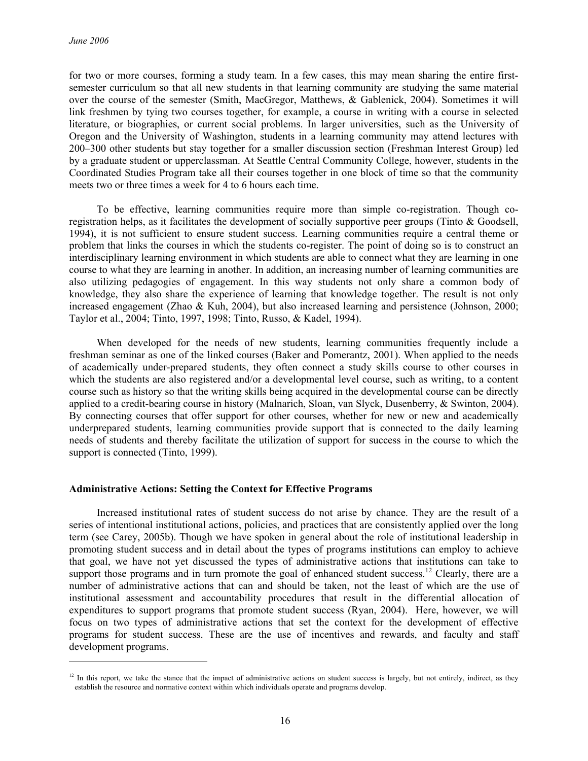for two or more courses, forming a study team. In a few cases, this may mean sharing the entire first-semester curriculum so that all new students in that learning community are studying the same material over the course of the semester (Smith, MacGregor, Matthews, & Gablenick, 2004). Sometimes it will link freshmen by tying two courses together, for example, a course in writing with a course in selected literature, or biographies, or current social problems. In larger universities, such as the University of Oregon and the University of Washington, students in a learning community may attend lectures with 200–300 other students but stay together for a smaller discussion section (Freshman Interest Group) led by a graduate student or upperclassman. At Seattle Central Community College, however, students in the Coordinated Studies Program take all their courses together in one block of time so that the community meets two or three times a week for 4 to 6 hours each time.

To be effective, learning communities require more than simple co-registration. Though co-registration helps, as it facilitates the development of socially supportive peer groups (Tinto & Goodsell, 1994), it is not sufficient to ensure student success. Learning communities require a central theme or problem that links the courses in which the students co-register. The point of doing so is to construct an interdisciplinary learning environment in which students are able to connect what they are learning in one course to what they are learning in another. In addition, an increasing number of learning communities are also utilizing pedagogies of engagement. In this way students not only share a common body of knowledge, they also share the experience of learning that knowledge together. The result is not only increased engagement (Zhao & Kuh, 2004), but also increased learning and persistence (Johnson, 2000; Taylor et al., 2004; Tinto, 1997, 1998; Tinto, Russo, & Kadel, 1994).

When developed for the needs of new students, learning communities frequently include a freshman seminar as one of the linked courses (Baker and Pomerantz, 2001). When applied to the needs of academically under-prepared students, they often connect a study skills course to other courses in which the students are also registered and/or a developmental level course, such as writing, to a content course such as history so that the writing skills being acquired in the developmental course can be directly applied to a credit-bearing course in history (Malnarich, Sloan, van Slyck, Dusenberry, & Swinton, 2004). By connecting courses that offer support for other courses, whether for new or new and academically underprepared students, learning communities provide support that is connected to the daily learning needs of students and thereby facilitate the utilization of support for success in the course to which the support is connected (Tinto, 1999).

### Administrative Actions: Setting the Context for Effective Programs

Increased institutional rates of student success do not arise by chance. They are the result of a series of intentional institutional actions, policies, and practices that are consistently applied over the long term (see Carey, 2005b). Though we have spoken in general about the role of institutional leadership in promoting student success and in detail about the types of programs institutions can employ to achieve that goal, we have not yet discussed the types of administrative actions that institutions can take to support those programs and in turn promote the goal of enhanced student success.[12] Clearly, there are a number of administrative actions that can and should be taken, not the least of which are the use of institutional assessment and accountability procedures that result in the differential allocation of expenditures to support programs that promote student success (Ryan, 2004). Here, however, we will focus on two types of administrative actions that set the context for the development of effective programs for student success. These are the use of incentives and rewards, and faculty and staff development programs.

[12] In this report, we take the stance that the impact of administrative actions on student success is largely, but not entirely, indirect, as they establish the resource and normative context within which individuals operate and programs develop.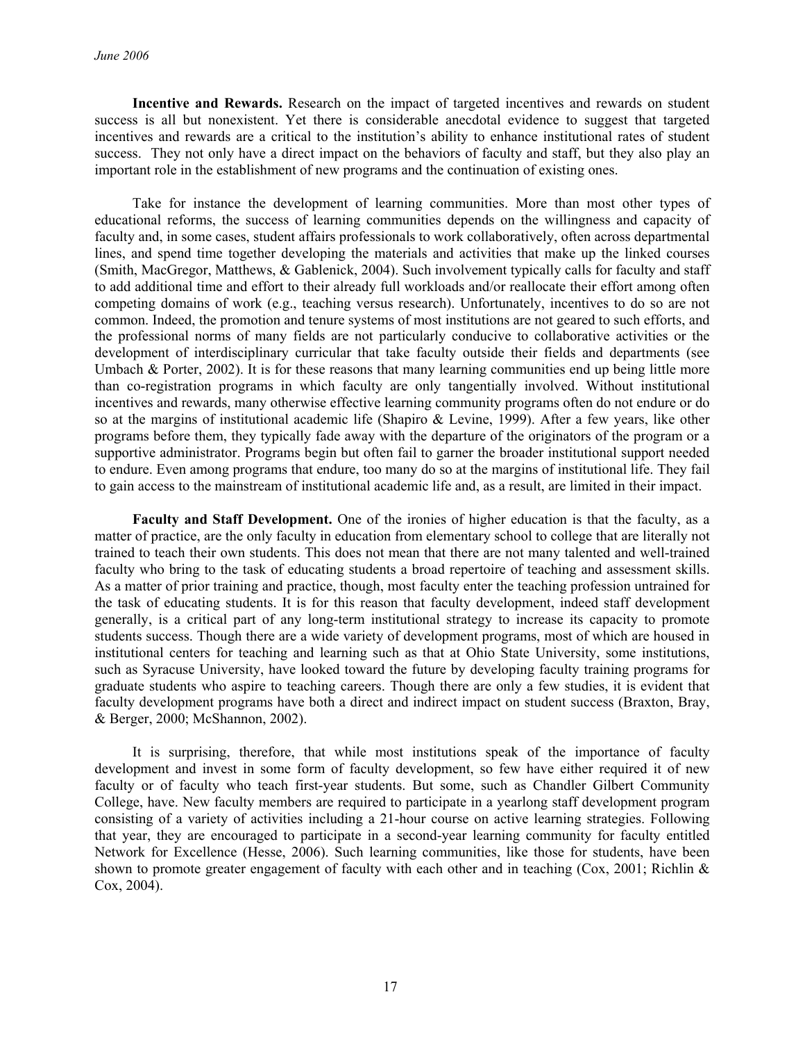**Incentive and Rewards.** Research on the impact of targeted incentives and rewards on student success is all but nonexistent. Yet there is considerable anecdotal evidence to suggest that targeted incentives and rewards are a critical to the institution's ability to enhance institutional rates of student success. They not only have a direct impact on the behaviors of faculty and staff, but they also play an important role in the establishment of new programs and the continuation of existing ones.

Take for instance the development of learning communities. More than most other types of educational reforms, the success of learning communities depends on the willingness and capacity of faculty and, in some cases, student affairs professionals to work collaboratively, often across departmental lines, and spend time together developing the materials and activities that make up the linked courses (Smith, MacGregor, Matthews, & Gablenick, 2004). Such involvement typically calls for faculty and staff to add additional time and effort to their already full workloads and/or reallocate their effort among often competing domains of work (e.g., teaching versus research). Unfortunately, incentives to do so are not common. Indeed, the promotion and tenure systems of most institutions are not geared to such efforts, and the professional norms of many fields are not particularly conducive to collaborative activities or the development of interdisciplinary curricular that take faculty outside their fields and departments (see Umbach & Porter, 2002). It is for these reasons that many learning communities end up being little more than co-registration programs in which faculty are only tangentially involved. Without institutional incentives and rewards, many otherwise effective learning community programs often do not endure or do so at the margins of institutional academic life (Shapiro & Levine, 1999). After a few years, like other programs before them, they typically fade away with the departure of the originators of the program or a supportive administrator. Programs begin but often fail to garner the broader institutional support needed to endure. Even among programs that endure, too many do so at the margins of institutional life. They fail to gain access to the mainstream of institutional academic life and, as a result, are limited in their impact.

**Faculty and Staff Development.** One of the ironies of higher education is that the faculty, as a matter of practice, are the only faculty in education from elementary school to college that are literally not trained to teach their own students. This does not mean that there are not many talented and well-trained faculty who bring to the task of educating students a broad repertoire of teaching and assessment skills. As a matter of prior training and practice, though, most faculty enter the teaching profession untrained for the task of educating students. It is for this reason that faculty development, indeed staff development generally, is a critical part of any long-term institutional strategy to increase its capacity to promote students success. Though there are a wide variety of development programs, most of which are housed in institutional centers for teaching and learning such as that at Ohio State University, some institutions, such as Syracuse University, have looked toward the future by developing faculty training programs for graduate students who aspire to teaching careers. Though there are only a few studies, it is evident that faculty development programs have both a direct and indirect impact on student success (Braxton, Bray, & Berger, 2000; McShannon, 2002).

It is surprising, therefore, that while most institutions speak of the importance of faculty development and invest in some form of faculty development, so few have either required it of new faculty or of faculty who teach first-year students. But some, such as Chandler Gilbert Community College, have. New faculty members are required to participate in a yearlong staff development program consisting of a variety of activities including a 21-hour course on active learning strategies. Following that year, they are encouraged to participate in a second-year learning community for faculty entitled Network for Excellence (Hesse, 2006). Such learning communities, like those for students, have been shown to promote greater engagement of faculty with each other and in teaching (Cox, 2001; Richlin & Cox, 2004).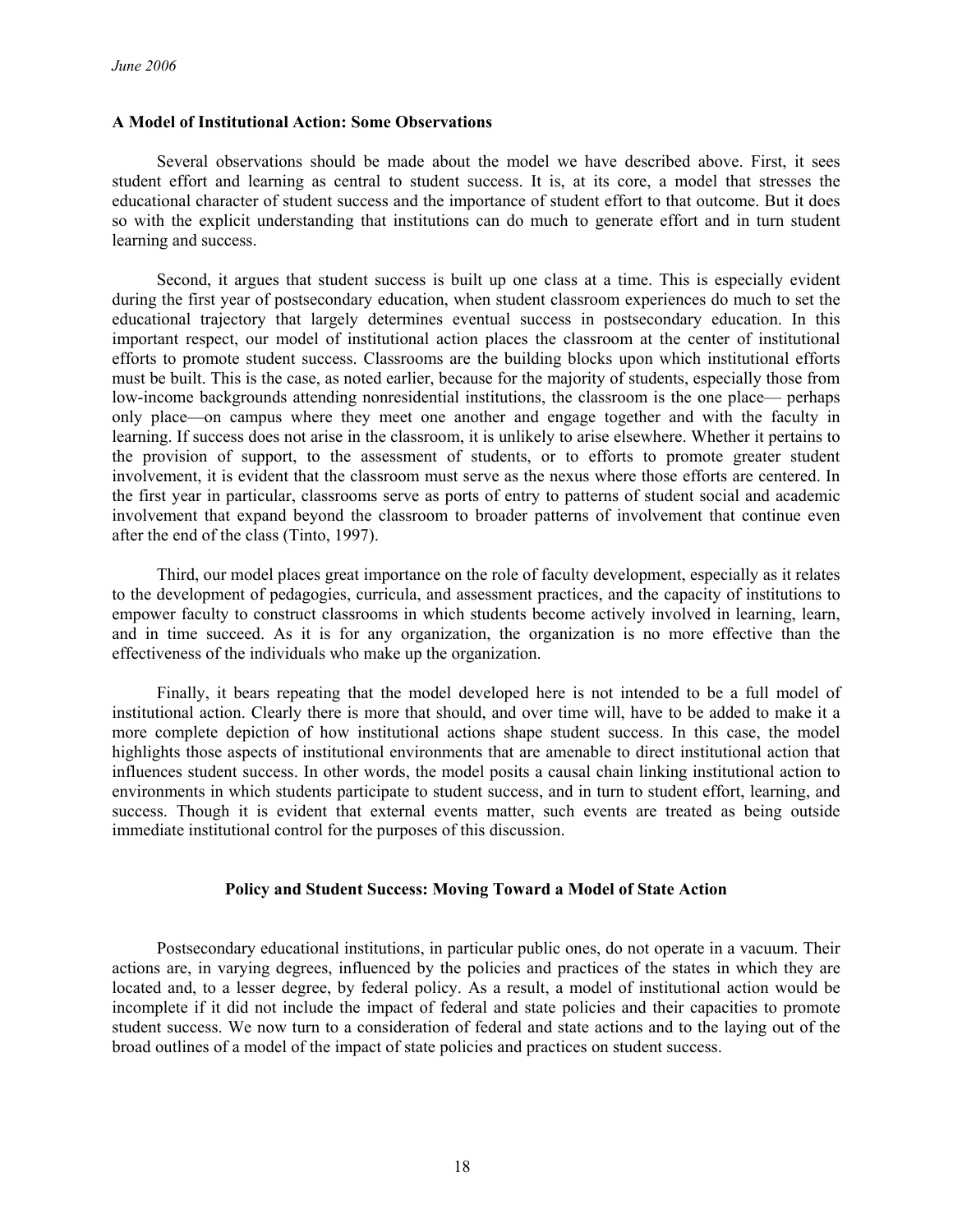### A Model of Institutional Action: Some Observations

Several observations should be made about the model we have described above. First, it sees student effort and learning as central to student success. It is, at its core, a model that stresses the educational character of student success and the importance of student effort to that outcome. But it does so with the explicit understanding that institutions can do much to generate effort and in turn student learning and success.

Second, it argues that student success is built up one class at a time. This is especially evident during the first year of postsecondary education, when student classroom experiences do much to set the educational trajectory that largely determines eventual success in postsecondary education. In this important respect, our model of institutional action places the classroom at the center of institutional efforts to promote student success. Classrooms are the building blocks upon which institutional efforts must be built. This is the case, as noted earlier, because for the majority of students, especially those from low-income backgrounds attending nonresidential institutions, the classroom is the one place— perhaps only place—on campus where they meet one another and engage together and with the faculty in learning. If success does not arise in the classroom, it is unlikely to arise elsewhere. Whether it pertains to the provision of support, to the assessment of students, or to efforts to promote greater student involvement, it is evident that the classroom must serve as the nexus where those efforts are centered. In the first year in particular, classrooms serve as ports of entry to patterns of student social and academic involvement that expand beyond the classroom to broader patterns of involvement that continue even after the end of the class (Tinto, 1997).

Third, our model places great importance on the role of faculty development, especially as it relates to the development of pedagogies, curricula, and assessment practices, and the capacity of institutions to empower faculty to construct classrooms in which students become actively involved in learning, learn, and in time succeed. As it is for any organization, the organization is no more effective than the effectiveness of the individuals who make up the organization.

Finally, it bears repeating that the model developed here is not intended to be a full model of institutional action. Clearly there is more that should, and over time will, have to be added to make it a more complete depiction of how institutional actions shape student success. In this case, the model highlights those aspects of institutional environments that are amenable to direct institutional action that influences student success. In other words, the model posits a causal chain linking institutional action to environments in which students participate to student success, and in turn to student effort, learning, and success. Though it is evident that external events matter, such events are treated as being outside immediate institutional control for the purposes of this discussion.

## Policy and Student Success: Moving Toward a Model of State Action

Postsecondary educational institutions, in particular public ones, do not operate in a vacuum. Their actions are, in varying degrees, influenced by the policies and practices of the states in which they are located and, to a lesser degree, by federal policy. As a result, a model of institutional action would be incomplete if it did not include the impact of federal and state policies and their capacities to promote student success. We now turn to a consideration of federal and state actions and to the laying out of the broad outlines of a model of the impact of state policies and practices on student success.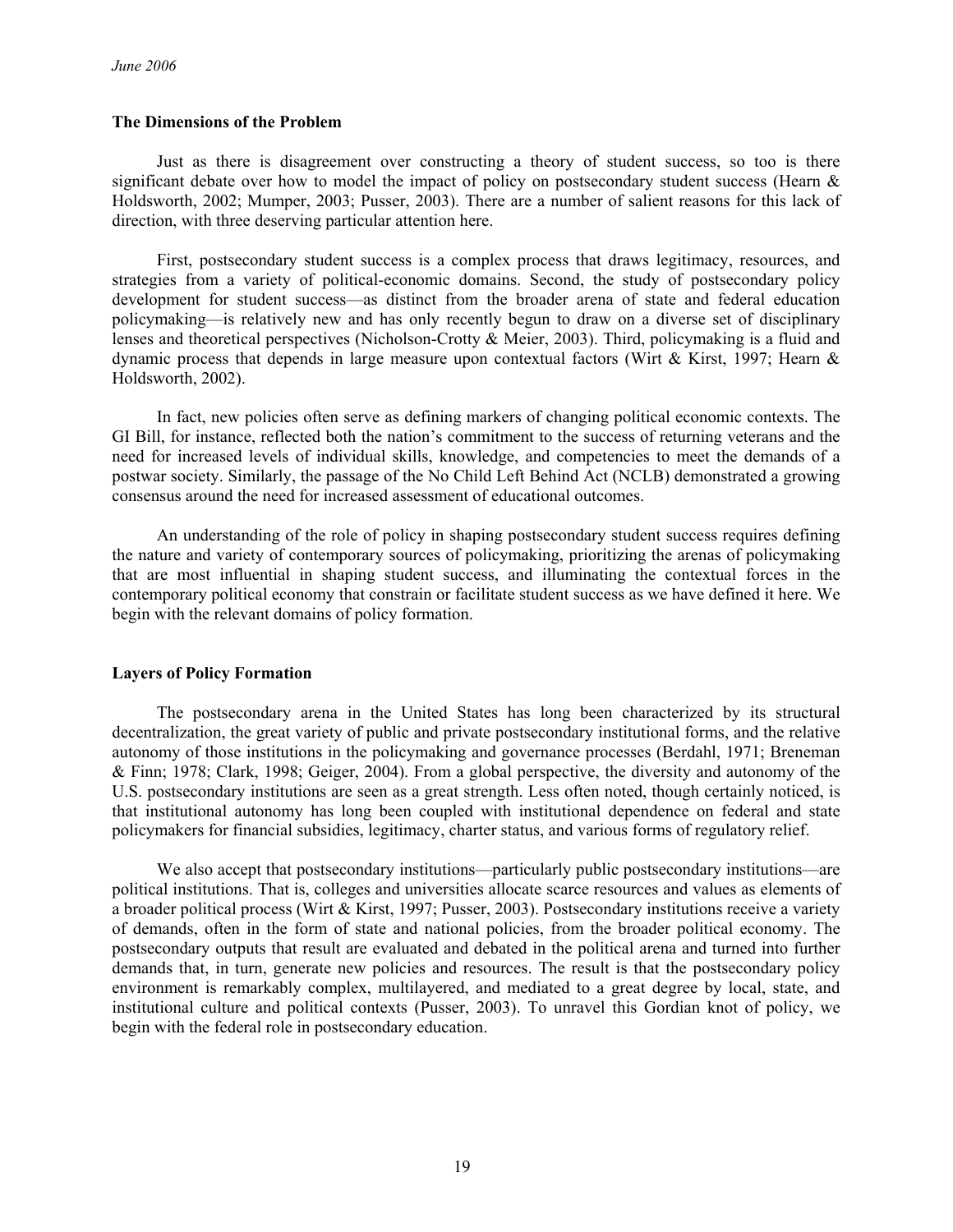### The Dimensions of the Problem

Just as there is disagreement over constructing a theory of student success, so too is there significant debate over how to model the impact of policy on postsecondary student success (Hearn & Holdsworth, 2002; Mumper, 2003; Pusser, 2003). There are a number of salient reasons for this lack of direction, with three deserving particular attention here.

First, postsecondary student success is a complex process that draws legitimacy, resources, and strategies from a variety of political-economic domains. Second, the study of postsecondary policy development for student success—as distinct from the broader arena of state and federal education policymaking—is relatively new and has only recently begun to draw on a diverse set of disciplinary lenses and theoretical perspectives (Nicholson-Crotty & Meier, 2003). Third, policymaking is a fluid and dynamic process that depends in large measure upon contextual factors (Wirt & Kirst, 1997; Hearn & Holdsworth, 2002).

In fact, new policies often serve as defining markers of changing political economic contexts. The GI Bill, for instance, reflected both the nation's commitment to the success of returning veterans and the need for increased levels of individual skills, knowledge, and competencies to meet the demands of a postwar society. Similarly, the passage of the No Child Left Behind Act (NCLB) demonstrated a growing consensus around the need for increased assessment of educational outcomes.

An understanding of the role of policy in shaping postsecondary student success requires defining the nature and variety of contemporary sources of policymaking, prioritizing the arenas of policymaking that are most influential in shaping student success, and illuminating the contextual forces in the contemporary political economy that constrain or facilitate student success as we have defined it here. We begin with the relevant domains of policy formation.

### Layers of Policy Formation

The postsecondary arena in the United States has long been characterized by its structural decentralization, the great variety of public and private postsecondary institutional forms, and the relative autonomy of those institutions in the policymaking and governance processes (Berdahl, 1971; Breneman & Finn; 1978; Clark, 1998; Geiger, 2004). From a global perspective, the diversity and autonomy of the U.S. postsecondary institutions are seen as a great strength. Less often noted, though certainly noticed, is that institutional autonomy has long been coupled with institutional dependence on federal and state policymakers for financial subsidies, legitimacy, charter status, and various forms of regulatory relief.

We also accept that postsecondary institutions—particularly public postsecondary institutions—are political institutions. That is, colleges and universities allocate scarce resources and values as elements of a broader political process (Wirt & Kirst, 1997; Pusser, 2003). Postsecondary institutions receive a variety of demands, often in the form of state and national policies, from the broader political economy. The postsecondary outputs that result are evaluated and debated in the political arena and turned into further demands that, in turn, generate new policies and resources. The result is that the postsecondary policy environment is remarkably complex, multilayered, and mediated to a great degree by local, state, and institutional culture and political contexts (Pusser, 2003). To unravel this Gordian knot of policy, we begin with the federal role in postsecondary education.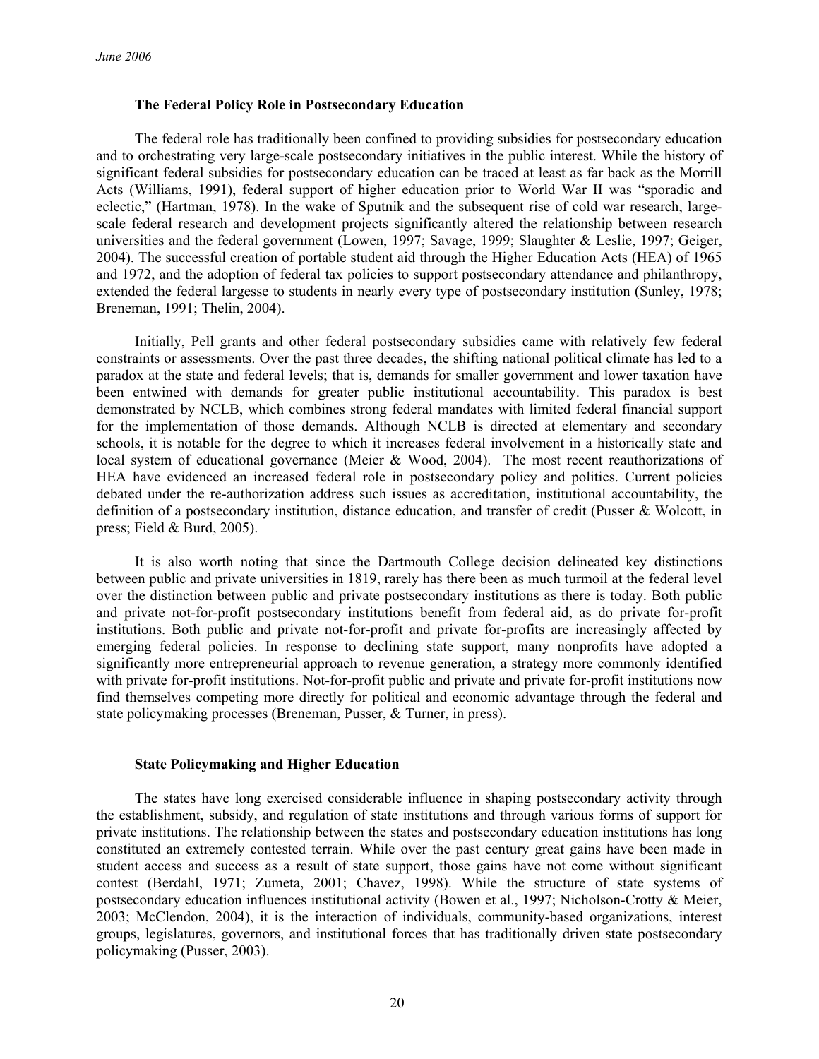### The Federal Policy Role in Postsecondary Education

The federal role has traditionally been confined to providing subsidies for postsecondary education and to orchestrating very large-scale postsecondary initiatives in the public interest. While the history of significant federal subsidies for postsecondary education can be traced at least as far back as the Morrill Acts (Williams, 1991), federal support of higher education prior to World War II was "sporadic and eclectic," (Hartman, 1978). In the wake of Sputnik and the subsequent rise of cold war research, large-scale federal research and development projects significantly altered the relationship between research universities and the federal government (Lowen, 1997; Savage, 1999; Slaughter & Leslie, 1997; Geiger, 2004). The successful creation of portable student aid through the Higher Education Acts (HEA) of 1965 and 1972, and the adoption of federal tax policies to support postsecondary attendance and philanthropy, extended the federal largesse to students in nearly every type of postsecondary institution (Sunley, 1978; Breneman, 1991; Thelin, 2004).

Initially, Pell grants and other federal postsecondary subsidies came with relatively few federal constraints or assessments. Over the past three decades, the shifting national political climate has led to a paradox at the state and federal levels; that is, demands for smaller government and lower taxation have been entwined with demands for greater public institutional accountability. This paradox is best demonstrated by NCLB, which combines strong federal mandates with limited federal financial support for the implementation of those demands. Although NCLB is directed at elementary and secondary schools, it is notable for the degree to which it increases federal involvement in a historically state and local system of educational governance (Meier & Wood, 2004). The most recent reauthorizations of HEA have evidenced an increased federal role in postsecondary policy and politics. Current policies debated under the re-authorization address such issues as accreditation, institutional accountability, the definition of a postsecondary institution, distance education, and transfer of credit (Pusser & Wolcott, in press; Field & Burd, 2005).

It is also worth noting that since the Dartmouth College decision delineated key distinctions between public and private universities in 1819, rarely has there been as much turmoil at the federal level over the distinction between public and private postsecondary institutions as there is today. Both public and private not-for-profit postsecondary institutions benefit from federal aid, as do private for-profit institutions. Both public and private not-for-profit and private for-profits are increasingly affected by emerging federal policies. In response to declining state support, many nonprofits have adopted a significantly more entrepreneurial approach to revenue generation, a strategy more commonly identified with private for-profit institutions. Not-for-profit public and private and private for-profit institutions now find themselves competing more directly for political and economic advantage through the federal and state policymaking processes (Breneman, Pusser, & Turner, in press).

### State Policymaking and Higher Education

The states have long exercised considerable influence in shaping postsecondary activity through the establishment, subsidy, and regulation of state institutions and through various forms of support for private institutions. The relationship between the states and postsecondary education institutions has long constituted an extremely contested terrain. While over the past century great gains have been made in student access and success as a result of state support, those gains have not come without significant contest (Berdahl, 1971; Zumeta, 2001; Chavez, 1998). While the structure of state systems of postsecondary education influences institutional activity (Bowen et al., 1997; Nicholson-Crotty & Meier, 2003; McClendon, 2004), it is the interaction of individuals, community-based organizations, interest groups, legislatures, governors, and institutional forces that has traditionally driven state postsecondary policymaking (Pusser, 2003).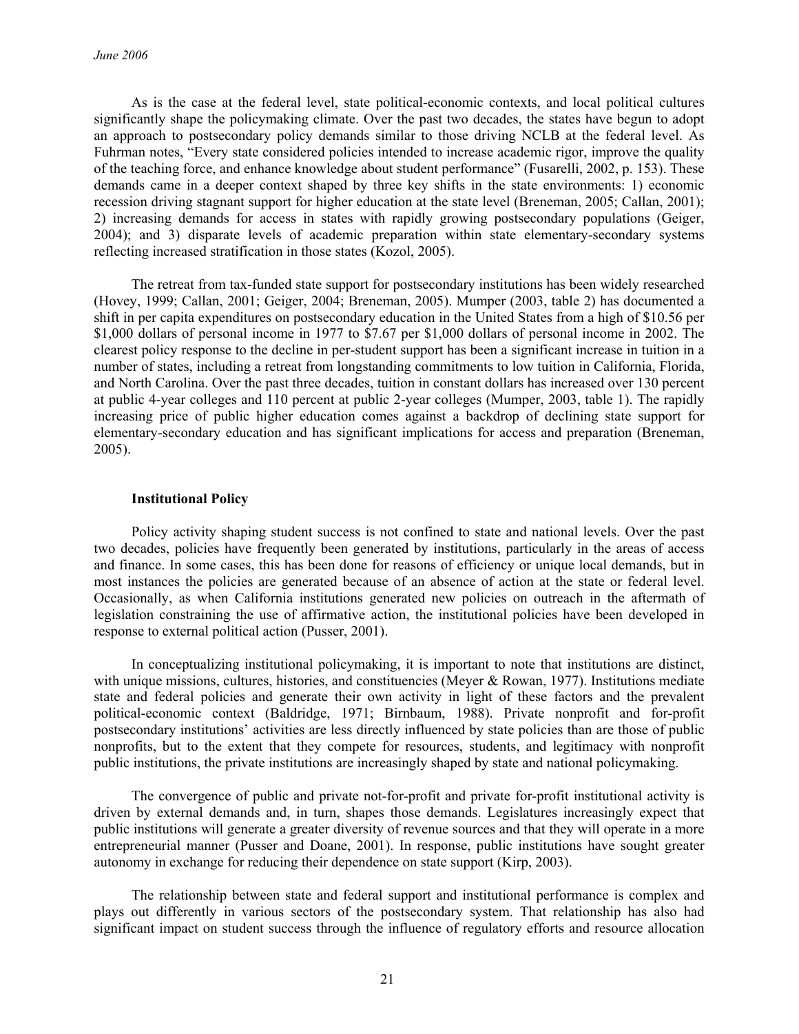As is the case at the federal level, state political-economic contexts, and local political cultures significantly shape the policymaking climate. Over the past two decades, the states have begun to adopt an approach to postsecondary policy demands similar to those driving NCLB at the federal level. As Fuhrman notes, "Every state considered policies intended to increase academic rigor, improve the quality of the teaching force, and enhance knowledge about student performance" (Fusarelli, 2002, p. 153). These demands came in a deeper context shaped by three key shifts in the state environments: 1) economic recession driving stagnant support for higher education at the state level (Breneman, 2005; Callan, 2001); 2) increasing demands for access in states with rapidly growing postsecondary populations (Geiger, 2004); and 3) disparate levels of academic preparation within state elementary-secondary systems reflecting increased stratification in those states (Kozol, 2005).

The retreat from tax-funded state support for postsecondary institutions has been widely researched (Hovey, 1999; Callan, 2001; Geiger, 2004; Breneman, 2005). Mumper (2003, table 2) has documented a shift in per capita expenditures on postsecondary education in the United States from a high of $10.56 per $1,000 dollars of personal income in 1977 to $7.67 per $1,000 dollars of personal income in 2002. The clearest policy response to the decline in per-student support has been a significant increase in tuition in a number of states, including a retreat from longstanding commitments to low tuition in California, Florida, and North Carolina. Over the past three decades, tuition in constant dollars has increased over 130 percent at public 4-year colleges and 110 percent at public 2-year colleges (Mumper, 2003, table 1). The rapidly increasing price of public higher education comes against a backdrop of declining state support for elementary-secondary education and has significant implications for access and preparation (Breneman, 2005).

### Institutional Policy

Policy activity shaping student success is not confined to state and national levels. Over the past two decades, policies have frequently been generated by institutions, particularly in the areas of access and finance. In some cases, this has been done for reasons of efficiency or unique local demands, but in most instances the policies are generated because of an absence of action at the state or federal level. Occasionally, as when California institutions generated new policies on outreach in the aftermath of legislation constraining the use of affirmative action, the institutional policies have been developed in response to external political action (Pusser, 2001).

In conceptualizing institutional policymaking, it is important to note that institutions are distinct, with unique missions, cultures, histories, and constituencies (Meyer & Rowan, 1977). Institutions mediate state and federal policies and generate their own activity in light of these factors and the prevalent political-economic context (Baldridge, 1971; Birnbaum, 1988). Private nonprofit and for-profit postsecondary institutions' activities are less directly influenced by state policies than are those of public nonprofits, but to the extent that they compete for resources, students, and legitimacy with nonprofit public institutions, the private institutions are increasingly shaped by state and national policymaking.

The convergence of public and private not-for-profit and private for-profit institutional activity is driven by external demands and, in turn, shapes those demands. Legislatures increasingly expect that public institutions will generate a greater diversity of revenue sources and that they will operate in a more entrepreneurial manner (Pusser and Doane, 2001). In response, public institutions have sought greater autonomy in exchange for reducing their dependence on state support (Kirp, 2003).

The relationship between state and federal support and institutional performance is complex and plays out differently in various sectors of the postsecondary system. That relationship has also had significant impact on student success through the influence of regulatory efforts and resource allocation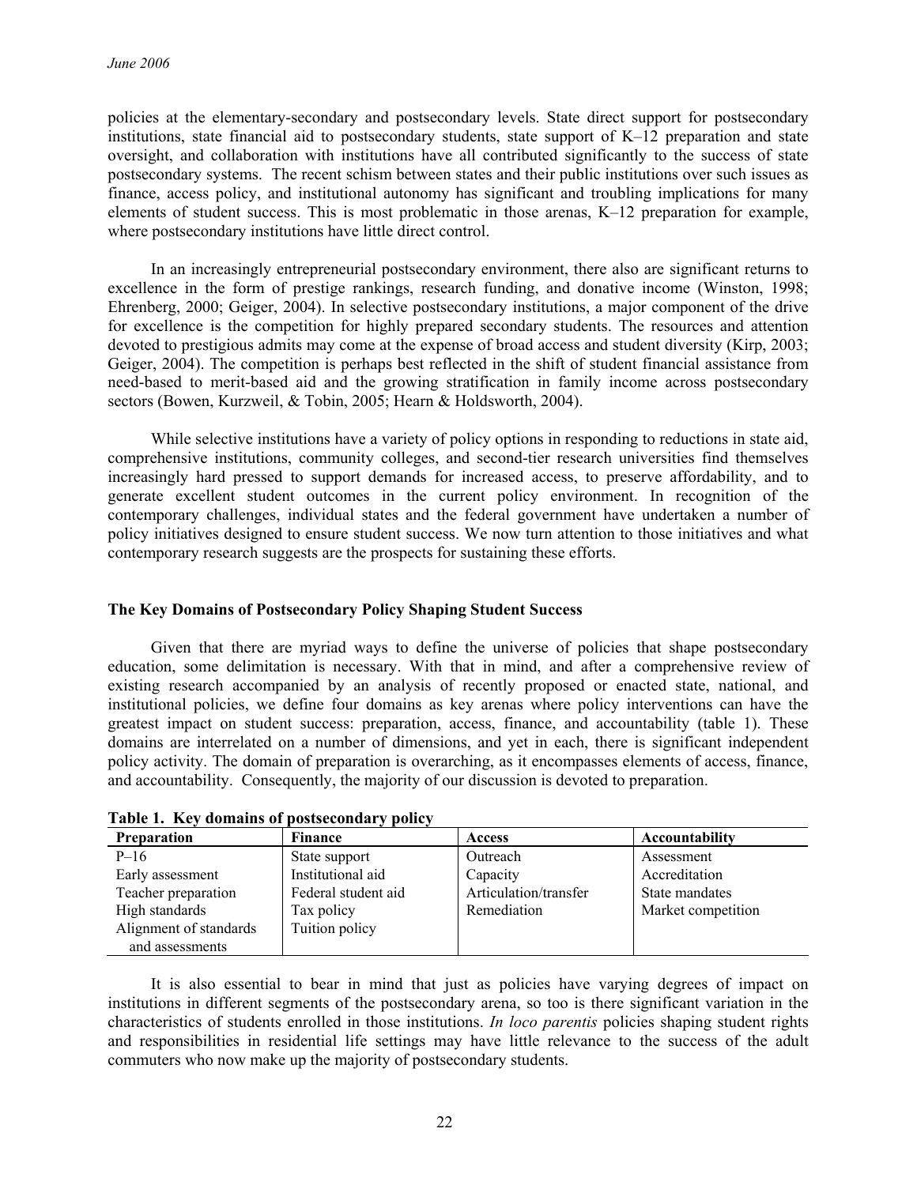policies at the elementary-secondary and postsecondary levels. State direct support for postsecondary institutions, state financial aid to postsecondary students, state support of K–12 preparation and state oversight, and collaboration with institutions have all contributed significantly to the success of state postsecondary systems. The recent schism between states and their public institutions over such issues as finance, access policy, and institutional autonomy has significant and troubling implications for many elements of student success. This is most problematic in those arenas, K–12 preparation for example, where postsecondary institutions have little direct control.

In an increasingly entrepreneurial postsecondary environment, there also are significant returns to excellence in the form of prestige rankings, research funding, and donative income (Winston, 1998; Ehrenberg, 2000; Geiger, 2004). In selective postsecondary institutions, a major component of the drive for excellence is the competition for highly prepared secondary students. The resources and attention devoted to prestigious admits may come at the expense of broad access and student diversity (Kirp, 2003; Geiger, 2004). The competition is perhaps best reflected in the shift of student financial assistance from need-based to merit-based aid and the growing stratification in family income across postsecondary sectors (Bowen, Kurzweil, & Tobin, 2005; Hearn & Holdsworth, 2004).

While selective institutions have a variety of policy options in responding to reductions in state aid, comprehensive institutions, community colleges, and second-tier research universities find themselves increasingly hard pressed to support demands for increased access, to preserve affordability, and to generate excellent student outcomes in the current policy environment. In recognition of the contemporary challenges, individual states and the federal government have undertaken a number of policy initiatives designed to ensure student success. We now turn attention to those initiatives and what contemporary research suggests are the prospects for sustaining these efforts.

## The Key Domains of Postsecondary Policy Shaping Student Success

Given that there are myriad ways to define the universe of policies that shape postsecondary education, some delimitation is necessary. With that in mind, and after a comprehensive review of existing research accompanied by an analysis of recently proposed or enacted state, national, and institutional policies, we define four domains as key arenas where policy interventions can have the greatest impact on student success: preparation, access, finance, and accountability (table 1). These domains are interrelated on a number of dimensions, and yet in each, there is significant independent policy activity. The domain of preparation is overarching, as it encompasses elements of access, finance, and accountability. Consequently, the majority of our discussion is devoted to preparation.

**Table 1. Key domains of postsecondary policy**

| Preparation | Finance | Access | Accountability |
|---|---|---|---|
| P–16 | State support | Outreach | Assessment |
| Early assessment | Institutional aid | Capacity | Accreditation |
| Teacher preparation | Federal student aid | Articulation/transfer | State mandates |
| High standards | Tax policy | Remediation | Market competition |
| Alignment of standards and assessments | Tuition policy | | |

It is also essential to bear in mind that just as policies have varying degrees of impact on institutions in different segments of the postsecondary arena, so too is there significant variation in the characteristics of students enrolled in those institutions. *In loco parentis* policies shaping student rights and responsibilities in residential life settings may have little relevance to the success of the adult commuters who now make up the majority of postsecondary students.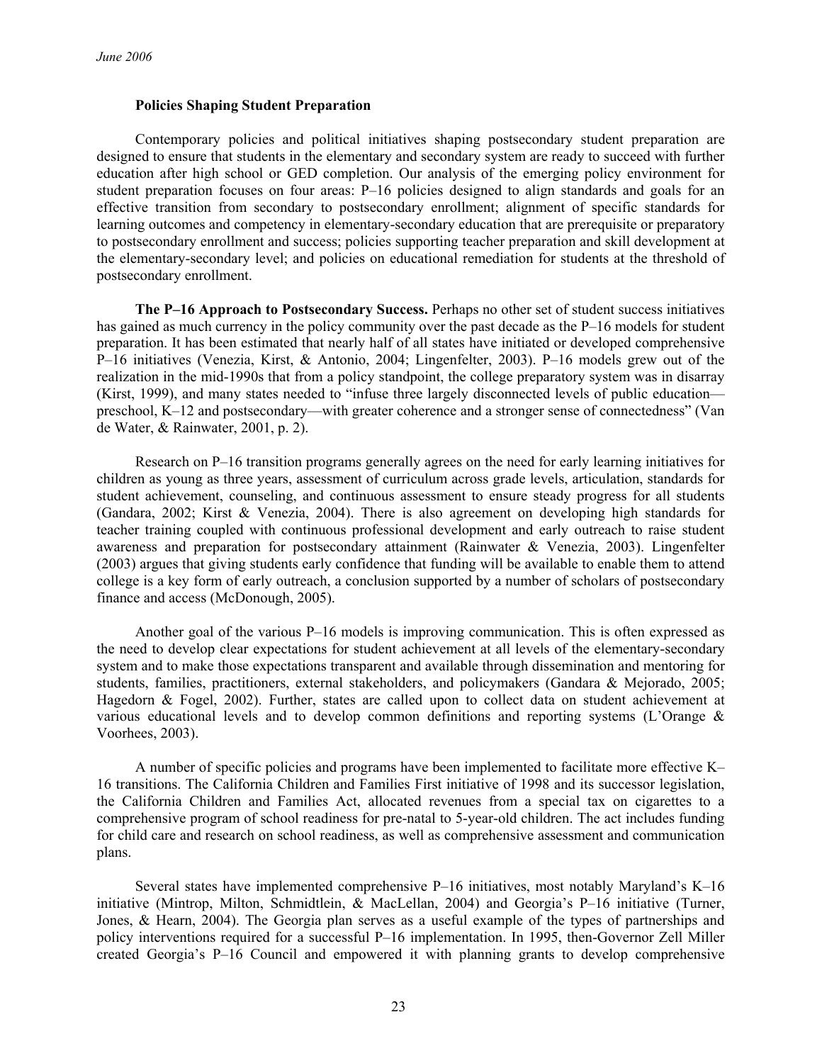### Policies Shaping Student Preparation

Contemporary policies and political initiatives shaping postsecondary student preparation are designed to ensure that students in the elementary and secondary system are ready to succeed with further education after high school or GED completion. Our analysis of the emerging policy environment for student preparation focuses on four areas: P–16 policies designed to align standards and goals for an effective transition from secondary to postsecondary enrollment; alignment of specific standards for learning outcomes and competency in elementary-secondary education that are prerequisite or preparatory to postsecondary enrollment and success; policies supporting teacher preparation and skill development at the elementary-secondary level; and policies on educational remediation for students at the threshold of postsecondary enrollment.

**The P–16 Approach to Postsecondary Success.** Perhaps no other set of student success initiatives has gained as much currency in the policy community over the past decade as the P–16 models for student preparation. It has been estimated that nearly half of all states have initiated or developed comprehensive P–16 initiatives (Venezia, Kirst, & Antonio, 2004; Lingenfelter, 2003). P–16 models grew out of the realization in the mid-1990s that from a policy standpoint, the college preparatory system was in disarray (Kirst, 1999), and many states needed to "infuse three largely disconnected levels of public education—preschool, K–12 and postsecondary—with greater coherence and a stronger sense of connectedness" (Van de Water, & Rainwater, 2001, p. 2).

Research on P–16 transition programs generally agrees on the need for early learning initiatives for children as young as three years, assessment of curriculum across grade levels, articulation, standards for student achievement, counseling, and continuous assessment to ensure steady progress for all students (Gandara, 2002; Kirst & Venezia, 2004). There is also agreement on developing high standards for teacher training coupled with continuous professional development and early outreach to raise student awareness and preparation for postsecondary attainment (Rainwater & Venezia, 2003). Lingenfelter (2003) argues that giving students early confidence that funding will be available to enable them to attend college is a key form of early outreach, a conclusion supported by a number of scholars of postsecondary finance and access (McDonough, 2005).

Another goal of the various P–16 models is improving communication. This is often expressed as the need to develop clear expectations for student achievement at all levels of the elementary-secondary system and to make those expectations transparent and available through dissemination and mentoring for students, families, practitioners, external stakeholders, and policymakers (Gandara & Mejorado, 2005; Hagedorn & Fogel, 2002). Further, states are called upon to collect data on student achievement at various educational levels and to develop common definitions and reporting systems (L'Orange & Voorhees, 2003).

A number of specific policies and programs have been implemented to facilitate more effective K–16 transitions. The California Children and Families First initiative of 1998 and its successor legislation, the California Children and Families Act, allocated revenues from a special tax on cigarettes to a comprehensive program of school readiness for pre-natal to 5-year-old children. The act includes funding for child care and research on school readiness, as well as comprehensive assessment and communication plans.

Several states have implemented comprehensive P–16 initiatives, most notably Maryland's K–16 initiative (Mintrop, Milton, Schmidtlein, & MacLellan, 2004) and Georgia's P–16 initiative (Turner, Jones, & Hearn, 2004). The Georgia plan serves as a useful example of the types of partnerships and policy interventions required for a successful P–16 implementation. In 1995, then-Governor Zell Miller created Georgia's P–16 Council and empowered it with planning grants to develop comprehensive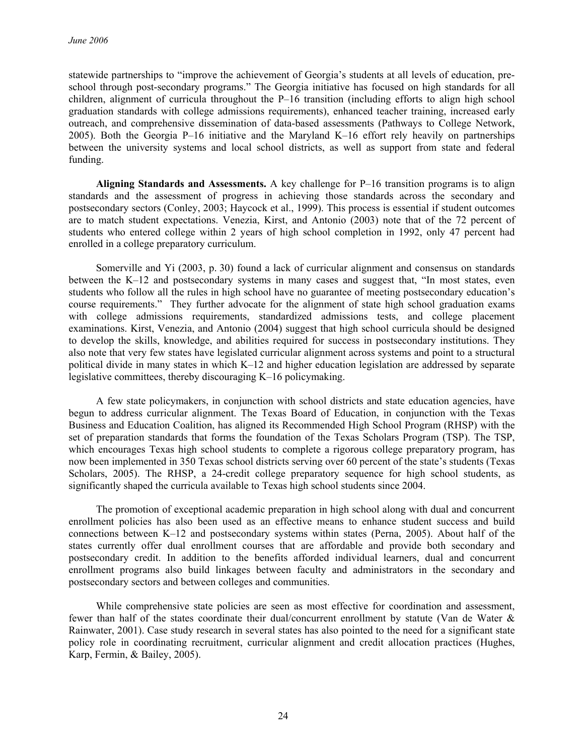statewide partnerships to "improve the achievement of Georgia's students at all levels of education, pre-school through post-secondary programs." The Georgia initiative has focused on high standards for all children, alignment of curricula throughout the P–16 transition (including efforts to align high school graduation standards with college admissions requirements), enhanced teacher training, increased early outreach, and comprehensive dissemination of data-based assessments (Pathways to College Network, 2005). Both the Georgia P–16 initiative and the Maryland K–16 effort rely heavily on partnerships between the university systems and local school districts, as well as support from state and federal funding.

**Aligning Standards and Assessments.** A key challenge for P–16 transition programs is to align standards and the assessment of progress in achieving those standards across the secondary and postsecondary sectors (Conley, 2003; Haycock et al., 1999). This process is essential if student outcomes are to match student expectations. Venezia, Kirst, and Antonio (2003) note that of the 72 percent of students who entered college within 2 years of high school completion in 1992, only 47 percent had enrolled in a college preparatory curriculum.

Somerville and Yi (2003, p. 30) found a lack of curricular alignment and consensus on standards between the K–12 and postsecondary systems in many cases and suggest that, "In most states, even students who follow all the rules in high school have no guarantee of meeting postsecondary education's course requirements." They further advocate for the alignment of state high school graduation exams with college admissions requirements, standardized admissions tests, and college placement examinations. Kirst, Venezia, and Antonio (2004) suggest that high school curricula should be designed to develop the skills, knowledge, and abilities required for success in postsecondary institutions. They also note that very few states have legislated curricular alignment across systems and point to a structural political divide in many states in which K–12 and higher education legislation are addressed by separate legislative committees, thereby discouraging K–16 policymaking.

A few state policymakers, in conjunction with school districts and state education agencies, have begun to address curricular alignment. The Texas Board of Education, in conjunction with the Texas Business and Education Coalition, has aligned its Recommended High School Program (RHSP) with the set of preparation standards that forms the foundation of the Texas Scholars Program (TSP). The TSP, which encourages Texas high school students to complete a rigorous college preparatory program, has now been implemented in 350 Texas school districts serving over 60 percent of the state's students (Texas Scholars, 2005). The RHSP, a 24-credit college preparatory sequence for high school students, as significantly shaped the curricula available to Texas high school students since 2004.

The promotion of exceptional academic preparation in high school along with dual and concurrent enrollment policies has also been used as an effective means to enhance student success and build connections between K–12 and postsecondary systems within states (Perna, 2005). About half of the states currently offer dual enrollment courses that are affordable and provide both secondary and postsecondary credit. In addition to the benefits afforded individual learners, dual and concurrent enrollment programs also build linkages between faculty and administrators in the secondary and postsecondary sectors and between colleges and communities.

While comprehensive state policies are seen as most effective for coordination and assessment, fewer than half of the states coordinate their dual/concurrent enrollment by statute (Van de Water & Rainwater, 2001). Case study research in several states has also pointed to the need for a significant state policy role in coordinating recruitment, curricular alignment and credit allocation practices (Hughes, Karp, Fermin, & Bailey, 2005).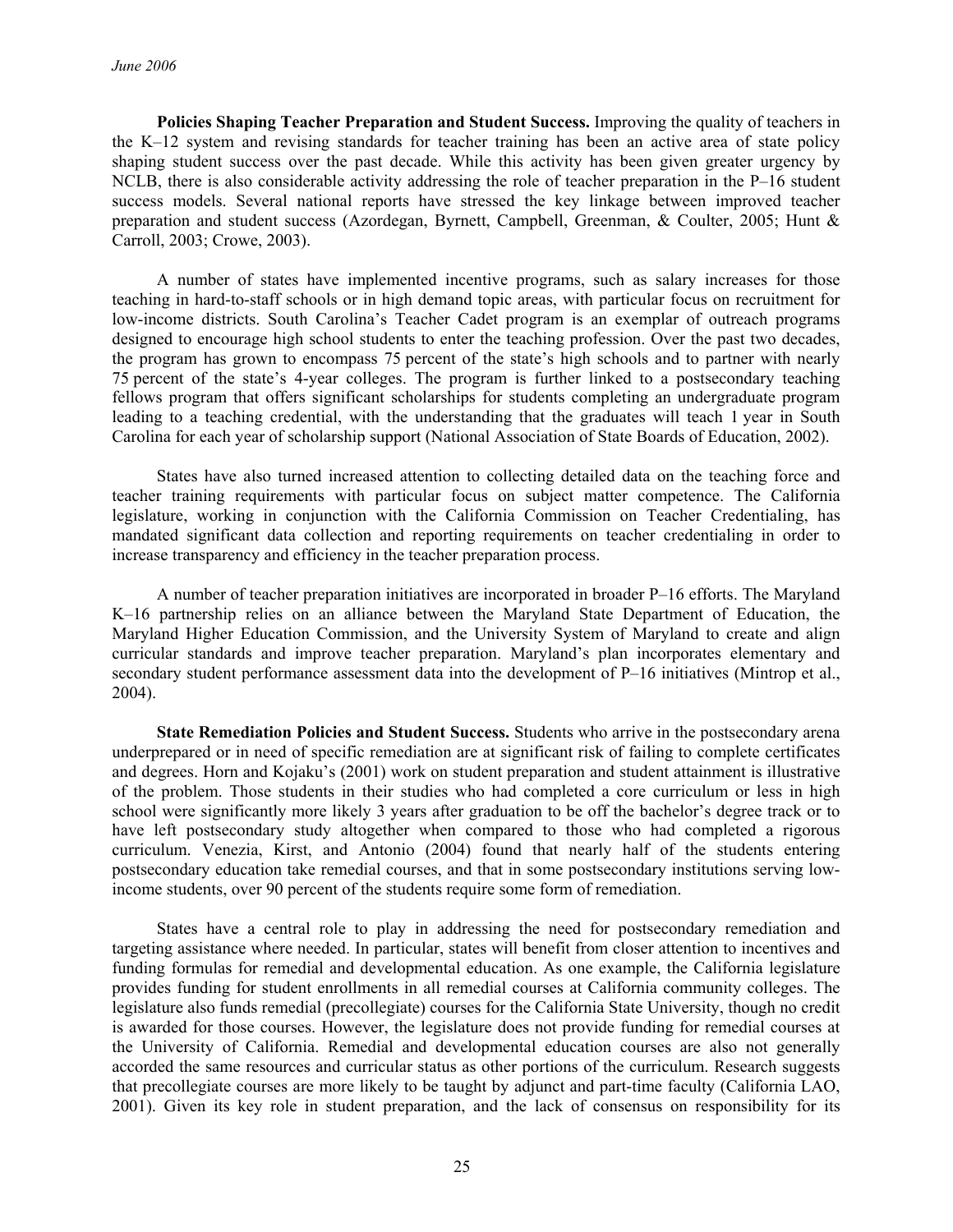**Policies Shaping Teacher Preparation and Student Success.** Improving the quality of teachers in the K–12 system and revising standards for teacher training has been an active area of state policy shaping student success over the past decade. While this activity has been given greater urgency by NCLB, there is also considerable activity addressing the role of teacher preparation in the P–16 student success models. Several national reports have stressed the key linkage between improved teacher preparation and student success (Azordegan, Byrnett, Campbell, Greenman, & Coulter, 2005; Hunt & Carroll, 2003; Crowe, 2003).

A number of states have implemented incentive programs, such as salary increases for those teaching in hard-to-staff schools or in high demand topic areas, with particular focus on recruitment for low-income districts. South Carolina's Teacher Cadet program is an exemplar of outreach programs designed to encourage high school students to enter the teaching profession. Over the past two decades, the program has grown to encompass 75 percent of the state's high schools and to partner with nearly 75 percent of the state's 4-year colleges. The program is further linked to a postsecondary teaching fellows program that offers significant scholarships for students completing an undergraduate program leading to a teaching credential, with the understanding that the graduates will teach 1 year in South Carolina for each year of scholarship support (National Association of State Boards of Education, 2002).

States have also turned increased attention to collecting detailed data on the teaching force and teacher training requirements with particular focus on subject matter competence. The California legislature, working in conjunction with the California Commission on Teacher Credentialing, has mandated significant data collection and reporting requirements on teacher credentialing in order to increase transparency and efficiency in the teacher preparation process.

A number of teacher preparation initiatives are incorporated in broader P–16 efforts. The Maryland K–16 partnership relies on an alliance between the Maryland State Department of Education, the Maryland Higher Education Commission, and the University System of Maryland to create and align curricular standards and improve teacher preparation. Maryland's plan incorporates elementary and secondary student performance assessment data into the development of P–16 initiatives (Mintrop et al., 2004).

**State Remediation Policies and Student Success.** Students who arrive in the postsecondary arena underprepared or in need of specific remediation are at significant risk of failing to complete certificates and degrees. Horn and Kojaku's (2001) work on student preparation and student attainment is illustrative of the problem. Those students in their studies who had completed a core curriculum or less in high school were significantly more likely 3 years after graduation to be off the bachelor's degree track or to have left postsecondary study altogether when compared to those who had completed a rigorous curriculum. Venezia, Kirst, and Antonio (2004) found that nearly half of the students entering postsecondary education take remedial courses, and that in some postsecondary institutions serving low-income students, over 90 percent of the students require some form of remediation.

States have a central role to play in addressing the need for postsecondary remediation and targeting assistance where needed. In particular, states will benefit from closer attention to incentives and funding formulas for remedial and developmental education. As one example, the California legislature provides funding for student enrollments in all remedial courses at California community colleges. The legislature also funds remedial (precollegiate) courses for the California State University, though no credit is awarded for those courses. However, the legislature does not provide funding for remedial courses at the University of California. Remedial and developmental education courses are also not generally accorded the same resources and curricular status as other portions of the curriculum. Research suggests that precollegiate courses are more likely to be taught by adjunct and part-time faculty (California LAO, 2001). Given its key role in student preparation, and the lack of consensus on responsibility for its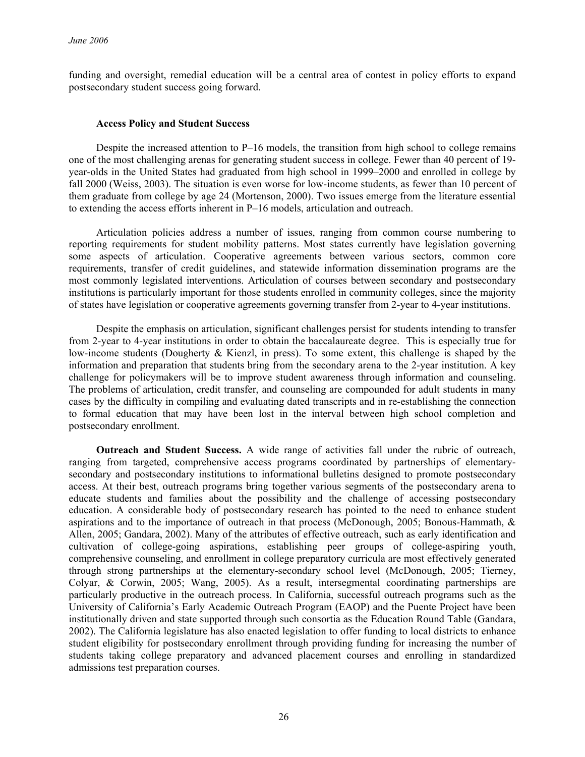funding and oversight, remedial education will be a central area of contest in policy efforts to expand postsecondary student success going forward.

### Access Policy and Student Success

Despite the increased attention to P–16 models, the transition from high school to college remains one of the most challenging arenas for generating student success in college. Fewer than 40 percent of 19-year-olds in the United States had graduated from high school in 1999–2000 and enrolled in college by fall 2000 (Weiss, 2003). The situation is even worse for low-income students, as fewer than 10 percent of them graduate from college by age 24 (Mortenson, 2000). Two issues emerge from the literature essential to extending the access efforts inherent in P–16 models, articulation and outreach.

Articulation policies address a number of issues, ranging from common course numbering to reporting requirements for student mobility patterns. Most states currently have legislation governing some aspects of articulation. Cooperative agreements between various sectors, common core requirements, transfer of credit guidelines, and statewide information dissemination programs are the most commonly legislated interventions. Articulation of courses between secondary and postsecondary institutions is particularly important for those students enrolled in community colleges, since the majority of states have legislation or cooperative agreements governing transfer from 2-year to 4-year institutions.

Despite the emphasis on articulation, significant challenges persist for students intending to transfer from 2-year to 4-year institutions in order to obtain the baccalaureate degree. This is especially true for low-income students (Dougherty & Kienzl, in press). To some extent, this challenge is shaped by the information and preparation that students bring from the secondary arena to the 2-year institution. A key challenge for policymakers will be to improve student awareness through information and counseling. The problems of articulation, credit transfer, and counseling are compounded for adult students in many cases by the difficulty in compiling and evaluating dated transcripts and in re-establishing the connection to formal education that may have been lost in the interval between high school completion and postsecondary enrollment.

**Outreach and Student Success.** A wide range of activities fall under the rubric of outreach, ranging from targeted, comprehensive access programs coordinated by partnerships of elementary-secondary and postsecondary institutions to informational bulletins designed to promote postsecondary access. At their best, outreach programs bring together various segments of the postsecondary arena to educate students and families about the possibility and the challenge of accessing postsecondary education. A considerable body of postsecondary research has pointed to the need to enhance student aspirations and to the importance of outreach in that process (McDonough, 2005; Bonous-Hammath, & Allen, 2005; Gandara, 2002). Many of the attributes of effective outreach, such as early identification and cultivation of college-going aspirations, establishing peer groups of college-aspiring youth, comprehensive counseling, and enrollment in college preparatory curricula are most effectively generated through strong partnerships at the elementary-secondary school level (McDonough, 2005; Tierney, Colyar, & Corwin, 2005; Wang, 2005). As a result, intersegmental coordinating partnerships are particularly productive in the outreach process. In California, successful outreach programs such as the University of California's Early Academic Outreach Program (EAOP) and the Puente Project have been institutionally driven and state supported through such consortia as the Education Round Table (Gandara, 2002). The California legislature has also enacted legislation to offer funding to local districts to enhance student eligibility for postsecondary enrollment through providing funding for increasing the number of students taking college preparatory and advanced placement courses and enrolling in standardized admissions test preparation courses.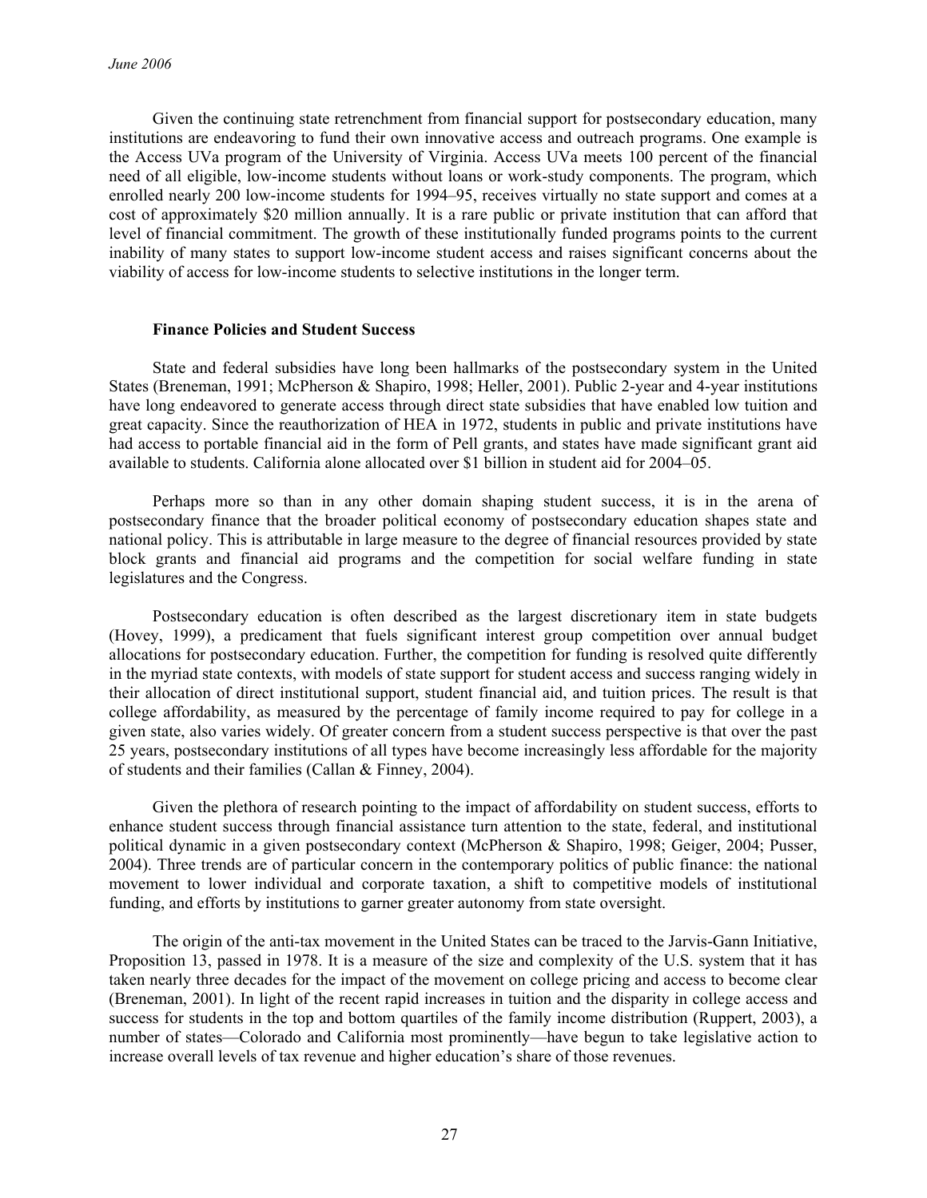Given the continuing state retrenchment from financial support for postsecondary education, many institutions are endeavoring to fund their own innovative access and outreach programs. One example is the Access UVa program of the University of Virginia. Access UVa meets 100 percent of the financial need of all eligible, low-income students without loans or work-study components. The program, which enrolled nearly 200 low-income students for 1994–95, receives virtually no state support and comes at a cost of approximately $20 million annually. It is a rare public or private institution that can afford that level of financial commitment. The growth of these institutionally funded programs points to the current inability of many states to support low-income student access and raises significant concerns about the viability of access for low-income students to selective institutions in the longer term.

### Finance Policies and Student Success

State and federal subsidies have long been hallmarks of the postsecondary system in the United States (Breneman, 1991; McPherson & Shapiro, 1998; Heller, 2001). Public 2-year and 4-year institutions have long endeavored to generate access through direct state subsidies that have enabled low tuition and great capacity. Since the reauthorization of HEA in 1972, students in public and private institutions have had access to portable financial aid in the form of Pell grants, and states have made significant grant aid available to students. California alone allocated over $1 billion in student aid for 2004–05.

Perhaps more so than in any other domain shaping student success, it is in the arena of postsecondary finance that the broader political economy of postsecondary education shapes state and national policy. This is attributable in large measure to the degree of financial resources provided by state block grants and financial aid programs and the competition for social welfare funding in state legislatures and the Congress.

Postsecondary education is often described as the largest discretionary item in state budgets (Hovey, 1999), a predicament that fuels significant interest group competition over annual budget allocations for postsecondary education. Further, the competition for funding is resolved quite differently in the myriad state contexts, with models of state support for student access and success ranging widely in their allocation of direct institutional support, student financial aid, and tuition prices. The result is that college affordability, as measured by the percentage of family income required to pay for college in a given state, also varies widely. Of greater concern from a student success perspective is that over the past 25 years, postsecondary institutions of all types have become increasingly less affordable for the majority of students and their families (Callan & Finney, 2004).

Given the plethora of research pointing to the impact of affordability on student success, efforts to enhance student success through financial assistance turn attention to the state, federal, and institutional political dynamic in a given postsecondary context (McPherson & Shapiro, 1998; Geiger, 2004; Pusser, 2004). Three trends are of particular concern in the contemporary politics of public finance: the national movement to lower individual and corporate taxation, a shift to competitive models of institutional funding, and efforts by institutions to garner greater autonomy from state oversight.

The origin of the anti-tax movement in the United States can be traced to the Jarvis-Gann Initiative, Proposition 13, passed in 1978. It is a measure of the size and complexity of the U.S. system that it has taken nearly three decades for the impact of the movement on college pricing and access to become clear (Breneman, 2001). In light of the recent rapid increases in tuition and the disparity in college access and success for students in the top and bottom quartiles of the family income distribution (Ruppert, 2003), a number of states—Colorado and California most prominently—have begun to take legislative action to increase overall levels of tax revenue and higher education's share of those revenues.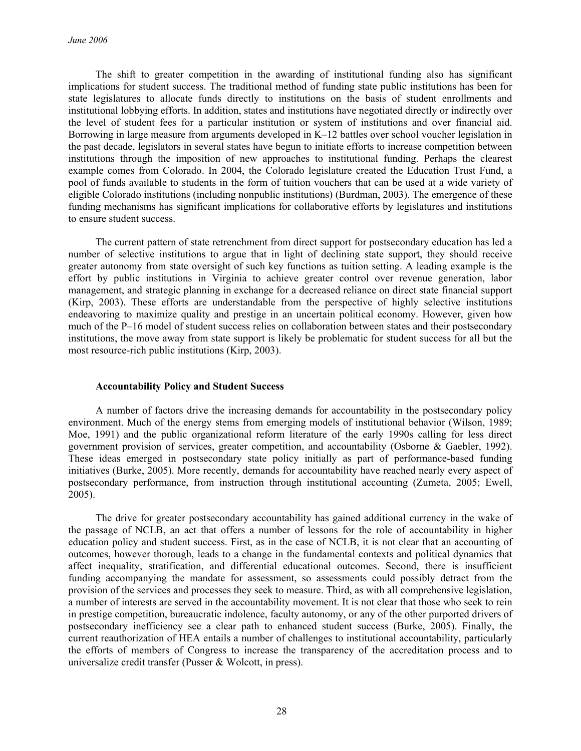The shift to greater competition in the awarding of institutional funding also has significant implications for student success. The traditional method of funding state public institutions has been for state legislatures to allocate funds directly to institutions on the basis of student enrollments and institutional lobbying efforts. In addition, states and institutions have negotiated directly or indirectly over the level of student fees for a particular institution or system of institutions and over financial aid. Borrowing in large measure from arguments developed in K–12 battles over school voucher legislation in the past decade, legislators in several states have begun to initiate efforts to increase competition between institutions through the imposition of new approaches to institutional funding. Perhaps the clearest example comes from Colorado. In 2004, the Colorado legislature created the Education Trust Fund, a pool of funds available to students in the form of tuition vouchers that can be used at a wide variety of eligible Colorado institutions (including nonpublic institutions) (Burdman, 2003). The emergence of these funding mechanisms has significant implications for collaborative efforts by legislatures and institutions to ensure student success.

The current pattern of state retrenchment from direct support for postsecondary education has led a number of selective institutions to argue that in light of declining state support, they should receive greater autonomy from state oversight of such key functions as tuition setting. A leading example is the effort by public institutions in Virginia to achieve greater control over revenue generation, labor management, and strategic planning in exchange for a decreased reliance on direct state financial support (Kirp, 2003). These efforts are understandable from the perspective of highly selective institutions endeavoring to maximize quality and prestige in an uncertain political economy. However, given how much of the P–16 model of student success relies on collaboration between states and their postsecondary institutions, the move away from state support is likely be problematic for student success for all but the most resource-rich public institutions (Kirp, 2003).

### Accountability Policy and Student Success

A number of factors drive the increasing demands for accountability in the postsecondary policy environment. Much of the energy stems from emerging models of institutional behavior (Wilson, 1989; Moe, 1991) and the public organizational reform literature of the early 1990s calling for less direct government provision of services, greater competition, and accountability (Osborne & Gaebler, 1992). These ideas emerged in postsecondary state policy initially as part of performance-based funding initiatives (Burke, 2005). More recently, demands for accountability have reached nearly every aspect of postsecondary performance, from instruction through institutional accounting (Zumeta, 2005; Ewell, 2005).

The drive for greater postsecondary accountability has gained additional currency in the wake of the passage of NCLB, an act that offers a number of lessons for the role of accountability in higher education policy and student success. First, as in the case of NCLB, it is not clear that an accounting of outcomes, however thorough, leads to a change in the fundamental contexts and political dynamics that affect inequality, stratification, and differential educational outcomes. Second, there is insufficient funding accompanying the mandate for assessment, so assessments could possibly detract from the provision of the services and processes they seek to measure. Third, as with all comprehensive legislation, a number of interests are served in the accountability movement. It is not clear that those who seek to rein in prestige competition, bureaucratic indolence, faculty autonomy, or any of the other purported drivers of postsecondary inefficiency see a clear path to enhanced student success (Burke, 2005). Finally, the current reauthorization of HEA entails a number of challenges to institutional accountability, particularly the efforts of members of Congress to increase the transparency of the accreditation process and to universalize credit transfer (Pusser & Wolcott, in press).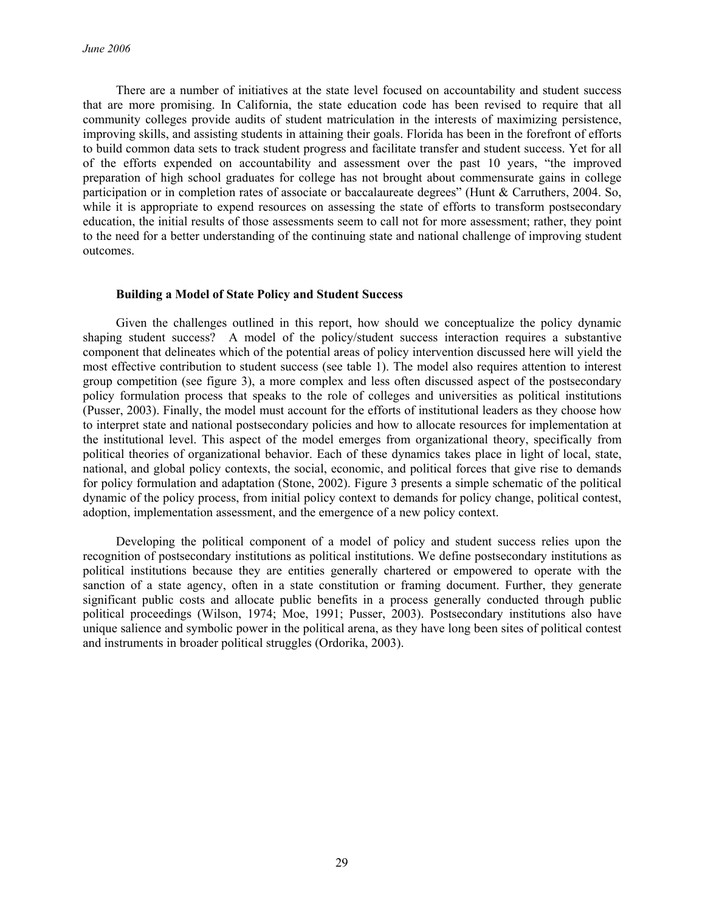There are a number of initiatives at the state level focused on accountability and student success that are more promising. In California, the state education code has been revised to require that all community colleges provide audits of student matriculation in the interests of maximizing persistence, improving skills, and assisting students in attaining their goals. Florida has been in the forefront of efforts to build common data sets to track student progress and facilitate transfer and student success. Yet for all of the efforts expended on accountability and assessment over the past 10 years, "the improved preparation of high school graduates for college has not brought about commensurate gains in college participation or in completion rates of associate or baccalaureate degrees" (Hunt & Carruthers, 2004. So, while it is appropriate to expend resources on assessing the state of efforts to transform postsecondary education, the initial results of those assessments seem to call not for more assessment; rather, they point to the need for a better understanding of the continuing state and national challenge of improving student outcomes.

**Building a Model of State Policy and Student Success**

Given the challenges outlined in this report, how should we conceptualize the policy dynamic shaping student success? A model of the policy/student success interaction requires a substantive component that delineates which of the potential areas of policy intervention discussed here will yield the most effective contribution to student success (see table 1). The model also requires attention to interest group competition (see figure 3), a more complex and less often discussed aspect of the postsecondary policy formulation process that speaks to the role of colleges and universities as political institutions (Pusser, 2003). Finally, the model must account for the efforts of institutional leaders as they choose how to interpret state and national postsecondary policies and how to allocate resources for implementation at the institutional level. This aspect of the model emerges from organizational theory, specifically from political theories of organizational behavior. Each of these dynamics takes place in light of local, state, national, and global policy contexts, the social, economic, and political forces that give rise to demands for policy formulation and adaptation (Stone, 2002). Figure 3 presents a simple schematic of the political dynamic of the policy process, from initial policy context to demands for policy change, political contest, adoption, implementation assessment, and the emergence of a new policy context.

Developing the political component of a model of policy and student success relies upon the recognition of postsecondary institutions as political institutions. We define postsecondary institutions as political institutions because they are entities generally chartered or empowered to operate with the sanction of a state agency, often in a state constitution or framing document. Further, they generate significant public costs and allocate public benefits in a process generally conducted through public political proceedings (Wilson, 1974; Moe, 1991; Pusser, 2003). Postsecondary institutions also have unique salience and symbolic power in the political arena, as they have long been sites of political contest and instruments in broader political struggles (Ordorika, 2003).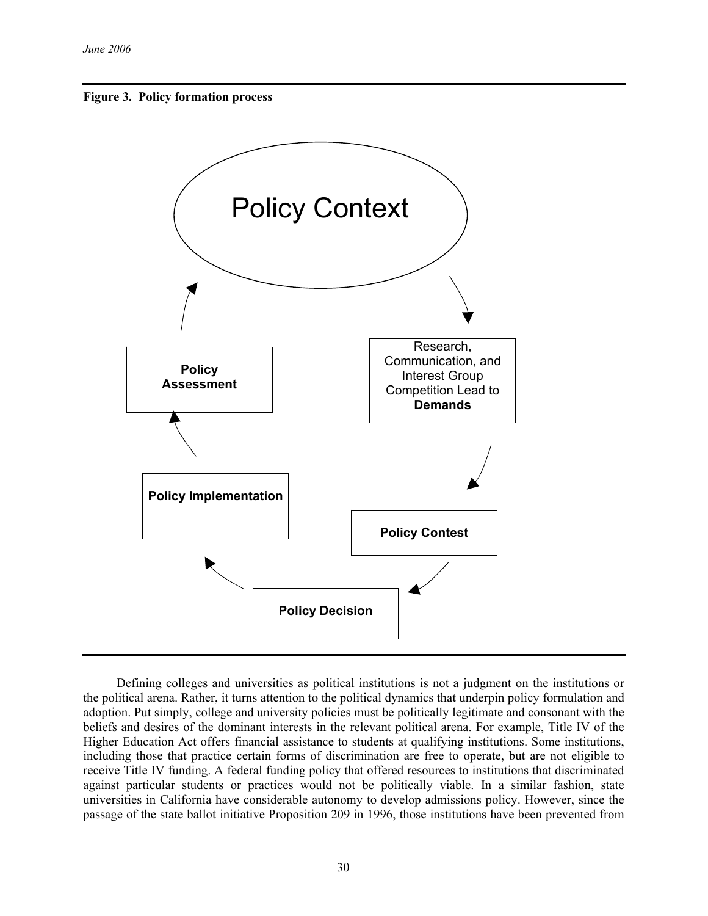**Figure 3. Policy formation process**

Policy Context

Research, Communication, and Interest Group Competition Lead to **Demands**

**Policy Contest**

**Policy Decision**

**Policy Implementation**

**Policy Assessment**

Defining colleges and universities as political institutions is not a judgment on the institutions or the political arena. Rather, it turns attention to the political dynamics that underpin policy formulation and adoption. Put simply, college and university policies must be politically legitimate and consonant with the beliefs and desires of the dominant interests in the relevant political arena. For example, Title IV of the Higher Education Act offers financial assistance to students at qualifying institutions. Some institutions, including those that practice certain forms of discrimination are free to operate, but are not eligible to receive Title IV funding. A federal funding policy that offered resources to institutions that discriminated against particular students or practices would not be politically viable. In a similar fashion, state universities in California have considerable autonomy to develop admissions policy. However, since the passage of the state ballot initiative Proposition 209 in 1996, those institutions have been prevented from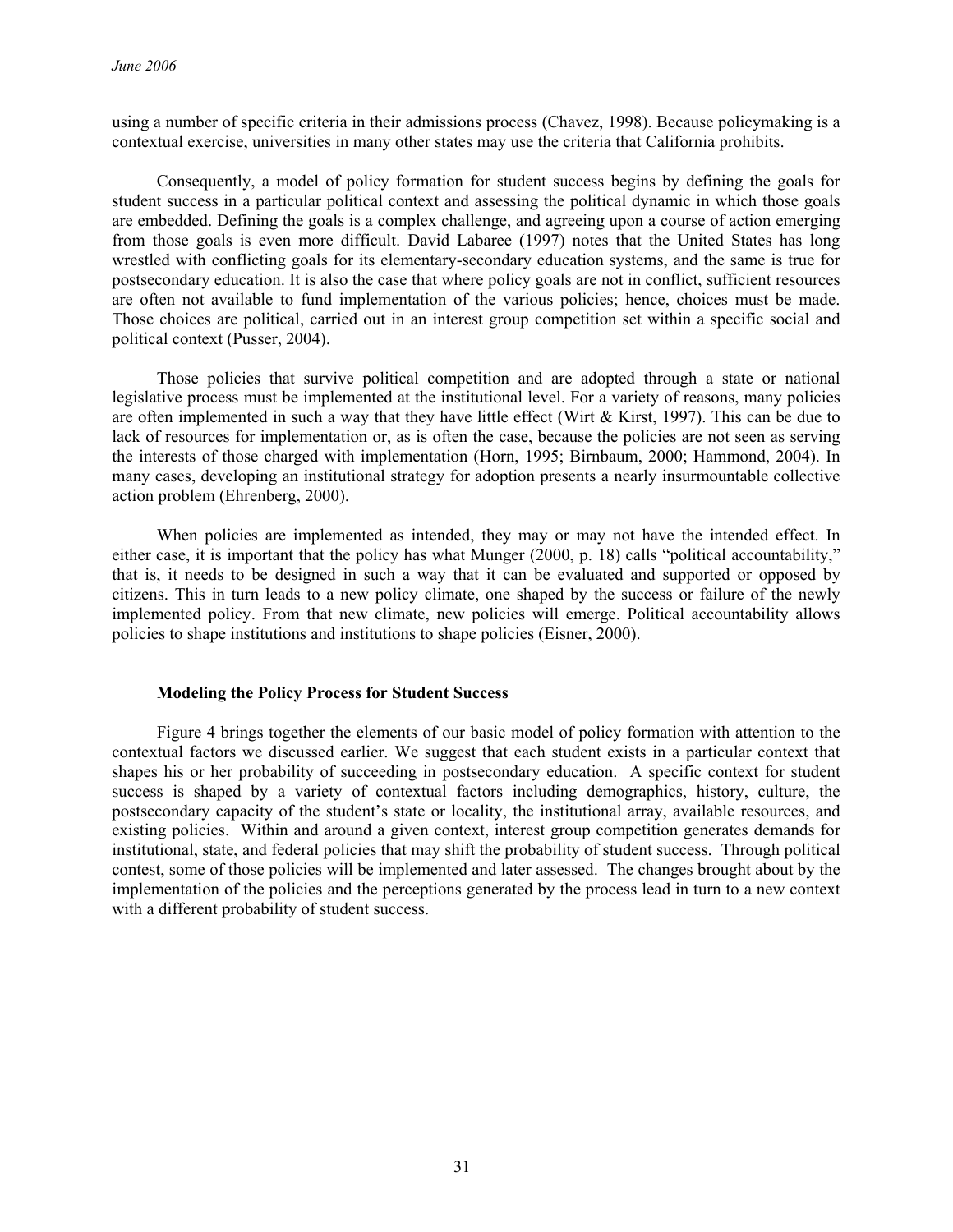using a number of specific criteria in their admissions process (Chavez, 1998). Because policymaking is a contextual exercise, universities in many other states may use the criteria that California prohibits.

Consequently, a model of policy formation for student success begins by defining the goals for student success in a particular political context and assessing the political dynamic in which those goals are embedded. Defining the goals is a complex challenge, and agreeing upon a course of action emerging from those goals is even more difficult. David Labaree (1997) notes that the United States has long wrestled with conflicting goals for its elementary-secondary education systems, and the same is true for postsecondary education. It is also the case that where policy goals are not in conflict, sufficient resources are often not available to fund implementation of the various policies; hence, choices must be made. Those choices are political, carried out in an interest group competition set within a specific social and political context (Pusser, 2004).

Those policies that survive political competition and are adopted through a state or national legislative process must be implemented at the institutional level. For a variety of reasons, many policies are often implemented in such a way that they have little effect (Wirt & Kirst, 1997). This can be due to lack of resources for implementation or, as is often the case, because the policies are not seen as serving the interests of those charged with implementation (Horn, 1995; Birnbaum, 2000; Hammond, 2004). In many cases, developing an institutional strategy for adoption presents a nearly insurmountable collective action problem (Ehrenberg, 2000).

When policies are implemented as intended, they may or may not have the intended effect. In either case, it is important that the policy has what Munger (2000, p. 18) calls "political accountability," that is, it needs to be designed in such a way that it can be evaluated and supported or opposed by citizens. This in turn leads to a new policy climate, one shaped by the success or failure of the newly implemented policy. From that new climate, new policies will emerge. Political accountability allows policies to shape institutions and institutions to shape policies (Eisner, 2000).

### Modeling the Policy Process for Student Success

Figure 4 brings together the elements of our basic model of policy formation with attention to the contextual factors we discussed earlier. We suggest that each student exists in a particular context that shapes his or her probability of succeeding in postsecondary education. A specific context for student success is shaped by a variety of contextual factors including demographics, history, culture, the postsecondary capacity of the student's state or locality, the institutional array, available resources, and existing policies. Within and around a given context, interest group competition generates demands for institutional, state, and federal policies that may shift the probability of student success. Through political contest, some of those policies will be implemented and later assessed. The changes brought about by the implementation of the policies and the perceptions generated by the process lead in turn to a new context with a different probability of student success.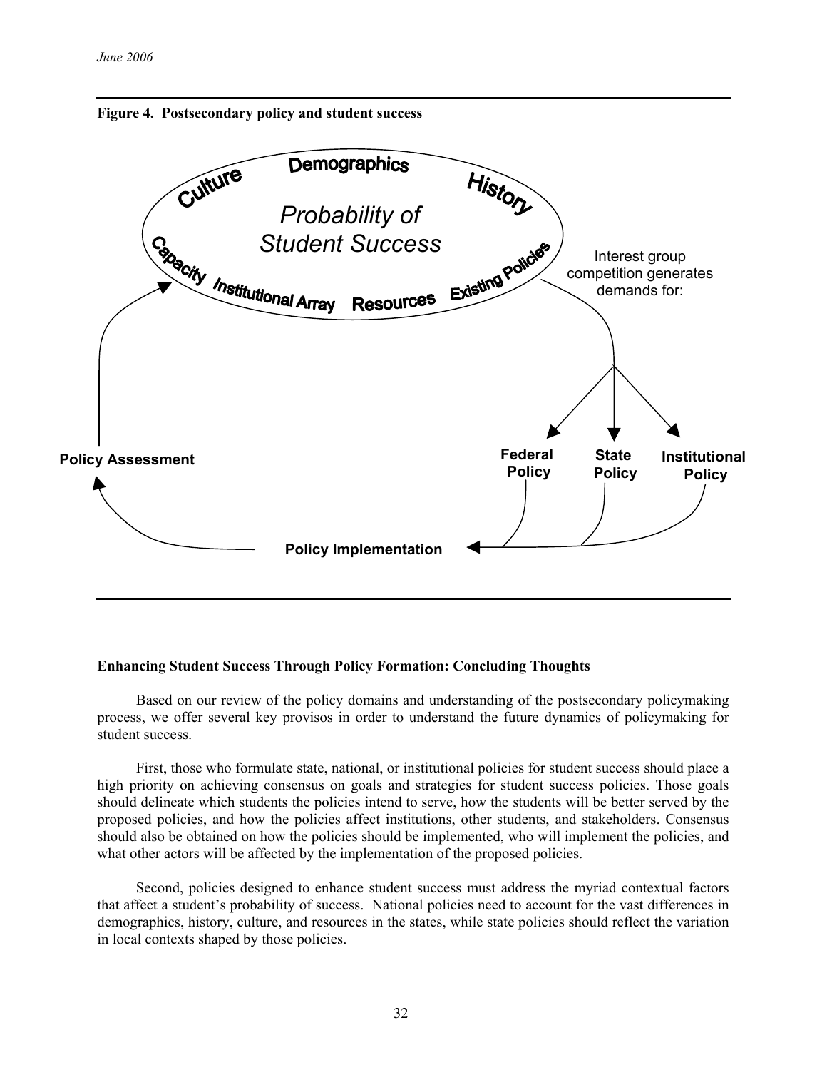**Figure 4. Postsecondary policy and student success**

Culture, Demographics, History, Capacity, Institutional Array, Resources, Existing Policies

Probability of Student Success

Interest group competition generates demands for:

Federal Policy | State Policy | Institutional Policy

Policy Implementation

Policy Assessment

### Enhancing Student Success Through Policy Formation: Concluding Thoughts

Based on our review of the policy domains and understanding of the postsecondary policymaking process, we offer several key provisos in order to understand the future dynamics of policymaking for student success.

First, those who formulate state, national, or institutional policies for student success should place a high priority on achieving consensus on goals and strategies for student success policies. Those goals should delineate which students the policies intend to serve, how the students will be better served by the proposed policies, and how the policies affect institutions, other students, and stakeholders. Consensus should also be obtained on how the policies should be implemented, who will implement the policies, and what other actors will be affected by the implementation of the proposed policies.

Second, policies designed to enhance student success must address the myriad contextual factors that affect a student's probability of success. National policies need to account for the vast differences in demographics, history, culture, and resources in the states, while state policies should reflect the variation in local contexts shaped by those policies.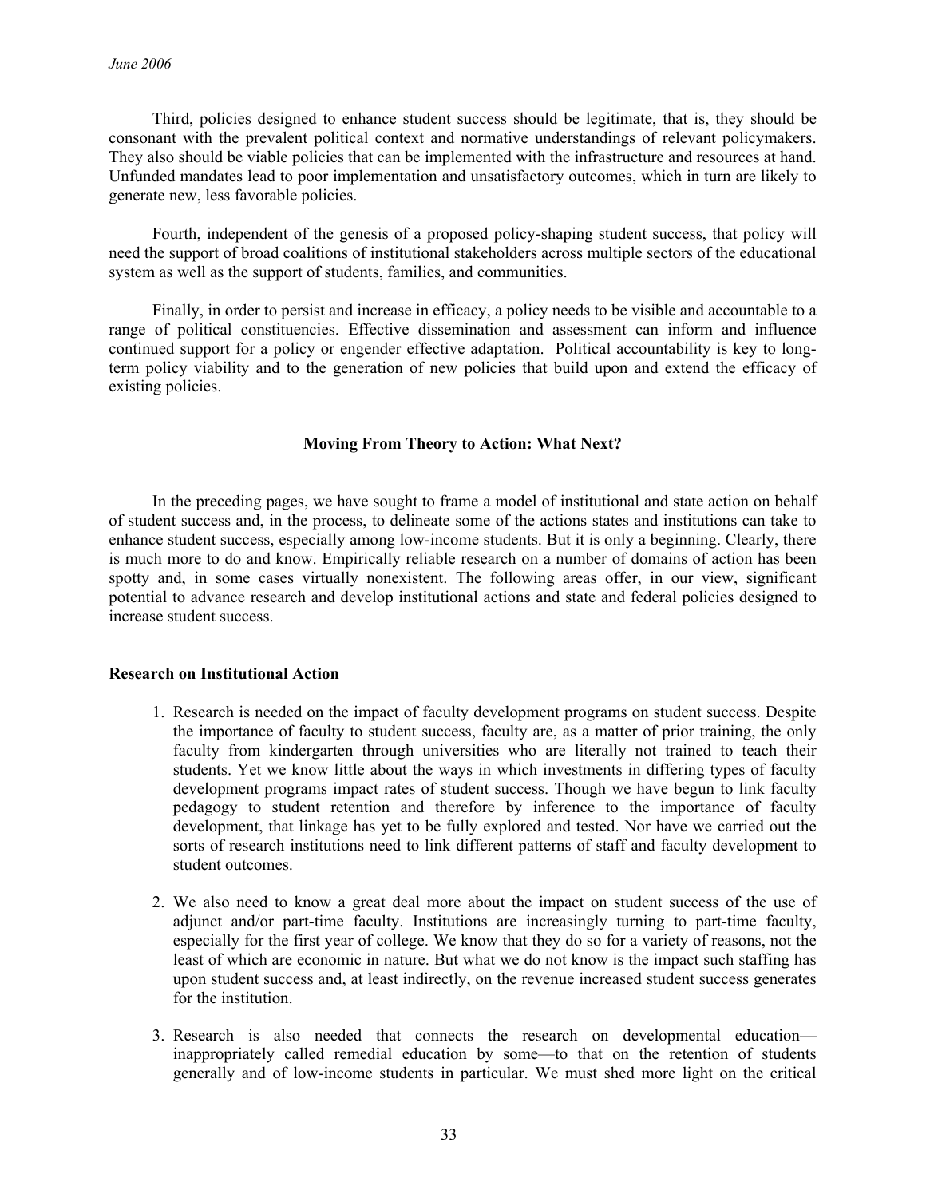Third, policies designed to enhance student success should be legitimate, that is, they should be consonant with the prevalent political context and normative understandings of relevant policymakers. They also should be viable policies that can be implemented with the infrastructure and resources at hand. Unfunded mandates lead to poor implementation and unsatisfactory outcomes, which in turn are likely to generate new, less favorable policies.

Fourth, independent of the genesis of a proposed policy-shaping student success, that policy will need the support of broad coalitions of institutional stakeholders across multiple sectors of the educational system as well as the support of students, families, and communities.

Finally, in order to persist and increase in efficacy, a policy needs to be visible and accountable to a range of political constituencies. Effective dissemination and assessment can inform and influence continued support for a policy or engender effective adaptation. Political accountability is key to long-term policy viability and to the generation of new policies that build upon and extend the efficacy of existing policies.

## Moving From Theory to Action: What Next?

In the preceding pages, we have sought to frame a model of institutional and state action on behalf of student success and, in the process, to delineate some of the actions states and institutions can take to enhance student success, especially among low-income students. But it is only a beginning. Clearly, there is much more to do and know. Empirically reliable research on a number of domains of action has been spotty and, in some cases virtually nonexistent. The following areas offer, in our view, significant potential to advance research and develop institutional actions and state and federal policies designed to increase student success.

### Research on Institutional Action

1. Research is needed on the impact of faculty development programs on student success. Despite the importance of faculty to student success, faculty are, as a matter of prior training, the only faculty from kindergarten through universities who are literally not trained to teach their students. Yet we know little about the ways in which investments in differing types of faculty development programs impact rates of student success. Though we have begun to link faculty pedagogy to student retention and therefore by inference to the importance of faculty development, that linkage has yet to be fully explored and tested. Nor have we carried out the sorts of research institutions need to link different patterns of staff and faculty development to student outcomes.

2. We also need to know a great deal more about the impact on student success of the use of adjunct and/or part-time faculty. Institutions are increasingly turning to part-time faculty, especially for the first year of college. We know that they do so for a variety of reasons, not the least of which are economic in nature. But what we do not know is the impact such staffing has upon student success and, at least indirectly, on the revenue increased student success generates for the institution.

3. Research is also needed that connects the research on developmental education—inappropriately called remedial education by some—to that on the retention of students generally and of low-income students in particular. We must shed more light on the critical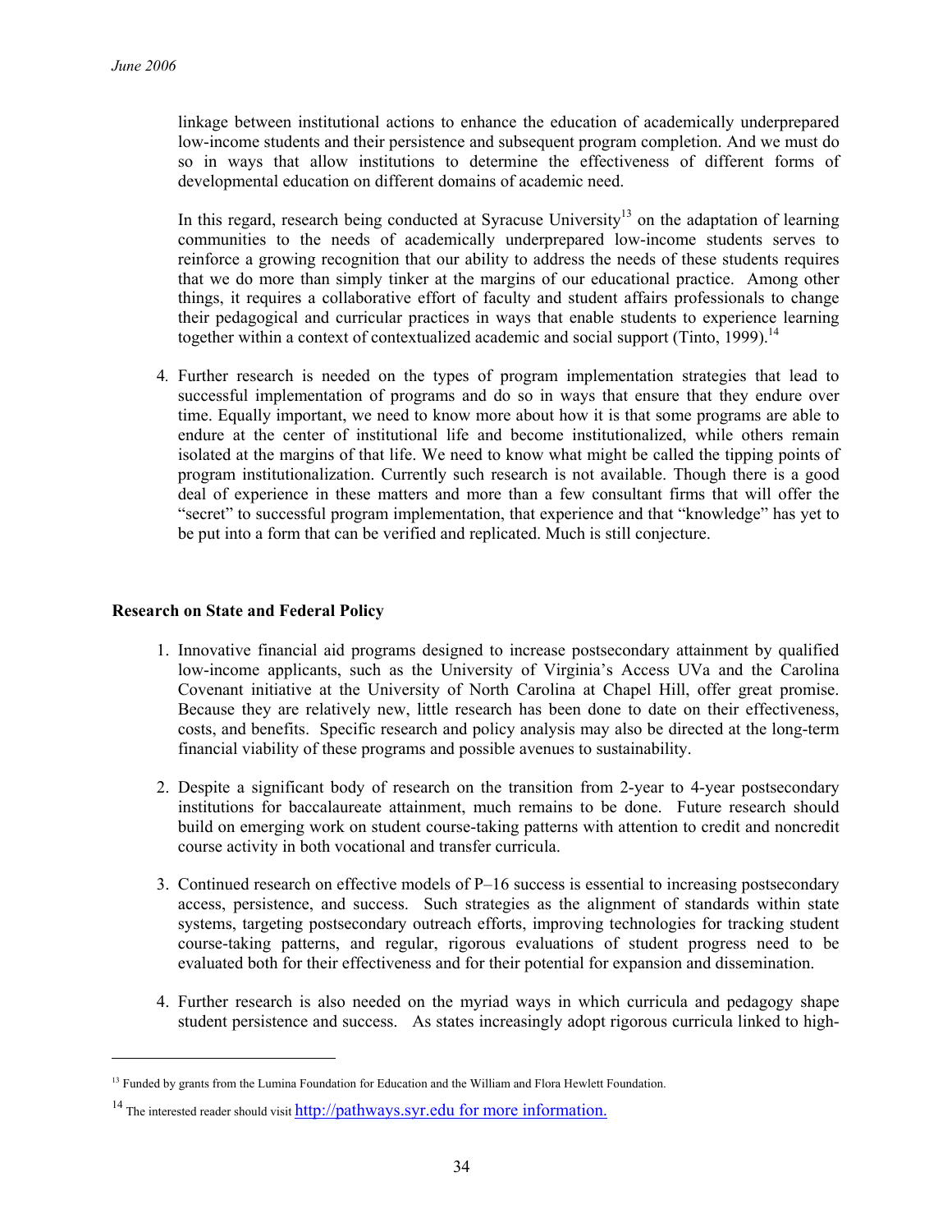linkage between institutional actions to enhance the education of academically underprepared low-income students and their persistence and subsequent program completion. And we must do so in ways that allow institutions to determine the effectiveness of different forms of developmental education on different domains of academic need.

In this regard, research being conducted at Syracuse University[13] on the adaptation of learning communities to the needs of academically underprepared low-income students serves to reinforce a growing recognition that our ability to address the needs of these students requires that we do more than simply tinker at the margins of our educational practice. Among other things, it requires a collaborative effort of faculty and student affairs professionals to change their pedagogical and curricular practices in ways that enable students to experience learning together within a context of contextualized academic and social support (Tinto, 1999).[14]

4. Further research is needed on the types of program implementation strategies that lead to successful implementation of programs and do so in ways that ensure that they endure over time. Equally important, we need to know more about how it is that some programs are able to endure at the center of institutional life and become institutionalized, while others remain isolated at the margins of that life. We need to know what might be called the tipping points of program institutionalization. Currently such research is not available. Though there is a good deal of experience in these matters and more than a few consultant firms that will offer the "secret" to successful program implementation, that experience and that "knowledge" has yet to be put into a form that can be verified and replicated. Much is still conjecture.

**Research on State and Federal Policy**

1. Innovative financial aid programs designed to increase postsecondary attainment by qualified low-income applicants, such as the University of Virginia's Access UVa and the Carolina Covenant initiative at the University of North Carolina at Chapel Hill, offer great promise. Because they are relatively new, little research has been done to date on their effectiveness, costs, and benefits. Specific research and policy analysis may also be directed at the long-term financial viability of these programs and possible avenues to sustainability.

2. Despite a significant body of research on the transition from 2-year to 4-year postsecondary institutions for baccalaureate attainment, much remains to be done. Future research should build on emerging work on student course-taking patterns with attention to credit and noncredit course activity in both vocational and transfer curricula.

3. Continued research on effective models of P–16 success is essential to increasing postsecondary access, persistence, and success. Such strategies as the alignment of standards within state systems, targeting postsecondary outreach efforts, improving technologies for tracking student course-taking patterns, and regular, rigorous evaluations of student progress need to be evaluated both for their effectiveness and for their potential for expansion and dissemination.

4. Further research is also needed on the myriad ways in which curricula and pedagogy shape student persistence and success. As states increasingly adopt rigorous curricula linked to high-

---

[13] Funded by grants from the Lumina Foundation for Education and the William and Flora Hewlett Foundation.

[14] The interested reader should visit http://pathways.syr.edu for more information.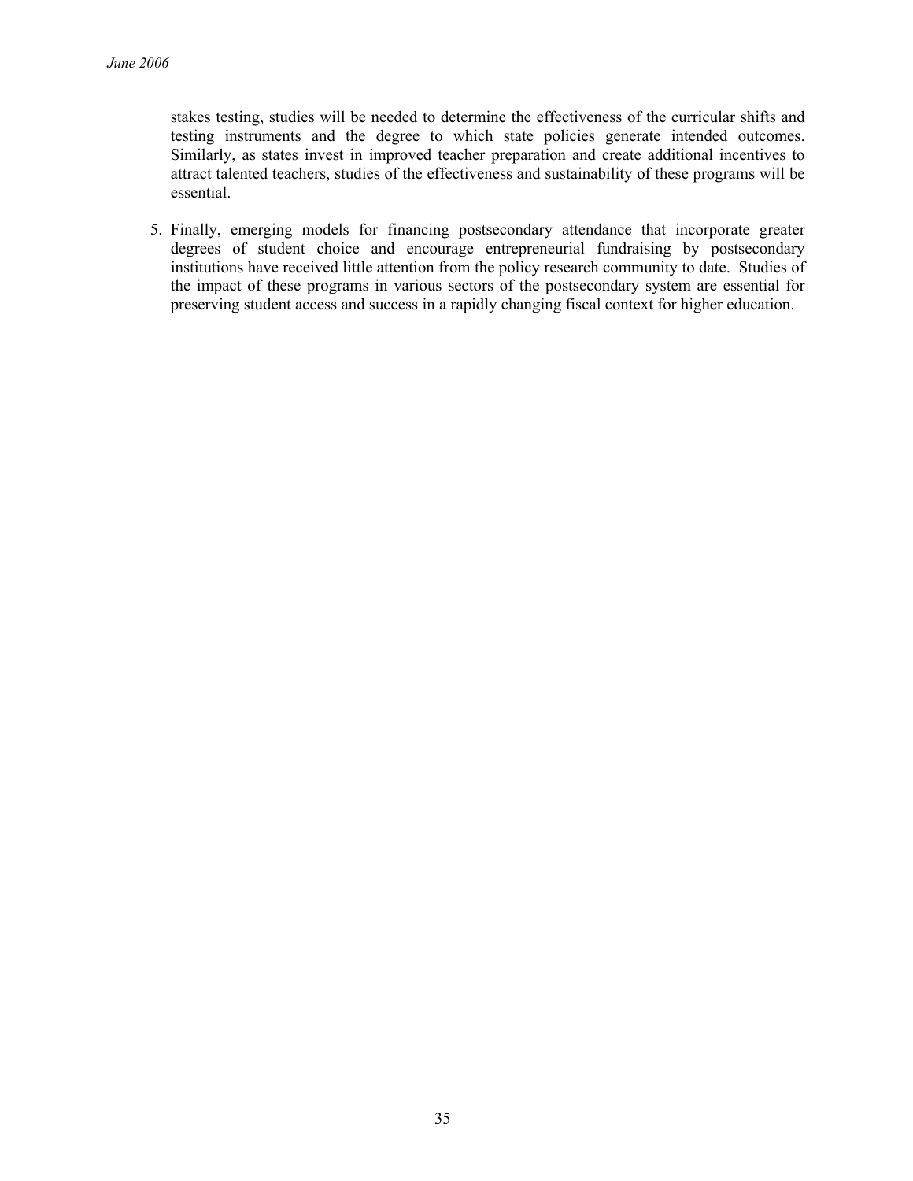stakes testing, studies will be needed to determine the effectiveness of the curricular shifts and testing instruments and the degree to which state policies generate intended outcomes. Similarly, as states invest in improved teacher preparation and create additional incentives to attract talented teachers, studies of the effectiveness and sustainability of these programs will be essential.

5. Finally, emerging models for financing postsecondary attendance that incorporate greater degrees of student choice and encourage entrepreneurial fundraising by postsecondary institutions have received little attention from the policy research community to date. Studies of the impact of these programs in various sectors of the postsecondary system are essential for preserving student access and success in a rapidly changing fiscal context for higher education.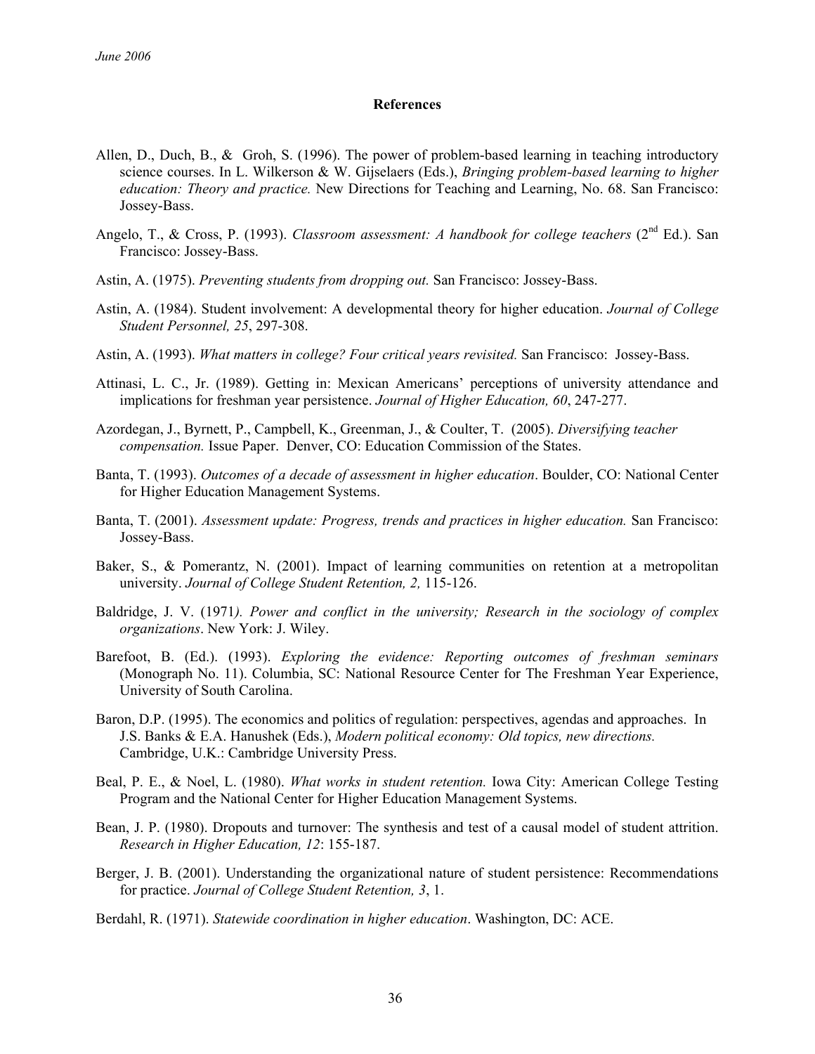## References

Allen, D., Duch, B., & Groh, S. (1996). The power of problem-based learning in teaching introductory science courses. In L. Wilkerson & W. Gijselaers (Eds.), *Bringing problem-based learning to higher education: Theory and practice.* New Directions for Teaching and Learning, No. 68. San Francisco: Jossey-Bass.

Angelo, T., & Cross, P. (1993). *Classroom assessment: A handbook for college teachers* (2nd Ed.). San Francisco: Jossey-Bass.

Astin, A. (1975). *Preventing students from dropping out.* San Francisco: Jossey-Bass.

Astin, A. (1984). Student involvement: A developmental theory for higher education. *Journal of College Student Personnel, 25*, 297-308.

Astin, A. (1993). *What matters in college? Four critical years revisited.* San Francisco: Jossey-Bass.

Attinasi, L. C., Jr. (1989). Getting in: Mexican Americans' perceptions of university attendance and implications for freshman year persistence. *Journal of Higher Education, 60*, 247-277.

Azordegan, J., Byrnett, P., Campbell, K., Greenman, J., & Coulter, T. (2005). *Diversifying teacher compensation.* Issue Paper. Denver, CO: Education Commission of the States.

Banta, T. (1993). *Outcomes of a decade of assessment in higher education*. Boulder, CO: National Center for Higher Education Management Systems.

Banta, T. (2001). *Assessment update: Progress, trends and practices in higher education.* San Francisco: Jossey-Bass.

Baker, S., & Pomerantz, N. (2001). Impact of learning communities on retention at a metropolitan university. *Journal of College Student Retention, 2,* 115-126.

Baldridge, J. V. (1971*). Power and conflict in the university; Research in the sociology of complex organizations*. New York: J. Wiley.

Barefoot, B. (Ed.). (1993). *Exploring the evidence: Reporting outcomes of freshman seminars* (Monograph No. 11). Columbia, SC: National Resource Center for The Freshman Year Experience, University of South Carolina.

Baron, D.P. (1995). The economics and politics of regulation: perspectives, agendas and approaches. In J.S. Banks & E.A. Hanushek (Eds.), *Modern political economy: Old topics, new directions.* Cambridge, U.K.: Cambridge University Press.

Beal, P. E., & Noel, L. (1980). *What works in student retention.* Iowa City: American College Testing Program and the National Center for Higher Education Management Systems.

Bean, J. P. (1980). Dropouts and turnover: The synthesis and test of a causal model of student attrition. *Research in Higher Education, 12*: 155-187.

Berger, J. B. (2001). Understanding the organizational nature of student persistence: Recommendations for practice. *Journal of College Student Retention, 3*, 1.

Berdahl, R. (1971). *Statewide coordination in higher education*. Washington, DC: ACE.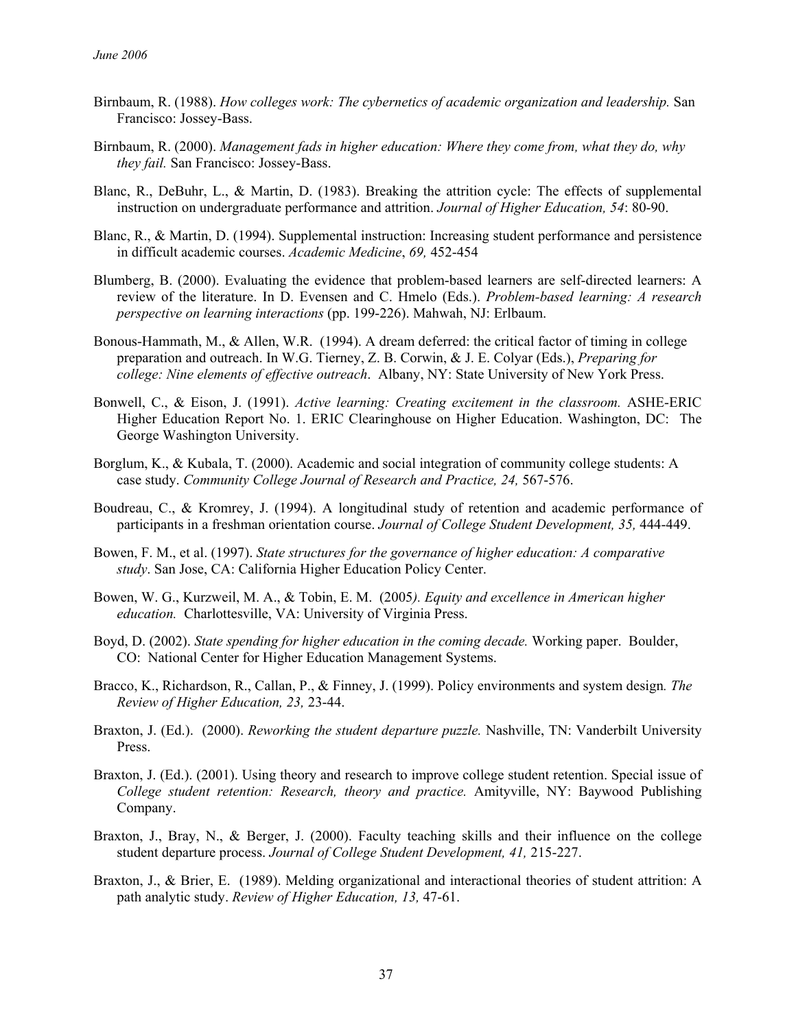Birnbaum, R. (1988). *How colleges work: The cybernetics of academic organization and leadership.* San Francisco: Jossey-Bass.

Birnbaum, R. (2000). *Management fads in higher education: Where they come from, what they do, why they fail.* San Francisco: Jossey-Bass.

Blanc, R., DeBuhr, L., & Martin, D. (1983). Breaking the attrition cycle: The effects of supplemental instruction on undergraduate performance and attrition. *Journal of Higher Education, 54*: 80-90.

Blanc, R., & Martin, D. (1994). Supplemental instruction: Increasing student performance and persistence in difficult academic courses. *Academic Medicine*, *69,* 452-454

Blumberg, B. (2000). Evaluating the evidence that problem-based learners are self-directed learners: A review of the literature. In D. Evensen and C. Hmelo (Eds.). *Problem-based learning: A research perspective on learning interactions* (pp. 199-226). Mahwah, NJ: Erlbaum.

Bonous-Hammath, M., & Allen, W.R. (1994). A dream deferred: the critical factor of timing in college preparation and outreach. In W.G. Tierney, Z. B. Corwin, & J. E. Colyar (Eds.), *Preparing for college: Nine elements of effective outreach*. Albany, NY: State University of New York Press.

Bonwell, C., & Eison, J. (1991). *Active learning: Creating excitement in the classroom.* ASHE-ERIC Higher Education Report No. 1. ERIC Clearinghouse on Higher Education. Washington, DC: The George Washington University.

Borglum, K., & Kubala, T. (2000). Academic and social integration of community college students: A case study. *Community College Journal of Research and Practice, 24,* 567-576.

Boudreau, C., & Kromrey, J. (1994). A longitudinal study of retention and academic performance of participants in a freshman orientation course. *Journal of College Student Development, 35,* 444-449.

Bowen, F. M., et al. (1997). *State structures for the governance of higher education: A comparative study*. San Jose, CA: California Higher Education Policy Center.

Bowen, W. G., Kurzweil, M. A., & Tobin, E. M. (2005*). Equity and excellence in American higher education.* Charlottesville, VA: University of Virginia Press.

Boyd, D. (2002). *State spending for higher education in the coming decade.* Working paper. Boulder, CO: National Center for Higher Education Management Systems.

Bracco, K., Richardson, R., Callan, P., & Finney, J. (1999). Policy environments and system design*. The Review of Higher Education, 23,* 23-44.

Braxton, J. (Ed.). (2000). *Reworking the student departure puzzle.* Nashville, TN: Vanderbilt University Press.

Braxton, J. (Ed.). (2001). Using theory and research to improve college student retention. Special issue of *College student retention: Research, theory and practice.* Amityville, NY: Baywood Publishing Company.

Braxton, J., Bray, N., & Berger, J. (2000). Faculty teaching skills and their influence on the college student departure process. *Journal of College Student Development, 41,* 215-227.

Braxton, J., & Brier, E. (1989). Melding organizational and interactional theories of student attrition: A path analytic study. *Review of Higher Education, 13,* 47-61.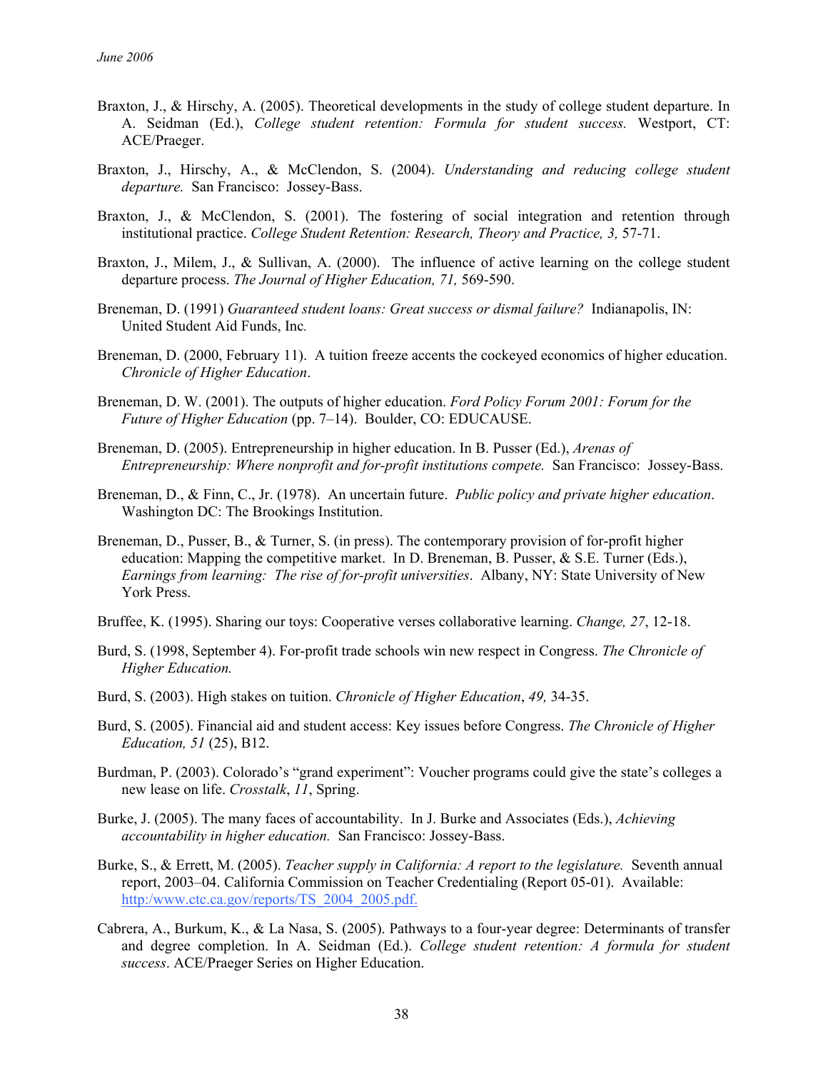Braxton, J., & Hirschy, A. (2005). Theoretical developments in the study of college student departure. In A. Seidman (Ed.), *College student retention: Formula for student success.* Westport, CT: ACE/Praeger.

Braxton, J., Hirschy, A., & McClendon, S. (2004). *Understanding and reducing college student departure.* San Francisco: Jossey-Bass.

Braxton, J., & McClendon, S. (2001). The fostering of social integration and retention through institutional practice. *College Student Retention: Research, Theory and Practice, 3,* 57-71.

Braxton, J., Milem, J., & Sullivan, A. (2000). The influence of active learning on the college student departure process. *The Journal of Higher Education, 71,* 569-590.

Breneman, D. (1991) *Guaranteed student loans: Great success or dismal failure?* Indianapolis, IN: United Student Aid Funds, Inc*.*

Breneman, D. (2000, February 11). A tuition freeze accents the cockeyed economics of higher education. *Chronicle of Higher Education*.

Breneman, D. W. (2001). The outputs of higher education. *Ford Policy Forum 2001: Forum for the Future of Higher Education* (pp. 7–14). Boulder, CO: EDUCAUSE.

Breneman, D. (2005). Entrepreneurship in higher education. In B. Pusser (Ed.), *Arenas of Entrepreneurship: Where nonprofit and for-profit institutions compete.* San Francisco: Jossey-Bass.

Breneman, D., & Finn, C., Jr. (1978). An uncertain future. *Public policy and private higher education*. Washington DC: The Brookings Institution.

Breneman, D., Pusser, B., & Turner, S. (in press). The contemporary provision of for-profit higher education: Mapping the competitive market. In D. Breneman, B. Pusser, & S.E. Turner (Eds.), *Earnings from learning: The rise of for-profit universities*. Albany, NY: State University of New York Press.

Bruffee, K. (1995). Sharing our toys: Cooperative verses collaborative learning. *Change, 27*, 12-18.

Burd, S. (1998, September 4). For-profit trade schools win new respect in Congress. *The Chronicle of Higher Education.*

Burd, S. (2003). High stakes on tuition. *Chronicle of Higher Education*, *49,* 34-35.

Burd, S. (2005). Financial aid and student access: Key issues before Congress. *The Chronicle of Higher Education, 51* (25), B12.

Burdman, P. (2003). Colorado's "grand experiment": Voucher programs could give the state's colleges a new lease on life. *Crosstalk*, *11*, Spring.

Burke, J. (2005). The many faces of accountability. In J. Burke and Associates (Eds.), *Achieving accountability in higher education.* San Francisco: Jossey-Bass.

Burke, S., & Errett, M. (2005). *Teacher supply in California: A report to the legislature.* Seventh annual report, 2003–04. California Commission on Teacher Credentialing (Report 05-01). Available: http:/www.ctc.ca.gov/reports/TS_2004_2005.pdf.

Cabrera, A., Burkum, K., & La Nasa, S. (2005). Pathways to a four-year degree: Determinants of transfer and degree completion. In A. Seidman (Ed.). *College student retention: A formula for student success*. ACE/Praeger Series on Higher Education.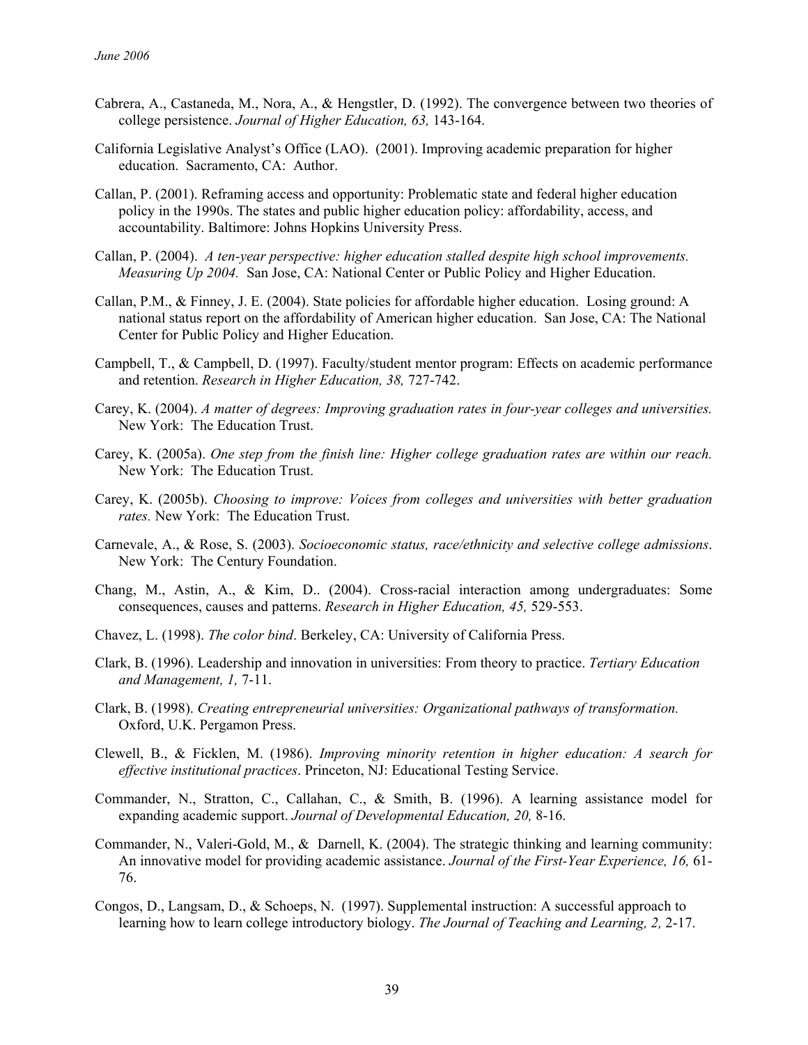Cabrera, A., Castaneda, M., Nora, A., & Hengstler, D. (1992). The convergence between two theories of college persistence. *Journal of Higher Education, 63,* 143-164.

California Legislative Analyst's Office (LAO). (2001). Improving academic preparation for higher education. Sacramento, CA: Author.

Callan, P. (2001). Reframing access and opportunity: Problematic state and federal higher education policy in the 1990s. The states and public higher education policy: affordability, access, and accountability. Baltimore: Johns Hopkins University Press.

Callan, P. (2004). *A ten-year perspective: higher education stalled despite high school improvements. Measuring Up 2004.* San Jose, CA: National Center or Public Policy and Higher Education.

Callan, P.M., & Finney, J. E. (2004). State policies for affordable higher education. Losing ground: A national status report on the affordability of American higher education. San Jose, CA: The National Center for Public Policy and Higher Education.

Campbell, T., & Campbell, D. (1997). Faculty/student mentor program: Effects on academic performance and retention. *Research in Higher Education, 38,* 727-742.

Carey, K. (2004). *A matter of degrees: Improving graduation rates in four-year colleges and universities.* New York: The Education Trust.

Carey, K. (2005a). *One step from the finish line: Higher college graduation rates are within our reach.* New York: The Education Trust.

Carey, K. (2005b). *Choosing to improve: Voices from colleges and universities with better graduation rates.* New York: The Education Trust.

Carnevale, A., & Rose, S. (2003). *Socioeconomic status, race/ethnicity and selective college admissions*. New York: The Century Foundation.

Chang, M., Astin, A., & Kim, D.. (2004). Cross-racial interaction among undergraduates: Some consequences, causes and patterns. *Research in Higher Education, 45,* 529-553.

Chavez, L. (1998). *The color bind*. Berkeley, CA: University of California Press.

Clark, B. (1996). Leadership and innovation in universities: From theory to practice. *Tertiary Education and Management, 1,* 7-11.

Clark, B. (1998). *Creating entrepreneurial universities: Organizational pathways of transformation.* Oxford, U.K. Pergamon Press.

Clewell, B., & Ficklen, M. (1986). *Improving minority retention in higher education: A search for effective institutional practices*. Princeton, NJ: Educational Testing Service.

Commander, N., Stratton, C., Callahan, C., & Smith, B. (1996). A learning assistance model for expanding academic support. *Journal of Developmental Education, 20,* 8-16.

Commander, N., Valeri-Gold, M., & Darnell, K. (2004). The strategic thinking and learning community: An innovative model for providing academic assistance. *Journal of the First-Year Experience, 16,* 61-76.

Congos, D., Langsam, D., & Schoeps, N. (1997). Supplemental instruction: A successful approach to learning how to learn college introductory biology. *The Journal of Teaching and Learning, 2,* 2-17.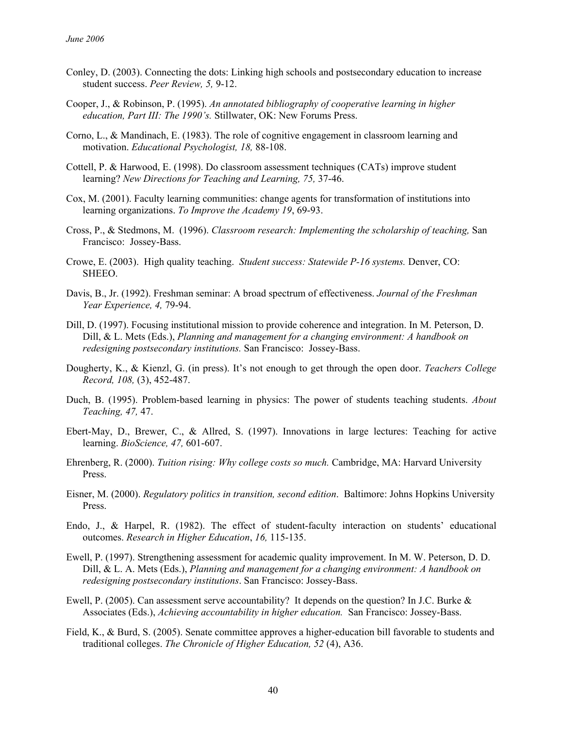Conley, D. (2003). Connecting the dots: Linking high schools and postsecondary education to increase student success. *Peer Review, 5,* 9-12.

Cooper, J., & Robinson, P. (1995). *An annotated bibliography of cooperative learning in higher education, Part III: The 1990's.* Stillwater, OK: New Forums Press.

Corno, L., & Mandinach, E. (1983). The role of cognitive engagement in classroom learning and motivation. *Educational Psychologist, 18,* 88-108.

Cottell, P. & Harwood, E. (1998). Do classroom assessment techniques (CATs) improve student learning? *New Directions for Teaching and Learning, 75,* 37-46.

Cox, M. (2001). Faculty learning communities: change agents for transformation of institutions into learning organizations. *To Improve the Academy 19*, 69-93.

Cross, P., & Stedmons, M. (1996). *Classroom research: Implementing the scholarship of teaching,* San Francisco: Jossey-Bass.

Crowe, E. (2003). High quality teaching. *Student success: Statewide P-16 systems.* Denver, CO: SHEEO.

Davis, B., Jr. (1992). Freshman seminar: A broad spectrum of effectiveness. *Journal of the Freshman Year Experience, 4,* 79-94.

Dill, D. (1997). Focusing institutional mission to provide coherence and integration. In M. Peterson, D. Dill, & L. Mets (Eds.), *Planning and management for a changing environment: A handbook on redesigning postsecondary institutions.* San Francisco: Jossey-Bass.

Dougherty, K., & Kienzl, G. (in press). It's not enough to get through the open door. *Teachers College Record, 108,* (3), 452-487.

Duch, B. (1995). Problem-based learning in physics: The power of students teaching students. *About Teaching, 47,* 47.

Ebert-May, D., Brewer, C., & Allred, S. (1997). Innovations in large lectures: Teaching for active learning. *BioScience, 47,* 601-607.

Ehrenberg, R. (2000). *Tuition rising: Why college costs so much.* Cambridge, MA: Harvard University Press.

Eisner, M. (2000). *Regulatory politics in transition, second edition*. Baltimore: Johns Hopkins University Press.

Endo, J., & Harpel, R. (1982). The effect of student-faculty interaction on students' educational outcomes. *Research in Higher Education*, *16,* 115-135.

Ewell, P. (1997). Strengthening assessment for academic quality improvement. In M. W. Peterson, D. D. Dill, & L. A. Mets (Eds.), *Planning and management for a changing environment: A handbook on redesigning postsecondary institutions*. San Francisco: Jossey-Bass.

Ewell, P. (2005). Can assessment serve accountability? It depends on the question? In J.C. Burke & Associates (Eds.), *Achieving accountability in higher education.* San Francisco: Jossey-Bass.

Field, K., & Burd, S. (2005). Senate committee approves a higher-education bill favorable to students and traditional colleges. *The Chronicle of Higher Education, 52* (4), A36.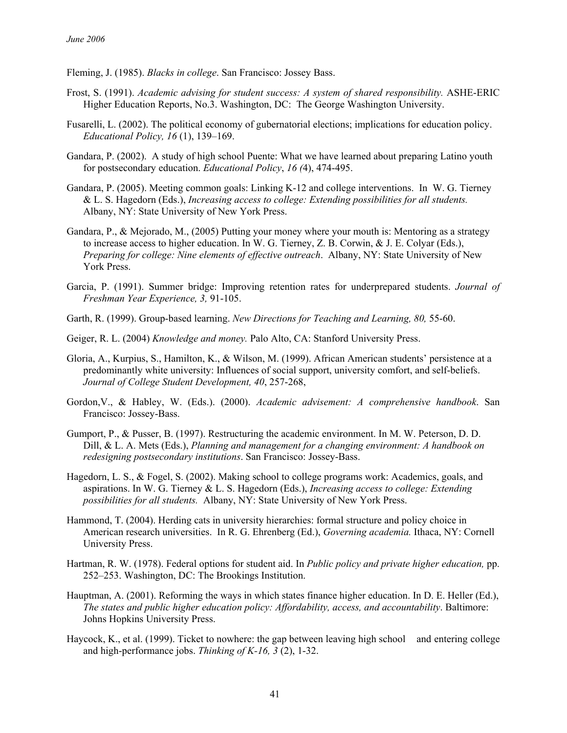Fleming, J. (1985). *Blacks in college*. San Francisco: Jossey Bass.

Frost, S. (1991). *Academic advising for student success: A system of shared responsibility.* ASHE-ERIC Higher Education Reports, No.3. Washington, DC: The George Washington University.

Fusarelli, L. (2002). The political economy of gubernatorial elections; implications for education policy. *Educational Policy, 16* (1), 139–169.

Gandara, P. (2002). A study of high school Puente: What we have learned about preparing Latino youth for postsecondary education. *Educational Policy*, *16 (*4), 474-495.

Gandara, P. (2005). Meeting common goals: Linking K-12 and college interventions. In W. G. Tierney & L. S. Hagedorn (Eds.), *Increasing access to college: Extending possibilities for all students.* Albany, NY: State University of New York Press.

Gandara, P., & Mejorado, M., (2005) Putting your money where your mouth is: Mentoring as a strategy to increase access to higher education. In W. G. Tierney, Z. B. Corwin, & J. E. Colyar (Eds.), *Preparing for college: Nine elements of effective outreach*. Albany, NY: State University of New York Press.

Garcia, P. (1991). Summer bridge: Improving retention rates for underprepared students. *Journal of Freshman Year Experience, 3,* 91-105.

Garth, R. (1999). Group-based learning. *New Directions for Teaching and Learning, 80,* 55-60.

Geiger, R. L. (2004) *Knowledge and money.* Palo Alto, CA: Stanford University Press.

Gloria, A., Kurpius, S., Hamilton, K., & Wilson, M. (1999). African American students' persistence at a predominantly white university: Influences of social support, university comfort, and self-beliefs. *Journal of College Student Development, 40*, 257-268,

Gordon,V., & Habley, W. (Eds.). (2000). *Academic advisement: A comprehensive handbook*. San Francisco: Jossey-Bass.

Gumport, P., & Pusser, B. (1997). Restructuring the academic environment. In M. W. Peterson, D. D. Dill, & L. A. Mets (Eds.), *Planning and management for a changing environment: A handbook on redesigning postsecondary institutions*. San Francisco: Jossey-Bass.

Hagedorn, L. S., & Fogel, S. (2002). Making school to college programs work: Academics, goals, and aspirations. In W. G. Tierney & L. S. Hagedorn (Eds.), *Increasing access to college: Extending possibilities for all students.* Albany, NY: State University of New York Press.

Hammond, T. (2004). Herding cats in university hierarchies: formal structure and policy choice in American research universities. In R. G. Ehrenberg (Ed.), *Governing academia.* Ithaca, NY: Cornell University Press.

Hartman, R. W. (1978). Federal options for student aid. In *Public policy and private higher education,* pp. 252–253. Washington, DC: The Brookings Institution.

Hauptman, A. (2001). Reforming the ways in which states finance higher education. In D. E. Heller (Ed.), *The states and public higher education policy: Affordability, access, and accountability*. Baltimore: Johns Hopkins University Press.

Haycock, K., et al. (1999). Ticket to nowhere: the gap between leaving high school and entering college and high-performance jobs. *Thinking of K-16, 3* (2), 1-32.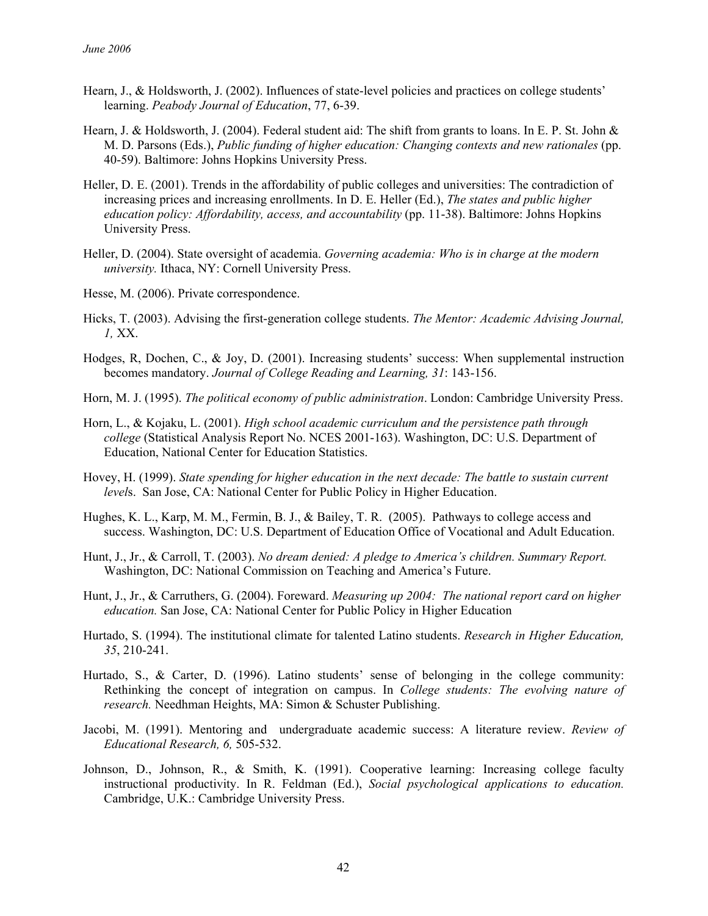Hearn, J., & Holdsworth, J. (2002). Influences of state-level policies and practices on college students' learning. *Peabody Journal of Education*, 77, 6-39.

Hearn, J. & Holdsworth, J. (2004). Federal student aid: The shift from grants to loans. In E. P. St. John & M. D. Parsons (Eds.), *Public funding of higher education: Changing contexts and new rationales* (pp. 40-59). Baltimore: Johns Hopkins University Press.

Heller, D. E. (2001). Trends in the affordability of public colleges and universities: The contradiction of increasing prices and increasing enrollments. In D. E. Heller (Ed.), *The states and public higher education policy: Affordability, access, and accountability* (pp. 11-38). Baltimore: Johns Hopkins University Press.

Heller, D. (2004). State oversight of academia. *Governing academia: Who is in charge at the modern university.* Ithaca, NY: Cornell University Press.

Hesse, M. (2006). Private correspondence.

Hicks, T. (2003). Advising the first-generation college students. *The Mentor: Academic Advising Journal, 1,* XX.

Hodges, R, Dochen, C., & Joy, D. (2001). Increasing students' success: When supplemental instruction becomes mandatory. *Journal of College Reading and Learning, 31*: 143-156.

Horn, M. J. (1995). *The political economy of public administration*. London: Cambridge University Press.

Horn, L., & Kojaku, L. (2001). *High school academic curriculum and the persistence path through college* (Statistical Analysis Report No. NCES 2001-163). Washington, DC: U.S. Department of Education, National Center for Education Statistics.

Hovey, H. (1999). *State spending for higher education in the next decade: The battle to sustain current levels*. San Jose, CA: National Center for Public Policy in Higher Education.

Hughes, K. L., Karp, M. M., Fermin, B. J., & Bailey, T. R. (2005). Pathways to college access and success. Washington, DC: U.S. Department of Education Office of Vocational and Adult Education.

Hunt, J., Jr., & Carroll, T. (2003). *No dream denied: A pledge to America's children. Summary Report.* Washington, DC: National Commission on Teaching and America's Future.

Hunt, J., Jr., & Carruthers, G. (2004). Foreward. *Measuring up 2004: The national report card on higher education.* San Jose, CA: National Center for Public Policy in Higher Education

Hurtado, S. (1994). The institutional climate for talented Latino students. *Research in Higher Education, 35*, 210-241.

Hurtado, S., & Carter, D. (1996). Latino students' sense of belonging in the college community: Rethinking the concept of integration on campus. In *College students: The evolving nature of research.* Needhman Heights, MA: Simon & Schuster Publishing.

Jacobi, M. (1991). Mentoring and undergraduate academic success: A literature review. *Review of Educational Research, 6,* 505-532.

Johnson, D., Johnson, R., & Smith, K. (1991). Cooperative learning: Increasing college faculty instructional productivity. In R. Feldman (Ed.), *Social psychological applications to education.* Cambridge, U.K.: Cambridge University Press.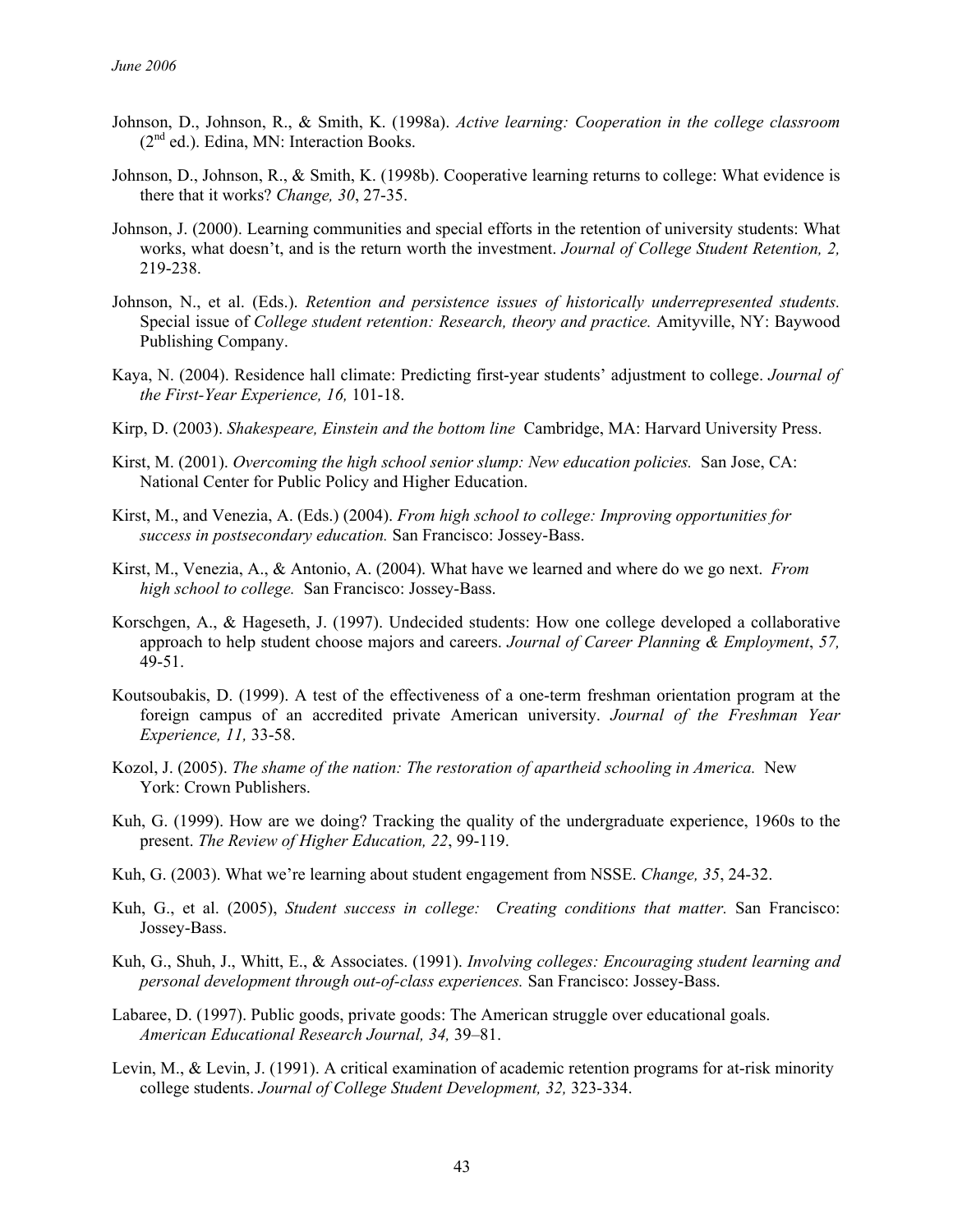Johnson, D., Johnson, R., & Smith, K. (1998a). *Active learning: Cooperation in the college classroom* (2nd ed.). Edina, MN: Interaction Books.

Johnson, D., Johnson, R., & Smith, K. (1998b). Cooperative learning returns to college: What evidence is there that it works? *Change, 30*, 27-35.

Johnson, J. (2000). Learning communities and special efforts in the retention of university students: What works, what doesn't, and is the return worth the investment. *Journal of College Student Retention, 2,* 219-238.

Johnson, N., et al. (Eds.). *Retention and persistence issues of historically underrepresented students.* Special issue of *College student retention: Research, theory and practice.* Amityville, NY: Baywood Publishing Company.

Kaya, N. (2004). Residence hall climate: Predicting first-year students' adjustment to college. *Journal of the First-Year Experience, 16,* 101-18.

Kirp, D. (2003). *Shakespeare, Einstein and the bottom line* Cambridge, MA: Harvard University Press.

Kirst, M. (2001). *Overcoming the high school senior slump: New education policies.* San Jose, CA: National Center for Public Policy and Higher Education.

Kirst, M., and Venezia, A. (Eds.) (2004). *From high school to college: Improving opportunities for success in postsecondary education.* San Francisco: Jossey-Bass.

Kirst, M., Venezia, A., & Antonio, A. (2004). What have we learned and where do we go next. *From high school to college.* San Francisco: Jossey-Bass.

Korschgen, A., & Hageseth, J. (1997). Undecided students: How one college developed a collaborative approach to help student choose majors and careers. *Journal of Career Planning & Employment*, *57,* 49-51.

Koutsoubakis, D. (1999). A test of the effectiveness of a one-term freshman orientation program at the foreign campus of an accredited private American university. *Journal of the Freshman Year Experience, 11,* 33-58.

Kozol, J. (2005). *The shame of the nation: The restoration of apartheid schooling in America.* New York: Crown Publishers.

Kuh, G. (1999). How are we doing? Tracking the quality of the undergraduate experience, 1960s to the present. *The Review of Higher Education, 22*, 99-119.

Kuh, G. (2003). What we're learning about student engagement from NSSE. *Change, 35*, 24-32.

Kuh, G., et al. (2005), *Student success in college: Creating conditions that matter.* San Francisco: Jossey-Bass.

Kuh, G., Shuh, J., Whitt, E., & Associates. (1991). *Involving colleges: Encouraging student learning and personal development through out-of-class experiences.* San Francisco: Jossey-Bass.

Labaree, D. (1997). Public goods, private goods: The American struggle over educational goals. *American Educational Research Journal, 34,* 39–81.

Levin, M., & Levin, J. (1991). A critical examination of academic retention programs for at-risk minority college students. *Journal of College Student Development, 32,* 323-334.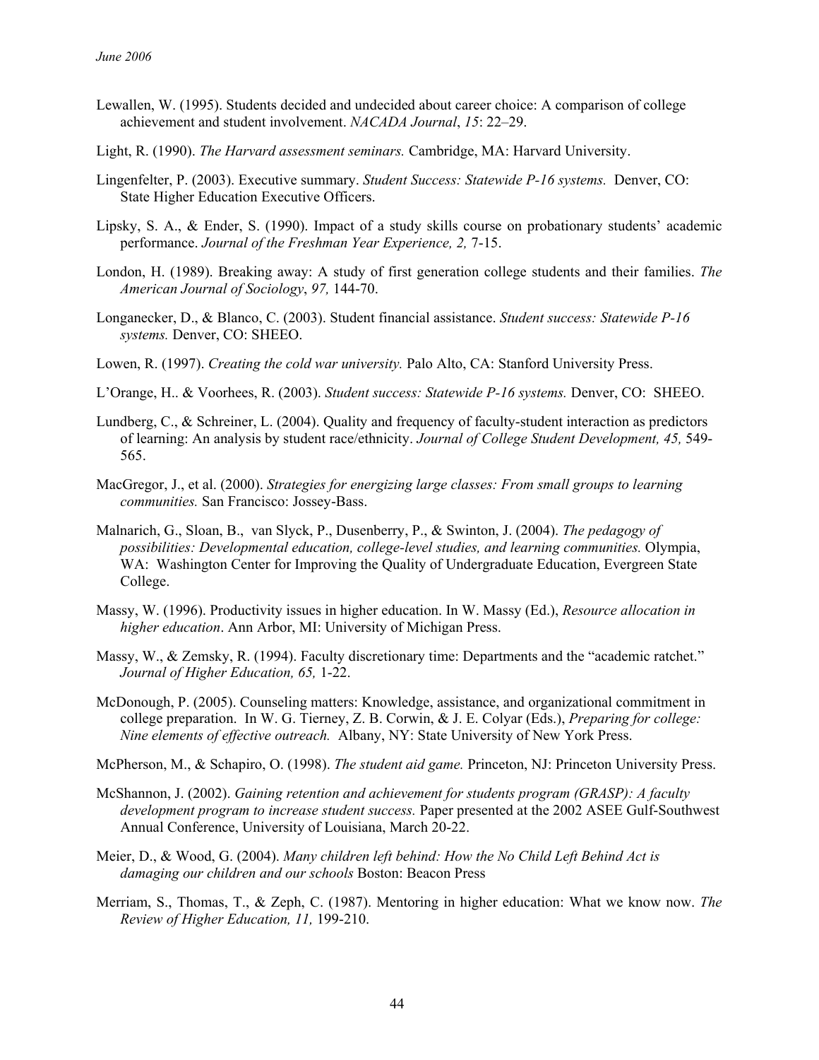Lewallen, W. (1995). Students decided and undecided about career choice: A comparison of college achievement and student involvement. *NACADA Journal*, *15*: 22–29.

Light, R. (1990). *The Harvard assessment seminars.* Cambridge, MA: Harvard University.

Lingenfelter, P. (2003). Executive summary. *Student Success: Statewide P-16 systems.* Denver, CO: State Higher Education Executive Officers.

Lipsky, S. A., & Ender, S. (1990). Impact of a study skills course on probationary students' academic performance. *Journal of the Freshman Year Experience, 2,* 7-15.

London, H. (1989). Breaking away: A study of first generation college students and their families. *The American Journal of Sociology*, *97,* 144-70.

Longanecker, D., & Blanco, C. (2003). Student financial assistance. *Student success: Statewide P-16 systems.* Denver, CO: SHEEO.

Lowen, R. (1997). *Creating the cold war university.* Palo Alto, CA: Stanford University Press.

L'Orange, H.. & Voorhees, R. (2003). *Student success: Statewide P-16 systems.* Denver, CO: SHEEO.

Lundberg, C., & Schreiner, L. (2004). Quality and frequency of faculty-student interaction as predictors of learning: An analysis by student race/ethnicity. *Journal of College Student Development, 45,* 549-565.

MacGregor, J., et al. (2000). *Strategies for energizing large classes: From small groups to learning communities.* San Francisco: Jossey-Bass.

Malnarich, G., Sloan, B., van Slyck, P., Dusenberry, P., & Swinton, J. (2004). *The pedagogy of possibilities: Developmental education, college-level studies, and learning communities.* Olympia, WA: Washington Center for Improving the Quality of Undergraduate Education, Evergreen State College.

Massy, W. (1996). Productivity issues in higher education. In W. Massy (Ed.), *Resource allocation in higher education*. Ann Arbor, MI: University of Michigan Press.

Massy, W., & Zemsky, R. (1994). Faculty discretionary time: Departments and the "academic ratchet." *Journal of Higher Education, 65,* 1-22.

McDonough, P. (2005). Counseling matters: Knowledge, assistance, and organizational commitment in college preparation. In W. G. Tierney, Z. B. Corwin, & J. E. Colyar (Eds.), *Preparing for college: Nine elements of effective outreach.* Albany, NY: State University of New York Press.

McPherson, M., & Schapiro, O. (1998). *The student aid game.* Princeton, NJ: Princeton University Press.

McShannon, J. (2002). *Gaining retention and achievement for students program (GRASP): A faculty development program to increase student success.* Paper presented at the 2002 ASEE Gulf-Southwest Annual Conference, University of Louisiana, March 20-22.

Meier, D., & Wood, G. (2004). *Many children left behind: How the No Child Left Behind Act is damaging our children and our schools* Boston: Beacon Press

Merriam, S., Thomas, T., & Zeph, C. (1987). Mentoring in higher education: What we know now. *The Review of Higher Education, 11,* 199-210.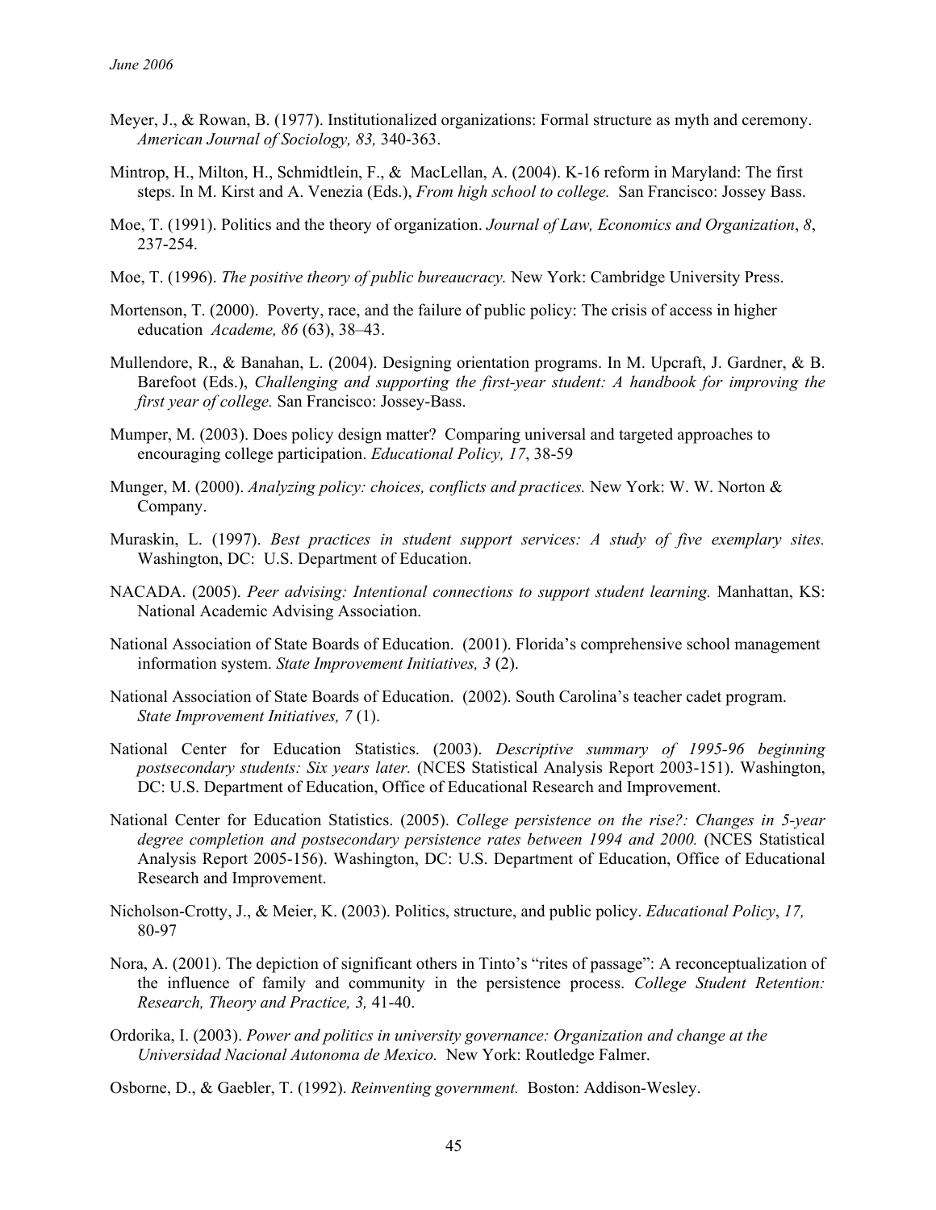Meyer, J., & Rowan, B. (1977). Institutionalized organizations: Formal structure as myth and ceremony. *American Journal of Sociology, 83,* 340-363.

Mintrop, H., Milton, H., Schmidtlein, F., & MacLellan, A. (2004). K-16 reform in Maryland: The first steps. In M. Kirst and A. Venezia (Eds.), *From high school to college.* San Francisco: Jossey Bass.

Moe, T. (1991). Politics and the theory of organization. *Journal of Law, Economics and Organization*, *8*, 237-254.

Moe, T. (1996). *The positive theory of public bureaucracy.* New York: Cambridge University Press.

Mortenson, T. (2000). Poverty, race, and the failure of public policy: The crisis of access in higher education *Academe, 86* (63), 38–43.

Mullendore, R., & Banahan, L. (2004). Designing orientation programs. In M. Upcraft, J. Gardner, & B. Barefoot (Eds.), *Challenging and supporting the first-year student: A handbook for improving the first year of college.* San Francisco: Jossey-Bass.

Mumper, M. (2003). Does policy design matter? Comparing universal and targeted approaches to encouraging college participation. *Educational Policy, 17*, 38-59

Munger, M. (2000). *Analyzing policy: choices, conflicts and practices.* New York: W. W. Norton & Company.

Muraskin, L. (1997). *Best practices in student support services: A study of five exemplary sites.* Washington, DC: U.S. Department of Education.

NACADA. (2005). *Peer advising: Intentional connections to support student learning.* Manhattan, KS: National Academic Advising Association.

National Association of State Boards of Education. (2001). Florida's comprehensive school management information system. *State Improvement Initiatives, 3* (2).

National Association of State Boards of Education. (2002). South Carolina's teacher cadet program. *State Improvement Initiatives, 7* (1).

National Center for Education Statistics. (2003). *Descriptive summary of 1995-96 beginning postsecondary students: Six years later.* (NCES Statistical Analysis Report 2003-151). Washington, DC: U.S. Department of Education, Office of Educational Research and Improvement.

National Center for Education Statistics. (2005). *College persistence on the rise?: Changes in 5-year degree completion and postsecondary persistence rates between 1994 and 2000.* (NCES Statistical Analysis Report 2005-156). Washington, DC: U.S. Department of Education, Office of Educational Research and Improvement.

Nicholson-Crotty, J., & Meier, K. (2003). Politics, structure, and public policy. *Educational Policy*, *17,* 80-97

Nora, A. (2001). The depiction of significant others in Tinto's "rites of passage": A reconceptualization of the influence of family and community in the persistence process. *College Student Retention: Research, Theory and Practice, 3,* 41-40.

Ordorika, I. (2003). *Power and politics in university governance: Organization and change at the Universidad Nacional Autonoma de Mexico.* New York: Routledge Falmer.

Osborne, D., & Gaebler, T. (1992). *Reinventing government.* Boston: Addison-Wesley.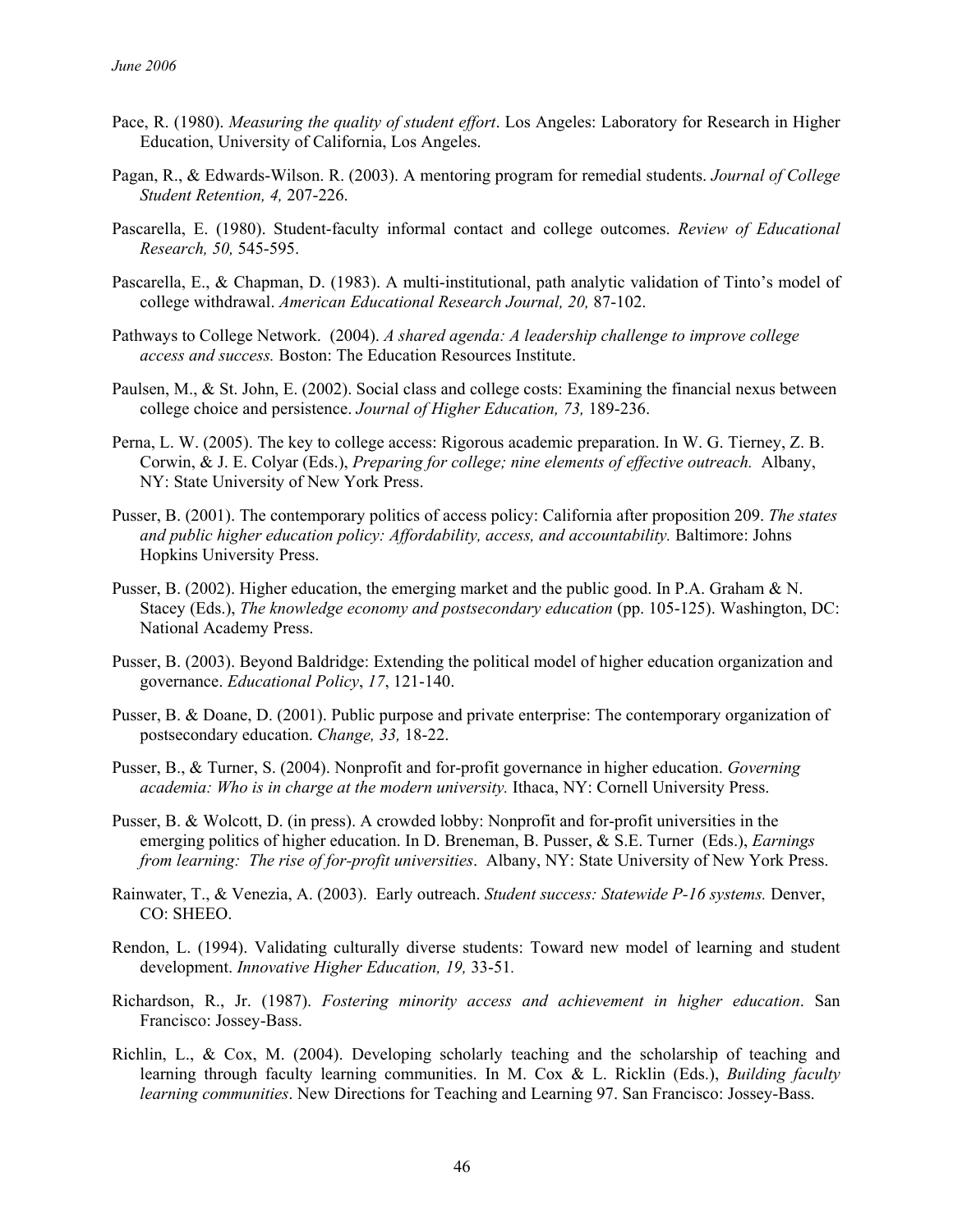Pace, R. (1980). *Measuring the quality of student effort*. Los Angeles: Laboratory for Research in Higher Education, University of California, Los Angeles.

Pagan, R., & Edwards-Wilson. R. (2003). A mentoring program for remedial students. *Journal of College Student Retention, 4,* 207-226.

Pascarella, E. (1980). Student-faculty informal contact and college outcomes. *Review of Educational Research, 50,* 545-595.

Pascarella, E., & Chapman, D. (1983). A multi-institutional, path analytic validation of Tinto's model of college withdrawal. *American Educational Research Journal, 20,* 87-102.

Pathways to College Network. (2004). *A shared agenda: A leadership challenge to improve college access and success.* Boston: The Education Resources Institute.

Paulsen, M., & St. John, E. (2002). Social class and college costs: Examining the financial nexus between college choice and persistence. *Journal of Higher Education, 73,* 189-236.

Perna, L. W. (2005). The key to college access: Rigorous academic preparation. In W. G. Tierney, Z. B. Corwin, & J. E. Colyar (Eds.), *Preparing for college; nine elements of effective outreach.* Albany, NY: State University of New York Press.

Pusser, B. (2001). The contemporary politics of access policy: California after proposition 209. *The states and public higher education policy: Affordability, access, and accountability.* Baltimore: Johns Hopkins University Press.

Pusser, B. (2002). Higher education, the emerging market and the public good. In P.A. Graham & N. Stacey (Eds.), *The knowledge economy and postsecondary education* (pp. 105-125). Washington, DC: National Academy Press.

Pusser, B. (2003). Beyond Baldridge: Extending the political model of higher education organization and governance. *Educational Policy*, *17*, 121-140.

Pusser, B. & Doane, D. (2001). Public purpose and private enterprise: The contemporary organization of postsecondary education. *Change, 33,* 18-22.

Pusser, B., & Turner, S. (2004). Nonprofit and for-profit governance in higher education. *Governing academia: Who is in charge at the modern university.* Ithaca, NY: Cornell University Press.

Pusser, B. & Wolcott, D. (in press). A crowded lobby: Nonprofit and for-profit universities in the emerging politics of higher education. In D. Breneman, B. Pusser, & S.E. Turner (Eds.), *Earnings from learning: The rise of for-profit universities*. Albany, NY: State University of New York Press.

Rainwater, T., & Venezia, A. (2003). Early outreach. *Student success: Statewide P-16 systems.* Denver, CO: SHEEO.

Rendon, L. (1994). Validating culturally diverse students: Toward new model of learning and student development. *Innovative Higher Education, 19,* 33-51*.*

Richardson, R., Jr. (1987). *Fostering minority access and achievement in higher education*. San Francisco: Jossey-Bass.

Richlin, L., & Cox, M. (2004). Developing scholarly teaching and the scholarship of teaching and learning through faculty learning communities. In M. Cox & L. Ricklin (Eds.), *Building faculty learning communities*. New Directions for Teaching and Learning 97. San Francisco: Jossey-Bass.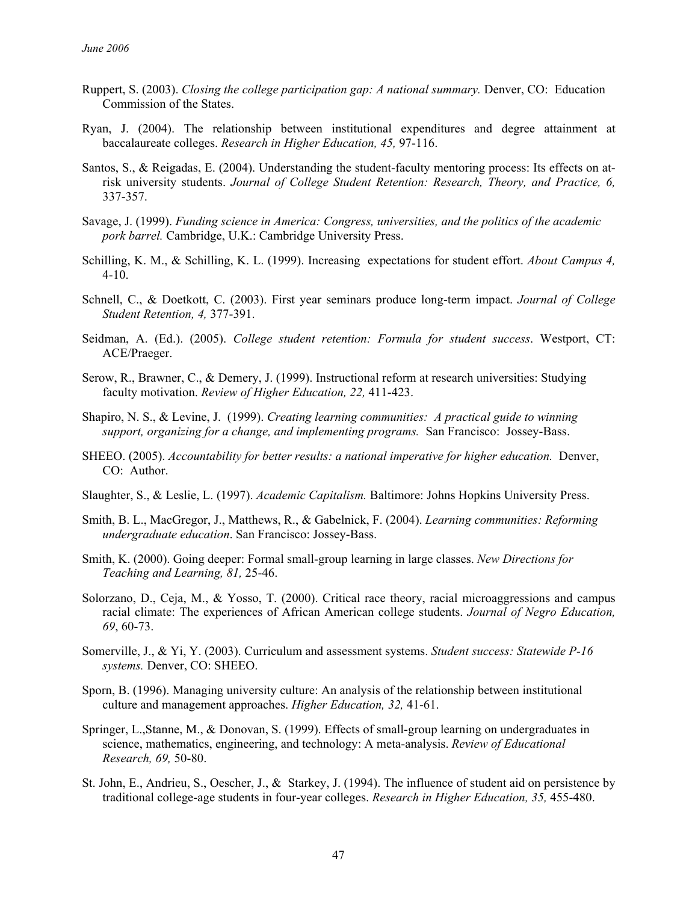Ruppert, S. (2003). *Closing the college participation gap: A national summary.* Denver, CO: Education Commission of the States.

Ryan, J. (2004). The relationship between institutional expenditures and degree attainment at baccalaureate colleges. *Research in Higher Education, 45,* 97-116.

Santos, S., & Reigadas, E. (2004). Understanding the student-faculty mentoring process: Its effects on at-risk university students. *Journal of College Student Retention: Research, Theory, and Practice, 6,* 337-357.

Savage, J. (1999). *Funding science in America: Congress, universities, and the politics of the academic pork barrel.* Cambridge, U.K.: Cambridge University Press.

Schilling, K. M., & Schilling, K. L. (1999). Increasing expectations for student effort. *About Campus 4,* 4-10.

Schnell, C., & Doetkott, C. (2003). First year seminars produce long-term impact. *Journal of College Student Retention, 4,* 377-391.

Seidman, A. (Ed.). (2005). *College student retention: Formula for student success*. Westport, CT: ACE/Praeger.

Serow, R., Brawner, C., & Demery, J. (1999). Instructional reform at research universities: Studying faculty motivation. *Review of Higher Education, 22,* 411-423.

Shapiro, N. S., & Levine, J. (1999). *Creating learning communities: A practical guide to winning support, organizing for a change, and implementing programs.* San Francisco: Jossey-Bass.

SHEEO. (2005). *Accountability for better results: a national imperative for higher education.* Denver, CO: Author.

Slaughter, S., & Leslie, L. (1997). *Academic Capitalism.* Baltimore: Johns Hopkins University Press.

Smith, B. L., MacGregor, J., Matthews, R., & Gabelnick, F. (2004). *Learning communities: Reforming undergraduate education*. San Francisco: Jossey-Bass.

Smith, K. (2000). Going deeper: Formal small-group learning in large classes. *New Directions for Teaching and Learning, 81,* 25-46.

Solorzano, D., Ceja, M., & Yosso, T. (2000). Critical race theory, racial microaggressions and campus racial climate: The experiences of African American college students. *Journal of Negro Education, 69*, 60-73.

Somerville, J., & Yi, Y. (2003). Curriculum and assessment systems. *Student success: Statewide P-16 systems.* Denver, CO: SHEEO.

Sporn, B. (1996). Managing university culture: An analysis of the relationship between institutional culture and management approaches. *Higher Education, 32,* 41-61.

Springer, L.,Stanne, M., & Donovan, S. (1999). Effects of small-group learning on undergraduates in science, mathematics, engineering, and technology: A meta-analysis. *Review of Educational Research, 69,* 50-80.

St. John, E., Andrieu, S., Oescher, J., & Starkey, J. (1994). The influence of student aid on persistence by traditional college-age students in four-year colleges. *Research in Higher Education, 35,* 455-480.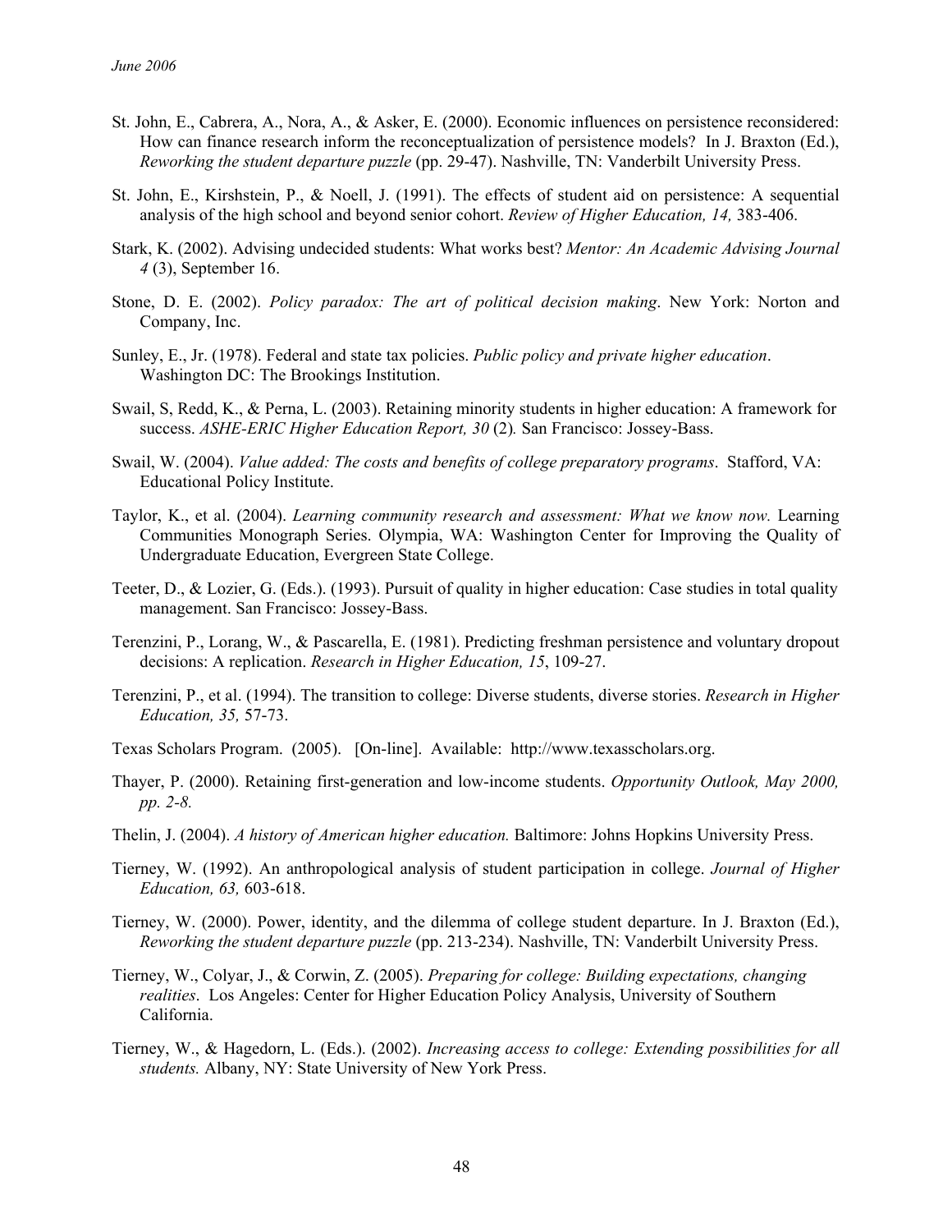St. John, E., Cabrera, A., Nora, A., & Asker, E. (2000). Economic influences on persistence reconsidered: How can finance research inform the reconceptualization of persistence models? In J. Braxton (Ed.), *Reworking the student departure puzzle* (pp. 29-47). Nashville, TN: Vanderbilt University Press.

St. John, E., Kirshstein, P., & Noell, J. (1991). The effects of student aid on persistence: A sequential analysis of the high school and beyond senior cohort. *Review of Higher Education, 14,* 383-406.

Stark, K. (2002). Advising undecided students: What works best? *Mentor: An Academic Advising Journal 4* (3), September 16.

Stone, D. E. (2002). *Policy paradox: The art of political decision making*. New York: Norton and Company, Inc.

Sunley, E., Jr. (1978). Federal and state tax policies. *Public policy and private higher education*. Washington DC: The Brookings Institution.

Swail, S, Redd, K., & Perna, L. (2003). Retaining minority students in higher education: A framework for success. *ASHE-ERIC Higher Education Report, 30* (2)*.* San Francisco: Jossey-Bass.

Swail, W. (2004). *Value added: The costs and benefits of college preparatory programs*. Stafford, VA: Educational Policy Institute.

Taylor, K., et al. (2004). *Learning community research and assessment: What we know now.* Learning Communities Monograph Series. Olympia, WA: Washington Center for Improving the Quality of Undergraduate Education, Evergreen State College.

Teeter, D., & Lozier, G. (Eds.). (1993). Pursuit of quality in higher education: Case studies in total quality management. San Francisco: Jossey-Bass.

Terenzini, P., Lorang, W., & Pascarella, E. (1981). Predicting freshman persistence and voluntary dropout decisions: A replication. *Research in Higher Education, 15*, 109-27.

Terenzini, P., et al. (1994). The transition to college: Diverse students, diverse stories. *Research in Higher Education, 35,* 57-73.

Texas Scholars Program. (2005). [On-line]. Available: http://www.texasscholars.org.

Thayer, P. (2000). Retaining first-generation and low-income students. *Opportunity Outlook, May 2000, pp. 2-8.*

Thelin, J. (2004). *A history of American higher education.* Baltimore: Johns Hopkins University Press.

Tierney, W. (1992). An anthropological analysis of student participation in college. *Journal of Higher Education, 63,* 603-618.

Tierney, W. (2000). Power, identity, and the dilemma of college student departure. In J. Braxton (Ed.), *Reworking the student departure puzzle* (pp. 213-234). Nashville, TN: Vanderbilt University Press.

Tierney, W., Colyar, J., & Corwin, Z. (2005). *Preparing for college: Building expectations, changing realities*. Los Angeles: Center for Higher Education Policy Analysis, University of Southern California.

Tierney, W., & Hagedorn, L. (Eds.). (2002). *Increasing access to college: Extending possibilities for all students.* Albany, NY: State University of New York Press.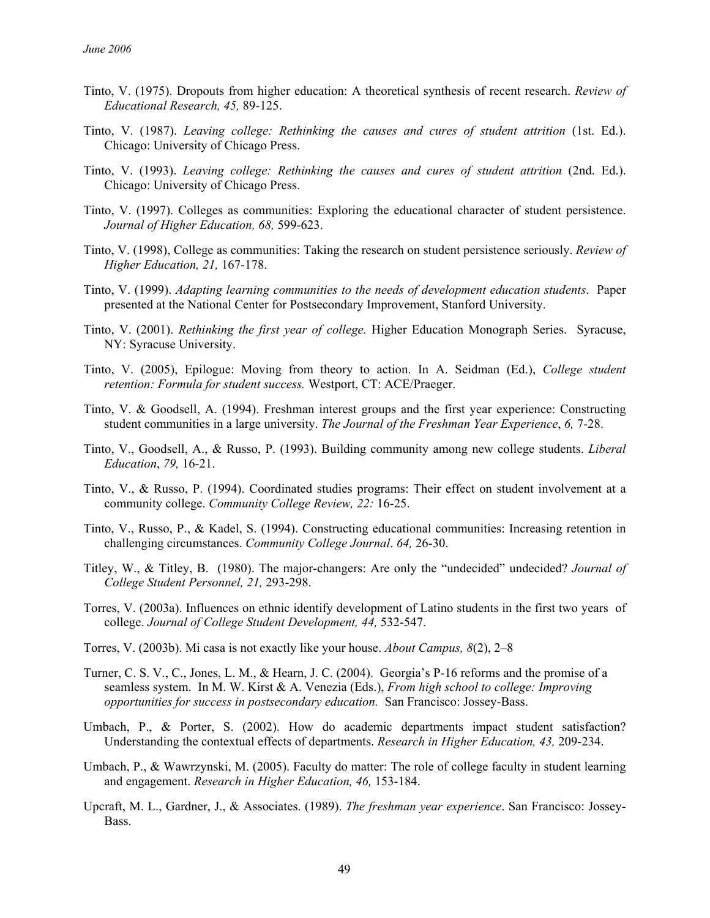Tinto, V. (1975). Dropouts from higher education: A theoretical synthesis of recent research. *Review of Educational Research, 45,* 89-125.

Tinto, V. (1987). *Leaving college: Rethinking the causes and cures of student attrition* (1st. Ed.). Chicago: University of Chicago Press.

Tinto, V. (1993). *Leaving college: Rethinking the causes and cures of student attrition* (2nd. Ed.). Chicago: University of Chicago Press.

Tinto, V. (1997). Colleges as communities: Exploring the educational character of student persistence. *Journal of Higher Education, 68,* 599-623.

Tinto, V. (1998), College as communities: Taking the research on student persistence seriously. *Review of Higher Education, 21,* 167-178.

Tinto, V. (1999). *Adapting learning communities to the needs of development education students*. Paper presented at the National Center for Postsecondary Improvement, Stanford University.

Tinto, V. (2001). *Rethinking the first year of college.* Higher Education Monograph Series. Syracuse, NY: Syracuse University.

Tinto, V. (2005), Epilogue: Moving from theory to action. In A. Seidman (Ed.), *College student retention: Formula for student success.* Westport, CT: ACE/Praeger.

Tinto, V. & Goodsell, A. (1994). Freshman interest groups and the first year experience: Constructing student communities in a large university. *The Journal of the Freshman Year Experience*, *6,* 7-28.

Tinto, V., Goodsell, A., & Russo, P. (1993). Building community among new college students. *Liberal Education*, *79,* 16-21.

Tinto, V., & Russo, P. (1994). Coordinated studies programs: Their effect on student involvement at a community college. *Community College Review, 22:* 16-25.

Tinto, V., Russo, P., & Kadel, S. (1994). Constructing educational communities: Increasing retention in challenging circumstances. *Community College Journal*. *64,* 26-30.

Titley, W., & Titley, B. (1980). The major-changers: Are only the "undecided" undecided? *Journal of College Student Personnel, 21,* 293-298.

Torres, V. (2003a). Influences on ethnic identify development of Latino students in the first two years of college. *Journal of College Student Development, 44,* 532-547.

Torres, V. (2003b). Mi casa is not exactly like your house. *About Campus, 8*(2), 2–8

Turner, C. S. V., C., Jones, L. M., & Hearn, J. C. (2004). Georgia's P-16 reforms and the promise of a seamless system. In M. W. Kirst & A. Venezia (Eds.), *From high school to college: Improving opportunities for success in postsecondary education.* San Francisco: Jossey-Bass.

Umbach, P., & Porter, S. (2002). How do academic departments impact student satisfaction? Understanding the contextual effects of departments. *Research in Higher Education, 43,* 209-234.

Umbach, P., & Wawrzynski, M. (2005). Faculty do matter: The role of college faculty in student learning and engagement. *Research in Higher Education, 46,* 153-184.

Upcraft, M. L., Gardner, J., & Associates. (1989). *The freshman year experience*. San Francisco: Jossey-Bass.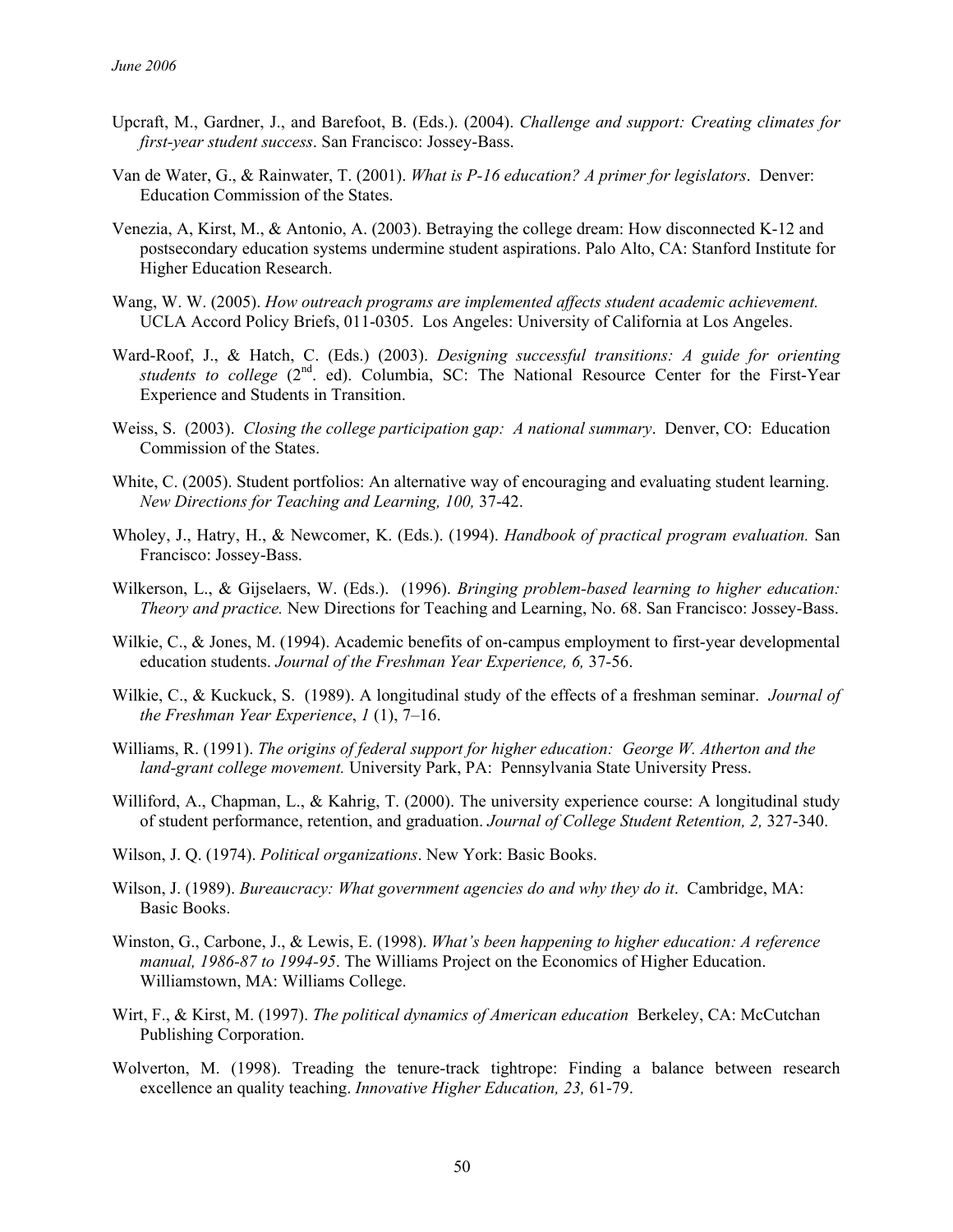Upcraft, M., Gardner, J., and Barefoot, B. (Eds.). (2004). *Challenge and support: Creating climates for first-year student success*. San Francisco: Jossey-Bass.

Van de Water, G., & Rainwater, T. (2001). *What is P-16 education? A primer for legislators*. Denver: Education Commission of the States.

Venezia, A, Kirst, M., & Antonio, A. (2003). Betraying the college dream: How disconnected K-12 and postsecondary education systems undermine student aspirations. Palo Alto, CA: Stanford Institute for Higher Education Research.

Wang, W. W. (2005). *How outreach programs are implemented affects student academic achievement.* UCLA Accord Policy Briefs, 011-0305. Los Angeles: University of California at Los Angeles.

Ward-Roof, J., & Hatch, C. (Eds.) (2003). *Designing successful transitions: A guide for orienting students to college* (2nd. ed). Columbia, SC: The National Resource Center for the First-Year Experience and Students in Transition.

Weiss, S. (2003). *Closing the college participation gap: A national summary*. Denver, CO: Education Commission of the States.

White, C. (2005). Student portfolios: An alternative way of encouraging and evaluating student learning. *New Directions for Teaching and Learning, 100,* 37-42.

Wholey, J., Hatry, H., & Newcomer, K. (Eds.). (1994). *Handbook of practical program evaluation.* San Francisco: Jossey-Bass.

Wilkerson, L., & Gijselaers, W. (Eds.). (1996). *Bringing problem-based learning to higher education: Theory and practice.* New Directions for Teaching and Learning, No. 68. San Francisco: Jossey-Bass.

Wilkie, C., & Jones, M. (1994). Academic benefits of on-campus employment to first-year developmental education students. *Journal of the Freshman Year Experience, 6,* 37-56.

Wilkie, C., & Kuckuck, S. (1989). A longitudinal study of the effects of a freshman seminar. *Journal of the Freshman Year Experience*, *1* (1), 7–16.

Williams, R. (1991). *The origins of federal support for higher education: George W. Atherton and the land-grant college movement.* University Park, PA: Pennsylvania State University Press.

Williford, A., Chapman, L., & Kahrig, T. (2000). The university experience course: A longitudinal study of student performance, retention, and graduation. *Journal of College Student Retention, 2,* 327-340.

Wilson, J. Q. (1974). *Political organizations*. New York: Basic Books.

Wilson, J. (1989). *Bureaucracy: What government agencies do and why they do it*. Cambridge, MA: Basic Books.

Winston, G., Carbone, J., & Lewis, E. (1998). *What's been happening to higher education: A reference manual, 1986-87 to 1994-95*. The Williams Project on the Economics of Higher Education. Williamstown, MA: Williams College.

Wirt, F., & Kirst, M. (1997). *The political dynamics of American education* Berkeley, CA: McCutchan Publishing Corporation.

Wolverton, M. (1998). Treading the tenure-track tightrope: Finding a balance between research excellence an quality teaching. *Innovative Higher Education, 23,* 61-79.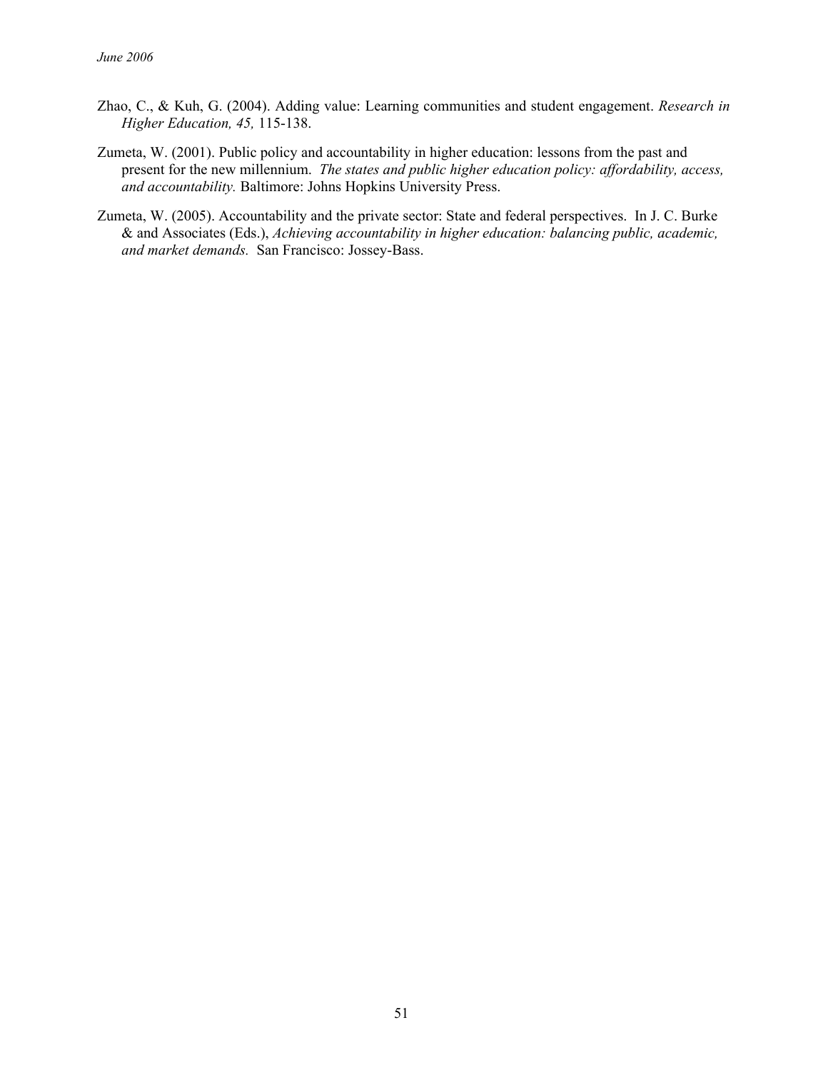Zhao, C., & Kuh, G. (2004). Adding value: Learning communities and student engagement. *Research in Higher Education, 45,* 115-138.

Zumeta, W. (2001). Public policy and accountability in higher education: lessons from the past and present for the new millennium. *The states and public higher education policy: affordability, access, and accountability.* Baltimore: Johns Hopkins University Press.

Zumeta, W. (2005). Accountability and the private sector: State and federal perspectives. In J. C. Burke & and Associates (Eds.), *Achieving accountability in higher education: balancing public, academic, and market demands.* San Francisco: Jossey-Bass.